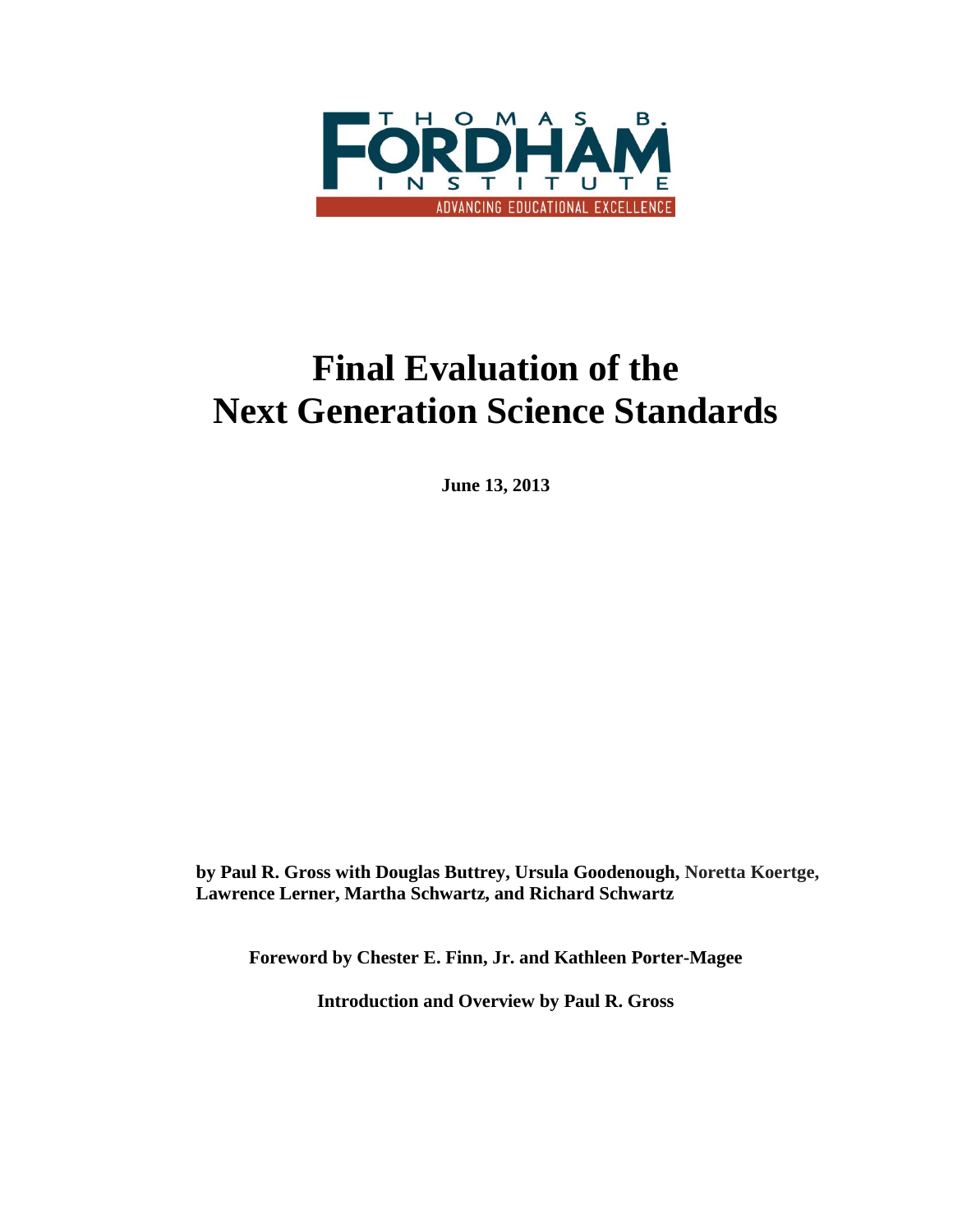THOMAS B. FORDHAM INSTITUTE

ADVANCING EDUCATIONAL EXCELLENCE

# Final Evaluation of the Next Generation Science Standards

**June 13, 2013**

**by Paul R. Gross with Douglas Buttrey, Ursula Goodenough, Noretta Koertge, Lawrence Lerner, Martha Schwartz, and Richard Schwartz**

**Foreword by Chester E. Finn, Jr. and Kathleen Porter-Magee**

**Introduction and Overview by Paul R. Gross**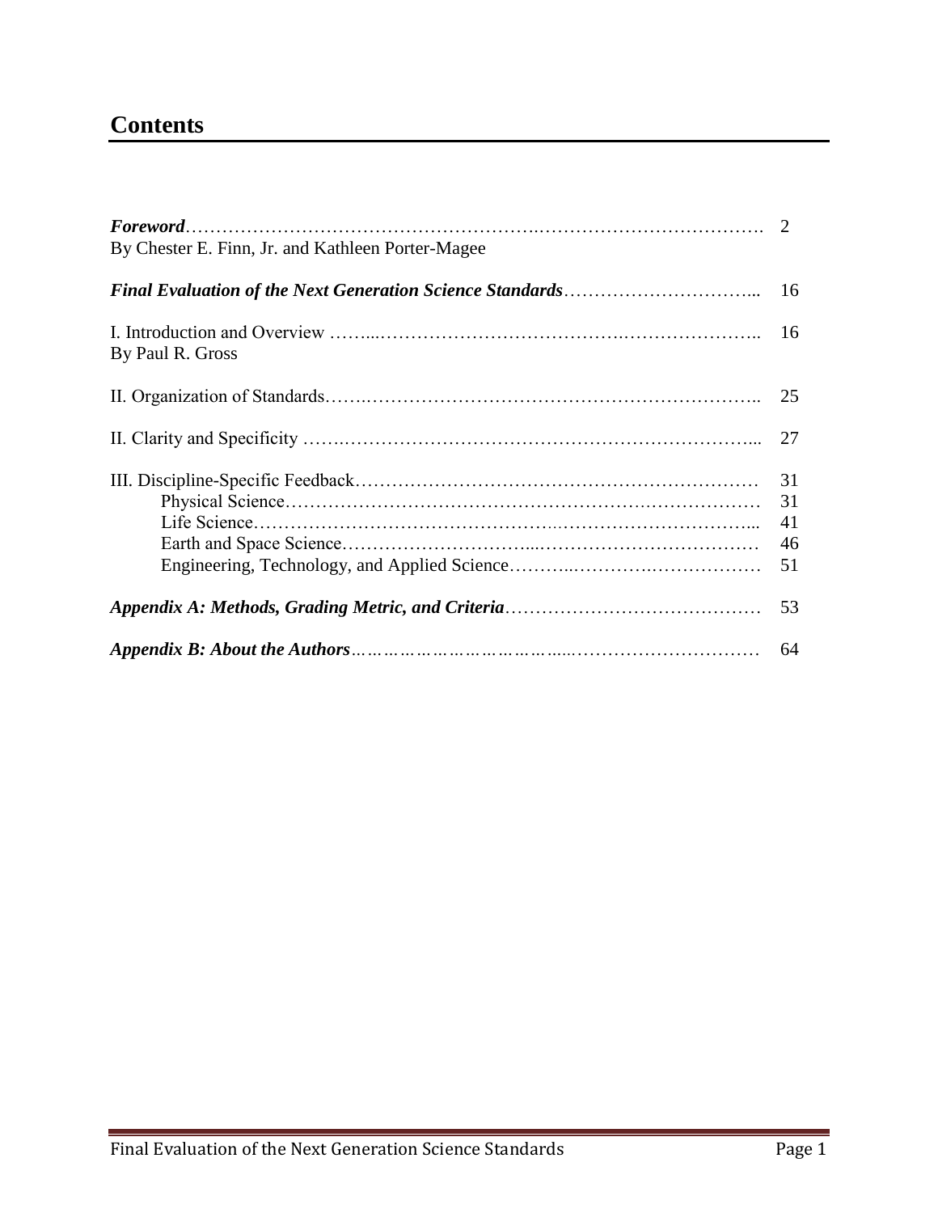# Contents

| | |
|---|---|
| ***Foreword*** <br> By Chester E. Finn, Jr. and Kathleen Porter-Magee | 2 |
| ***Final Evaluation of the Next Generation Science Standards*** | 16 |
| I. Introduction and Overview <br> By Paul R. Gross | 16 |
| II. Organization of Standards | 25 |
| II. Clarity and Specificity | 27 |
| III. Discipline-Specific Feedback | 31 |
| Physical Science | 31 |
| Life Science | 41 |
| Earth and Space Science | 46 |
| Engineering, Technology, and Applied Science | 51 |
| ***Appendix A: Methods, Grading Metric, and Criteria*** | 53 |
| ***Appendix B: About the Authors*** | 64 |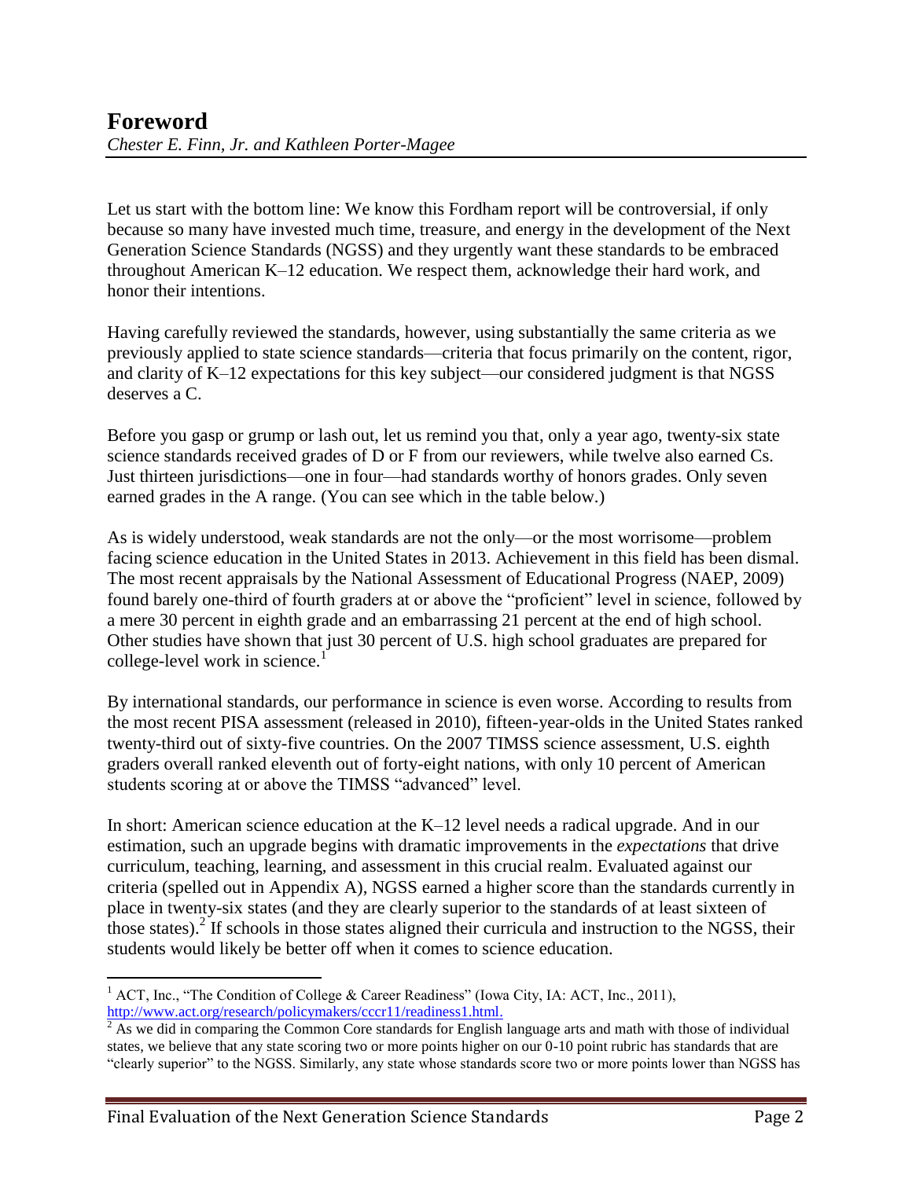# Foreword

*Chester E. Finn, Jr. and Kathleen Porter-Magee*

Let us start with the bottom line: We know this Fordham report will be controversial, if only because so many have invested much time, treasure, and energy in the development of the Next Generation Science Standards (NGSS) and they urgently want these standards to be embraced throughout American K–12 education. We respect them, acknowledge their hard work, and honor their intentions.

Having carefully reviewed the standards, however, using substantially the same criteria as we previously applied to state science standards—criteria that focus primarily on the content, rigor, and clarity of K–12 expectations for this key subject—our considered judgment is that NGSS deserves a C.

Before you gasp or grump or lash out, let us remind you that, only a year ago, twenty-six state science standards received grades of D or F from our reviewers, while twelve also earned Cs. Just thirteen jurisdictions—one in four—had standards worthy of honors grades. Only seven earned grades in the A range. (You can see which in the table below.)

As is widely understood, weak standards are not the only—or the most worrisome—problem facing science education in the United States in 2013. Achievement in this field has been dismal. The most recent appraisals by the National Assessment of Educational Progress (NAEP, 2009) found barely one-third of fourth graders at or above the "proficient" level in science, followed by a mere 30 percent in eighth grade and an embarrassing 21 percent at the end of high school. Other studies have shown that just 30 percent of U.S. high school graduates are prepared for college-level work in science.[1]

By international standards, our performance in science is even worse. According to results from the most recent PISA assessment (released in 2010), fifteen-year-olds in the United States ranked twenty-third out of sixty-five countries. On the 2007 TIMSS science assessment, U.S. eighth graders overall ranked eleventh out of forty-eight nations, with only 10 percent of American students scoring at or above the TIMSS "advanced" level.

In short: American science education at the K–12 level needs a radical upgrade. And in our estimation, such an upgrade begins with dramatic improvements in the *expectations* that drive curriculum, teaching, learning, and assessment in this crucial realm. Evaluated against our criteria (spelled out in Appendix A), NGSS earned a higher score than the standards currently in place in twenty-six states (and they are clearly superior to the standards of at least sixteen of those states).[2] If schools in those states aligned their curricula and instruction to the NGSS, their students would likely be better off when it comes to science education.

---

[1] ACT, Inc., "The Condition of College & Career Readiness" (Iowa City, IA: ACT, Inc., 2011), http://www.act.org/research/policymakers/cccr11/readiness1.html.

[2] As we did in comparing the Common Core standards for English language arts and math with those of individual states, we believe that any state scoring two or more points higher on our 0-10 point rubric has standards that are "clearly superior" to the NGSS. Similarly, any state whose standards score two or more points lower than NGSS has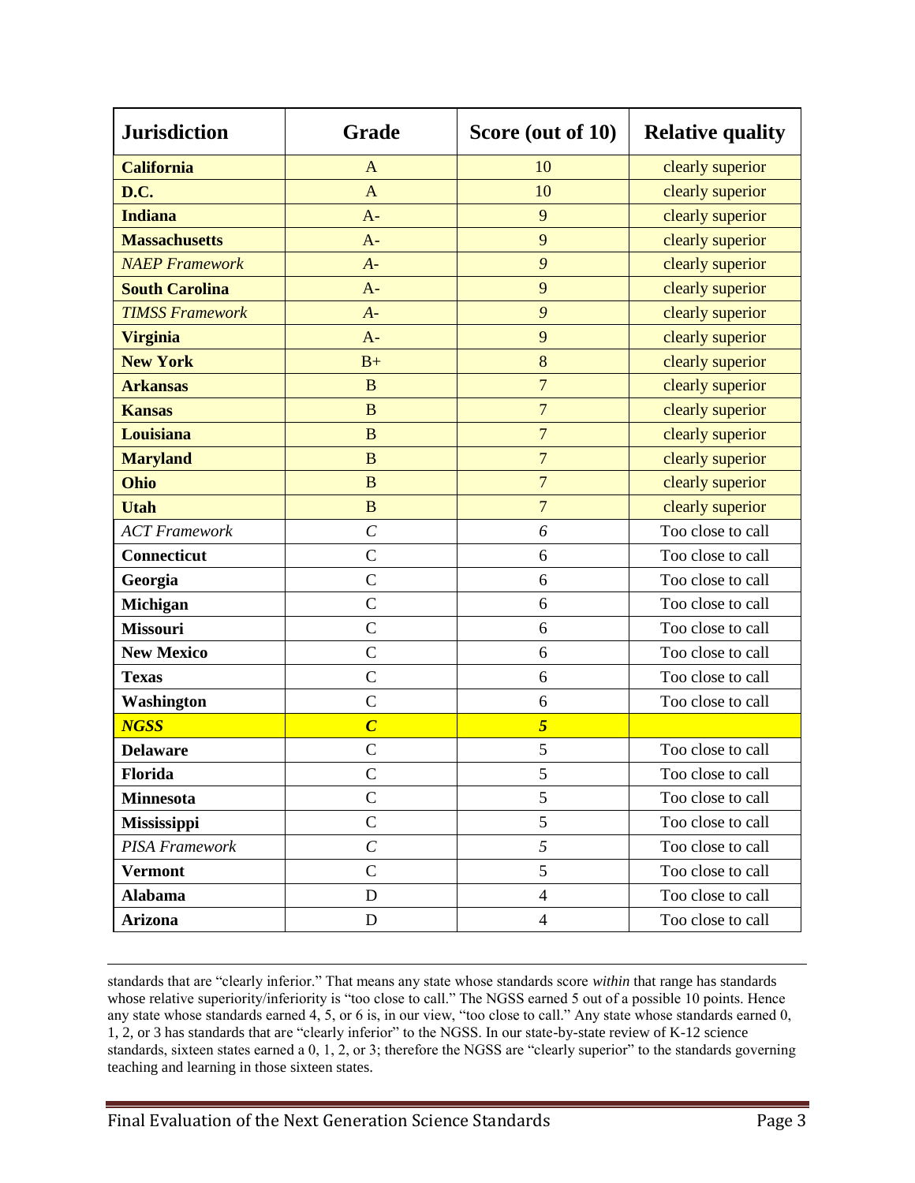| Jurisdiction | Grade | Score (out of 10) | Relative quality |
|---|---|---|---|
| **California** | A | 10 | clearly superior |
| **D.C.** | A | 10 | clearly superior |
| **Indiana** | A- | 9 | clearly superior |
| **Massachusetts** | A- | 9 | clearly superior |
| *NAEP Framework* | *A-* | *9* | clearly superior |
| **South Carolina** | A- | 9 | clearly superior |
| *TIMSS Framework* | *A-* | *9* | clearly superior |
| **Virginia** | A- | 9 | clearly superior |
| **New York** | B+ | 8 | clearly superior |
| **Arkansas** | B | 7 | clearly superior |
| **Kansas** | B | 7 | clearly superior |
| **Louisiana** | B | 7 | clearly superior |
| **Maryland** | B | 7 | clearly superior |
| **Ohio** | B | 7 | clearly superior |
| **Utah** | B | 7 | clearly superior |
| *ACT Framework* | *C* | *6* | Too close to call |
| **Connecticut** | C | 6 | Too close to call |
| **Georgia** | C | 6 | Too close to call |
| **Michigan** | C | 6 | Too close to call |
| **Missouri** | C | 6 | Too close to call |
| **New Mexico** | C | 6 | Too close to call |
| **Texas** | C | 6 | Too close to call |
| **Washington** | C | 6 | Too close to call |
| ***NGSS*** | ***C*** | ***5*** | |
| **Delaware** | C | 5 | Too close to call |
| **Florida** | C | 5 | Too close to call |
| **Minnesota** | C | 5 | Too close to call |
| **Mississippi** | C | 5 | Too close to call |
| *PISA Framework* | *C* | *5* | Too close to call |
| **Vermont** | C | 5 | Too close to call |
| **Alabama** | D | 4 | Too close to call |
| **Arizona** | D | 4 | Too close to call |

standards that are "clearly inferior." That means any state whose standards score *within* that range has standards whose relative superiority/inferiority is "too close to call." The NGSS earned 5 out of a possible 10 points. Hence any state whose standards earned 4, 5, or 6 is, in our view, "too close to call." Any state whose standards earned 0, 1, 2, or 3 has standards that are "clearly inferior" to the NGSS. In our state-by-state review of K-12 science standards, sixteen states earned a 0, 1, 2, or 3; therefore the NGSS are "clearly superior" to the standards governing teaching and learning in those sixteen states.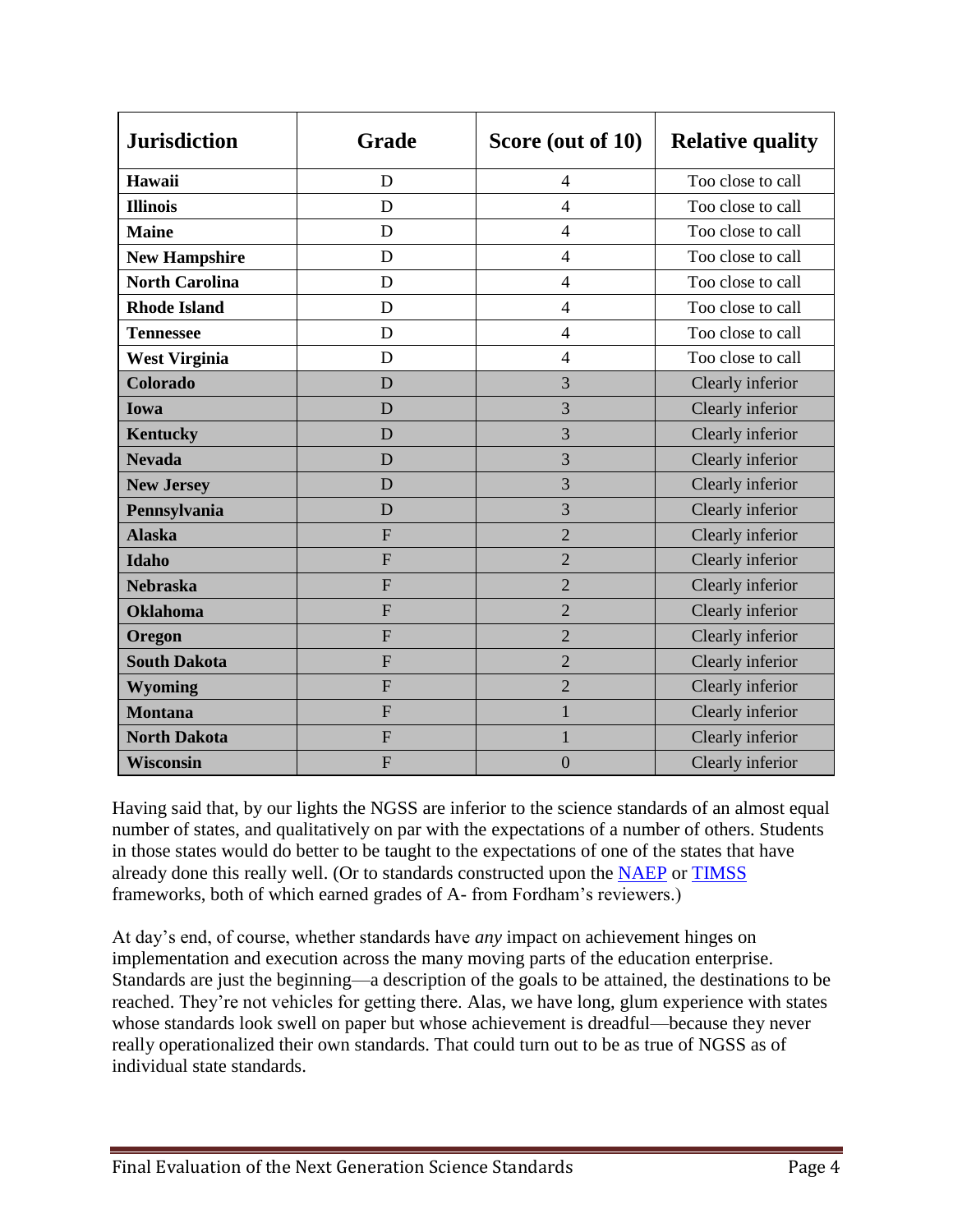| Jurisdiction | Grade | Score (out of 10) | Relative quality |
|---|---|---|---|
| **Hawaii** | D | 4 | Too close to call |
| **Illinois** | D | 4 | Too close to call |
| **Maine** | D | 4 | Too close to call |
| **New Hampshire** | D | 4 | Too close to call |
| **North Carolina** | D | 4 | Too close to call |
| **Rhode Island** | D | 4 | Too close to call |
| **Tennessee** | D | 4 | Too close to call |
| **West Virginia** | D | 4 | Too close to call |
| **Colorado** | D | 3 | Clearly inferior |
| **Iowa** | D | 3 | Clearly inferior |
| **Kentucky** | D | 3 | Clearly inferior |
| **Nevada** | D | 3 | Clearly inferior |
| **New Jersey** | D | 3 | Clearly inferior |
| **Pennsylvania** | D | 3 | Clearly inferior |
| **Alaska** | F | 2 | Clearly inferior |
| **Idaho** | F | 2 | Clearly inferior |
| **Nebraska** | F | 2 | Clearly inferior |
| **Oklahoma** | F | 2 | Clearly inferior |
| **Oregon** | F | 2 | Clearly inferior |
| **South Dakota** | F | 2 | Clearly inferior |
| **Wyoming** | F | 2 | Clearly inferior |
| **Montana** | F | 1 | Clearly inferior |
| **North Dakota** | F | 1 | Clearly inferior |
| **Wisconsin** | F | 0 | Clearly inferior |

Having said that, by our lights the NGSS are inferior to the science standards of an almost equal number of states, and qualitatively on par with the expectations of a number of others. Students in those states would do better to be taught to the expectations of one of the states that have already done this really well. (Or to standards constructed upon the NAEP or TIMSS frameworks, both of which earned grades of A- from Fordham's reviewers.)

At day's end, of course, whether standards have *any* impact on achievement hinges on implementation and execution across the many moving parts of the education enterprise. Standards are just the beginning—a description of the goals to be attained, the destinations to be reached. They're not vehicles for getting there. Alas, we have long, glum experience with states whose standards look swell on paper but whose achievement is dreadful—because they never really operationalized their own standards. That could turn out to be as true of NGSS as of individual state standards.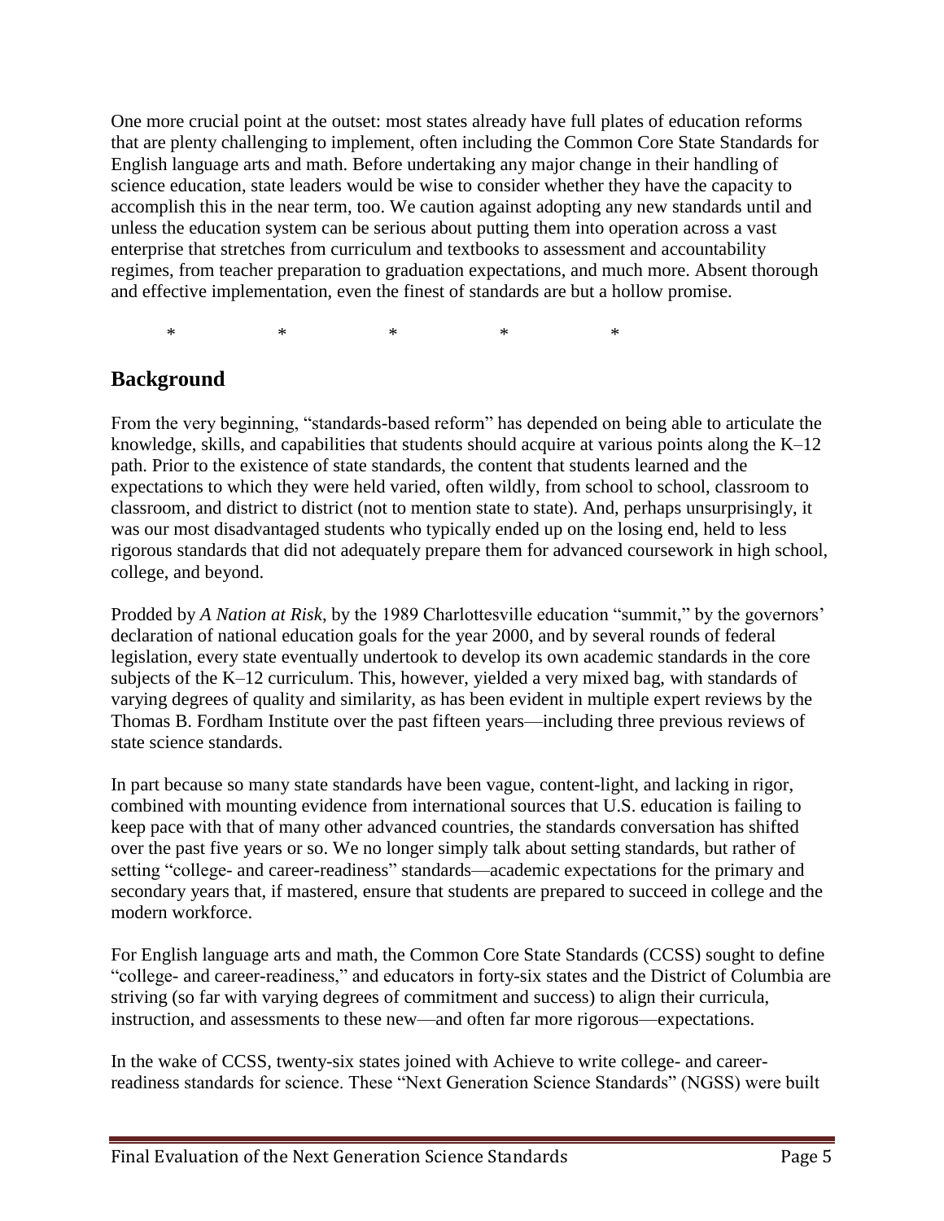One more crucial point at the outset: most states already have full plates of education reforms that are plenty challenging to implement, often including the Common Core State Standards for English language arts and math. Before undertaking any major change in their handling of science education, state leaders would be wise to consider whether they have the capacity to accomplish this in the near term, too. We caution against adopting any new standards until and unless the education system can be serious about putting them into operation across a vast enterprise that stretches from curriculum and textbooks to assessment and accountability regimes, from teacher preparation to graduation expectations, and much more. Absent thorough and effective implementation, even the finest of standards are but a hollow promise.

\* \* \* \* \*

## Background

From the very beginning, "standards-based reform" has depended on being able to articulate the knowledge, skills, and capabilities that students should acquire at various points along the K–12 path. Prior to the existence of state standards, the content that students learned and the expectations to which they were held varied, often wildly, from school to school, classroom to classroom, and district to district (not to mention state to state). And, perhaps unsurprisingly, it was our most disadvantaged students who typically ended up on the losing end, held to less rigorous standards that did not adequately prepare them for advanced coursework in high school, college, and beyond.

Prodded by *A Nation at Risk*, by the 1989 Charlottesville education "summit," by the governors' declaration of national education goals for the year 2000, and by several rounds of federal legislation, every state eventually undertook to develop its own academic standards in the core subjects of the K–12 curriculum. This, however, yielded a very mixed bag, with standards of varying degrees of quality and similarity, as has been evident in multiple expert reviews by the Thomas B. Fordham Institute over the past fifteen years—including three previous reviews of state science standards.

In part because so many state standards have been vague, content-light, and lacking in rigor, combined with mounting evidence from international sources that U.S. education is failing to keep pace with that of many other advanced countries, the standards conversation has shifted over the past five years or so. We no longer simply talk about setting standards, but rather of setting "college- and career-readiness" standards—academic expectations for the primary and secondary years that, if mastered, ensure that students are prepared to succeed in college and the modern workforce.

For English language arts and math, the Common Core State Standards (CCSS) sought to define "college- and career-readiness," and educators in forty-six states and the District of Columbia are striving (so far with varying degrees of commitment and success) to align their curricula, instruction, and assessments to these new—and often far more rigorous—expectations.

In the wake of CCSS, twenty-six states joined with Achieve to write college- and career-readiness standards for science. These "Next Generation Science Standards" (NGSS) were built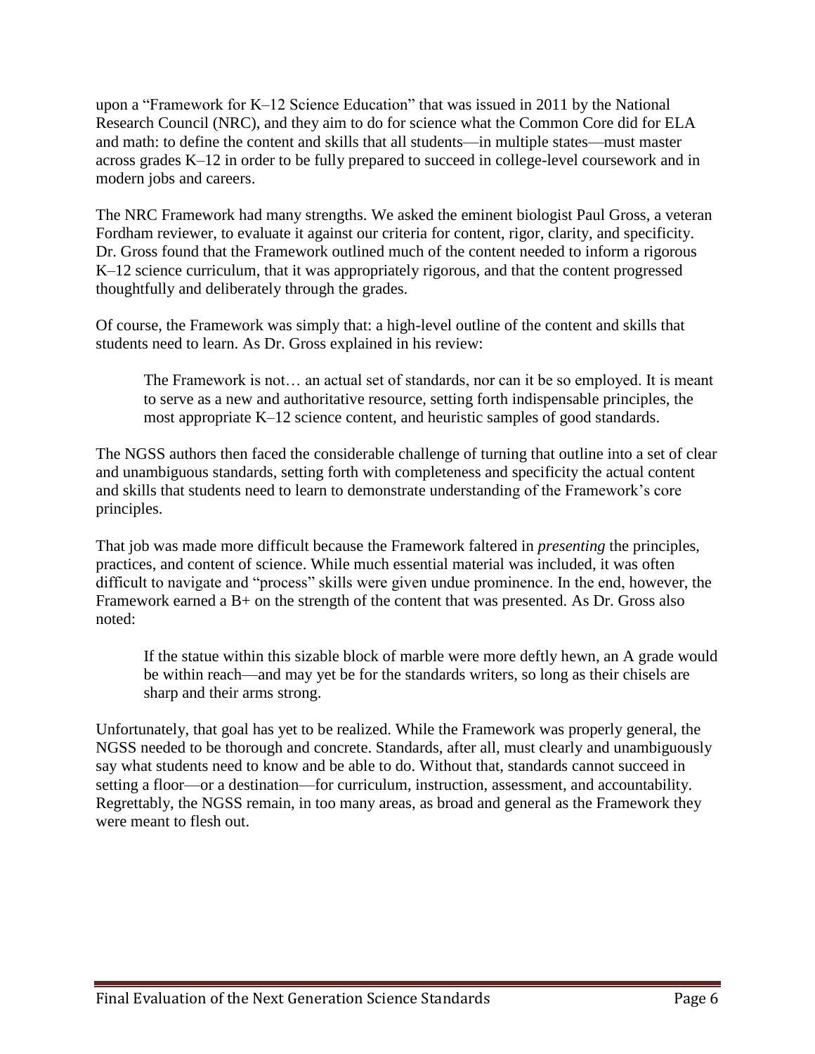upon a "Framework for K–12 Science Education" that was issued in 2011 by the National Research Council (NRC), and they aim to do for science what the Common Core did for ELA and math: to define the content and skills that all students—in multiple states—must master across grades K–12 in order to be fully prepared to succeed in college-level coursework and in modern jobs and careers.

The NRC Framework had many strengths. We asked the eminent biologist Paul Gross, a veteran Fordham reviewer, to evaluate it against our criteria for content, rigor, clarity, and specificity. Dr. Gross found that the Framework outlined much of the content needed to inform a rigorous K–12 science curriculum, that it was appropriately rigorous, and that the content progressed thoughtfully and deliberately through the grades.

Of course, the Framework was simply that: a high-level outline of the content and skills that students need to learn. As Dr. Gross explained in his review:

> The Framework is not… an actual set of standards, nor can it be so employed. It is meant to serve as a new and authoritative resource, setting forth indispensable principles, the most appropriate K–12 science content, and heuristic samples of good standards.

The NGSS authors then faced the considerable challenge of turning that outline into a set of clear and unambiguous standards, setting forth with completeness and specificity the actual content and skills that students need to learn to demonstrate understanding of the Framework's core principles.

That job was made more difficult because the Framework faltered in *presenting* the principles, practices, and content of science. While much essential material was included, it was often difficult to navigate and "process" skills were given undue prominence. In the end, however, the Framework earned a B+ on the strength of the content that was presented. As Dr. Gross also noted:

> If the statue within this sizable block of marble were more deftly hewn, an A grade would be within reach—and may yet be for the standards writers, so long as their chisels are sharp and their arms strong.

Unfortunately, that goal has yet to be realized. While the Framework was properly general, the NGSS needed to be thorough and concrete. Standards, after all, must clearly and unambiguously say what students need to know and be able to do. Without that, standards cannot succeed in setting a floor—or a destination—for curriculum, instruction, assessment, and accountability. Regrettably, the NGSS remain, in too many areas, as broad and general as the Framework they were meant to flesh out.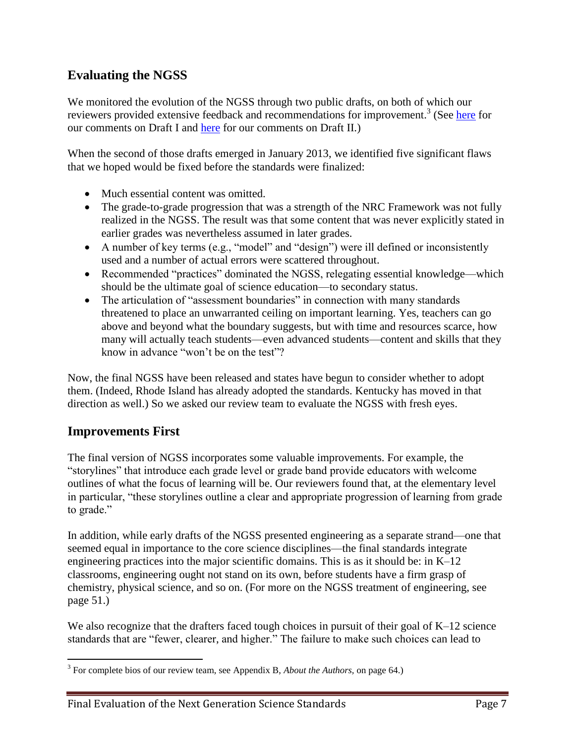## Evaluating the NGSS

We monitored the evolution of the NGSS through two public drafts, on both of which our reviewers provided extensive feedback and recommendations for improvement.[3] (See here for our comments on Draft I and here for our comments on Draft II.)

When the second of those drafts emerged in January 2013, we identified five significant flaws that we hoped would be fixed before the standards were finalized:

- Much essential content was omitted.
- The grade-to-grade progression that was a strength of the NRC Framework was not fully realized in the NGSS. The result was that some content that was never explicitly stated in earlier grades was nevertheless assumed in later grades.
- A number of key terms (e.g., "model" and "design") were ill defined or inconsistently used and a number of actual errors were scattered throughout.
- Recommended "practices" dominated the NGSS, relegating essential knowledge—which should be the ultimate goal of science education—to secondary status.
- The articulation of "assessment boundaries" in connection with many standards threatened to place an unwarranted ceiling on important learning. Yes, teachers can go above and beyond what the boundary suggests, but with time and resources scarce, how many will actually teach students—even advanced students—content and skills that they know in advance "won't be on the test"?

Now, the final NGSS have been released and states have begun to consider whether to adopt them. (Indeed, Rhode Island has already adopted the standards. Kentucky has moved in that direction as well.) So we asked our review team to evaluate the NGSS with fresh eyes.

## Improvements First

The final version of NGSS incorporates some valuable improvements. For example, the "storylines" that introduce each grade level or grade band provide educators with welcome outlines of what the focus of learning will be. Our reviewers found that, at the elementary level in particular, "these storylines outline a clear and appropriate progression of learning from grade to grade."

In addition, while early drafts of the NGSS presented engineering as a separate strand—one that seemed equal in importance to the core science disciplines—the final standards integrate engineering practices into the major scientific domains. This is as it should be: in K–12 classrooms, engineering ought not stand on its own, before students have a firm grasp of chemistry, physical science, and so on. (For more on the NGSS treatment of engineering, see page 51.)

We also recognize that the drafters faced tough choices in pursuit of their goal of K–12 science standards that are "fewer, clearer, and higher." The failure to make such choices can lead to

---

[3] For complete bios of our review team, see Appendix B, *About the Authors*, on page 64.)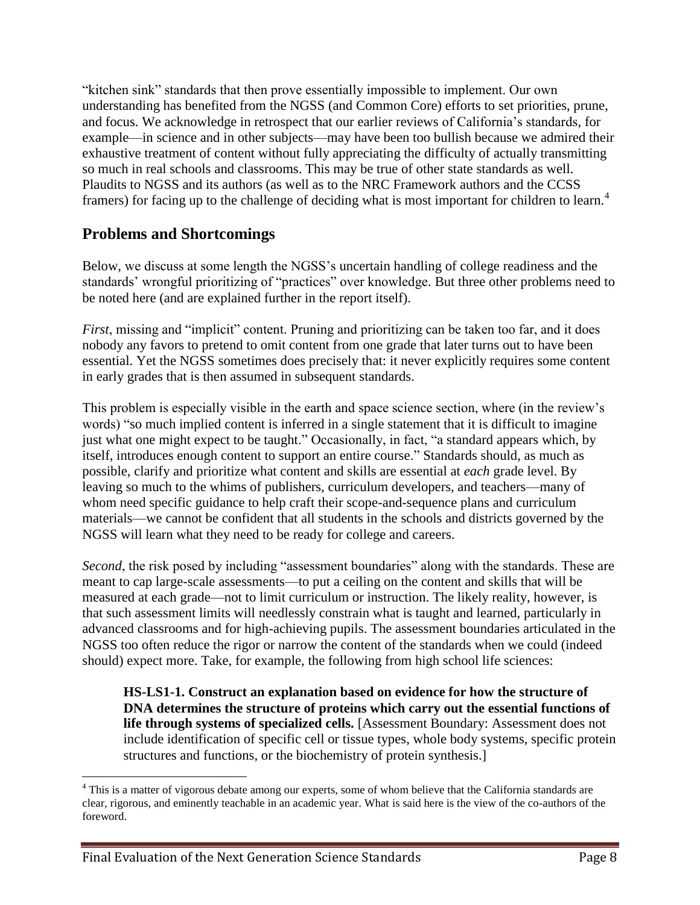"kitchen sink" standards that then prove essentially impossible to implement. Our own understanding has benefited from the NGSS (and Common Core) efforts to set priorities, prune, and focus. We acknowledge in retrospect that our earlier reviews of California's standards, for example—in science and in other subjects—may have been too bullish because we admired their exhaustive treatment of content without fully appreciating the difficulty of actually transmitting so much in real schools and classrooms. This may be true of other state standards as well. Plaudits to NGSS and its authors (as well as to the NRC Framework authors and the CCSS framers) for facing up to the challenge of deciding what is most important for children to learn.[4]

## Problems and Shortcomings

Below, we discuss at some length the NGSS's uncertain handling of college readiness and the standards' wrongful prioritizing of "practices" over knowledge. But three other problems need to be noted here (and are explained further in the report itself).

*First*, missing and "implicit" content. Pruning and prioritizing can be taken too far, and it does nobody any favors to pretend to omit content from one grade that later turns out to have been essential. Yet the NGSS sometimes does precisely that: it never explicitly requires some content in early grades that is then assumed in subsequent standards.

This problem is especially visible in the earth and space science section, where (in the review's words) "so much implied content is inferred in a single statement that it is difficult to imagine just what one might expect to be taught." Occasionally, in fact, "a standard appears which, by itself, introduces enough content to support an entire course." Standards should, as much as possible, clarify and prioritize what content and skills are essential at *each* grade level. By leaving so much to the whims of publishers, curriculum developers, and teachers—many of whom need specific guidance to help craft their scope-and-sequence plans and curriculum materials—we cannot be confident that all students in the schools and districts governed by the NGSS will learn what they need to be ready for college and careers.

*Second*, the risk posed by including "assessment boundaries" along with the standards. These are meant to cap large-scale assessments—to put a ceiling on the content and skills that will be measured at each grade—not to limit curriculum or instruction. The likely reality, however, is that such assessment limits will needlessly constrain what is taught and learned, particularly in advanced classrooms and for high-achieving pupils. The assessment boundaries articulated in the NGSS too often reduce the rigor or narrow the content of the standards when we could (indeed should) expect more. Take, for example, the following from high school life sciences:

> **HS-LS1-1. Construct an explanation based on evidence for how the structure of DNA determines the structure of proteins which carry out the essential functions of life through systems of specialized cells.** [Assessment Boundary: Assessment does not include identification of specific cell or tissue types, whole body systems, specific protein structures and functions, or the biochemistry of protein synthesis.]

---

[4] This is a matter of vigorous debate among our experts, some of whom believe that the California standards are clear, rigorous, and eminently teachable in an academic year. What is said here is the view of the co-authors of the foreword.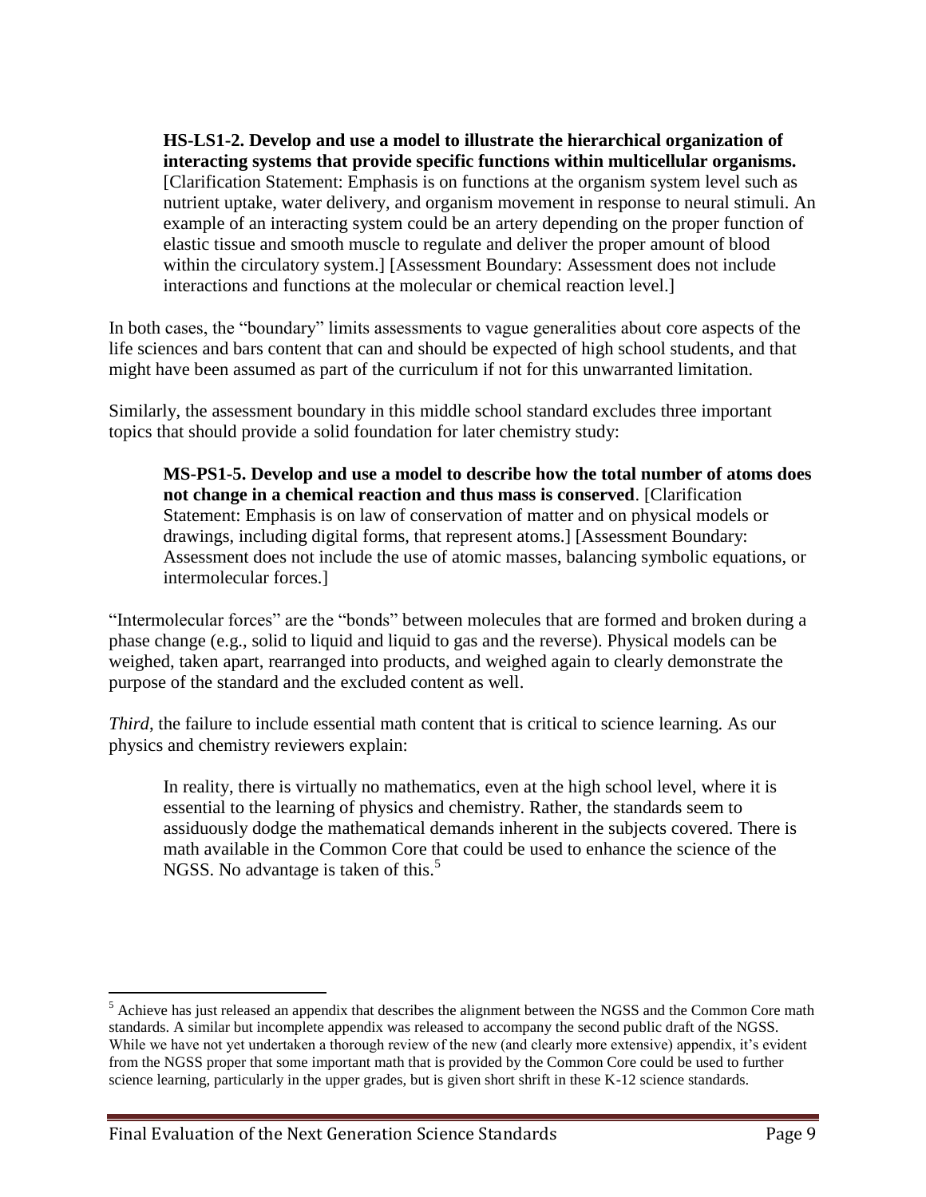> **HS-LS1-2. Develop and use a model to illustrate the hierarchical organization of interacting systems that provide specific functions within multicellular organisms.** [Clarification Statement: Emphasis is on functions at the organism system level such as nutrient uptake, water delivery, and organism movement in response to neural stimuli. An example of an interacting system could be an artery depending on the proper function of elastic tissue and smooth muscle to regulate and deliver the proper amount of blood within the circulatory system.] [Assessment Boundary: Assessment does not include interactions and functions at the molecular or chemical reaction level.]

In both cases, the "boundary" limits assessments to vague generalities about core aspects of the life sciences and bars content that can and should be expected of high school students, and that might have been assumed as part of the curriculum if not for this unwarranted limitation.

Similarly, the assessment boundary in this middle school standard excludes three important topics that should provide a solid foundation for later chemistry study:

> **MS-PS1-5. Develop and use a model to describe how the total number of atoms does not change in a chemical reaction and thus mass is conserved**. [Clarification Statement: Emphasis is on law of conservation of matter and on physical models or drawings, including digital forms, that represent atoms.] [Assessment Boundary: Assessment does not include the use of atomic masses, balancing symbolic equations, or intermolecular forces.]

"Intermolecular forces" are the "bonds" between molecules that are formed and broken during a phase change (e.g., solid to liquid and liquid to gas and the reverse). Physical models can be weighed, taken apart, rearranged into products, and weighed again to clearly demonstrate the purpose of the standard and the excluded content as well.

*Third*, the failure to include essential math content that is critical to science learning. As our physics and chemistry reviewers explain:

> In reality, there is virtually no mathematics, even at the high school level, where it is essential to the learning of physics and chemistry. Rather, the standards seem to assiduously dodge the mathematical demands inherent in the subjects covered. There is math available in the Common Core that could be used to enhance the science of the NGSS. No advantage is taken of this.[5]

---

[5] Achieve has just released an appendix that describes the alignment between the NGSS and the Common Core math standards. A similar but incomplete appendix was released to accompany the second public draft of the NGSS. While we have not yet undertaken a thorough review of the new (and clearly more extensive) appendix, it's evident from the NGSS proper that some important math that is provided by the Common Core could be used to further science learning, particularly in the upper grades, but is given short shrift in these K-12 science standards.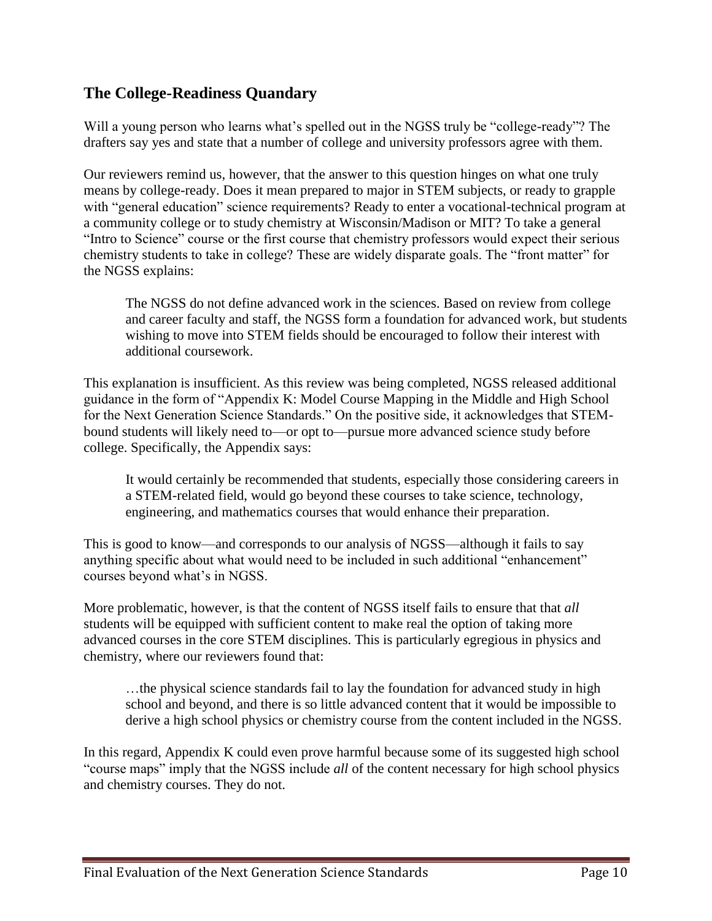## The College-Readiness Quandary

Will a young person who learns what's spelled out in the NGSS truly be "college-ready"? The drafters say yes and state that a number of college and university professors agree with them.

Our reviewers remind us, however, that the answer to this question hinges on what one truly means by college-ready. Does it mean prepared to major in STEM subjects, or ready to grapple with "general education" science requirements? Ready to enter a vocational-technical program at a community college or to study chemistry at Wisconsin/Madison or MIT? To take a general "Intro to Science" course or the first course that chemistry professors would expect their serious chemistry students to take in college? These are widely disparate goals. The "front matter" for the NGSS explains:

> The NGSS do not define advanced work in the sciences. Based on review from college and career faculty and staff, the NGSS form a foundation for advanced work, but students wishing to move into STEM fields should be encouraged to follow their interest with additional coursework.

This explanation is insufficient. As this review was being completed, NGSS released additional guidance in the form of "Appendix K: Model Course Mapping in the Middle and High School for the Next Generation Science Standards." On the positive side, it acknowledges that STEM-bound students will likely need to—or opt to—pursue more advanced science study before college. Specifically, the Appendix says:

> It would certainly be recommended that students, especially those considering careers in a STEM-related field, would go beyond these courses to take science, technology, engineering, and mathematics courses that would enhance their preparation.

This is good to know—and corresponds to our analysis of NGSS—although it fails to say anything specific about what would need to be included in such additional "enhancement" courses beyond what's in NGSS.

More problematic, however, is that the content of NGSS itself fails to ensure that that *all* students will be equipped with sufficient content to make real the option of taking more advanced courses in the core STEM disciplines. This is particularly egregious in physics and chemistry, where our reviewers found that:

> …the physical science standards fail to lay the foundation for advanced study in high school and beyond, and there is so little advanced content that it would be impossible to derive a high school physics or chemistry course from the content included in the NGSS.

In this regard, Appendix K could even prove harmful because some of its suggested high school "course maps" imply that the NGSS include *all* of the content necessary for high school physics and chemistry courses. They do not.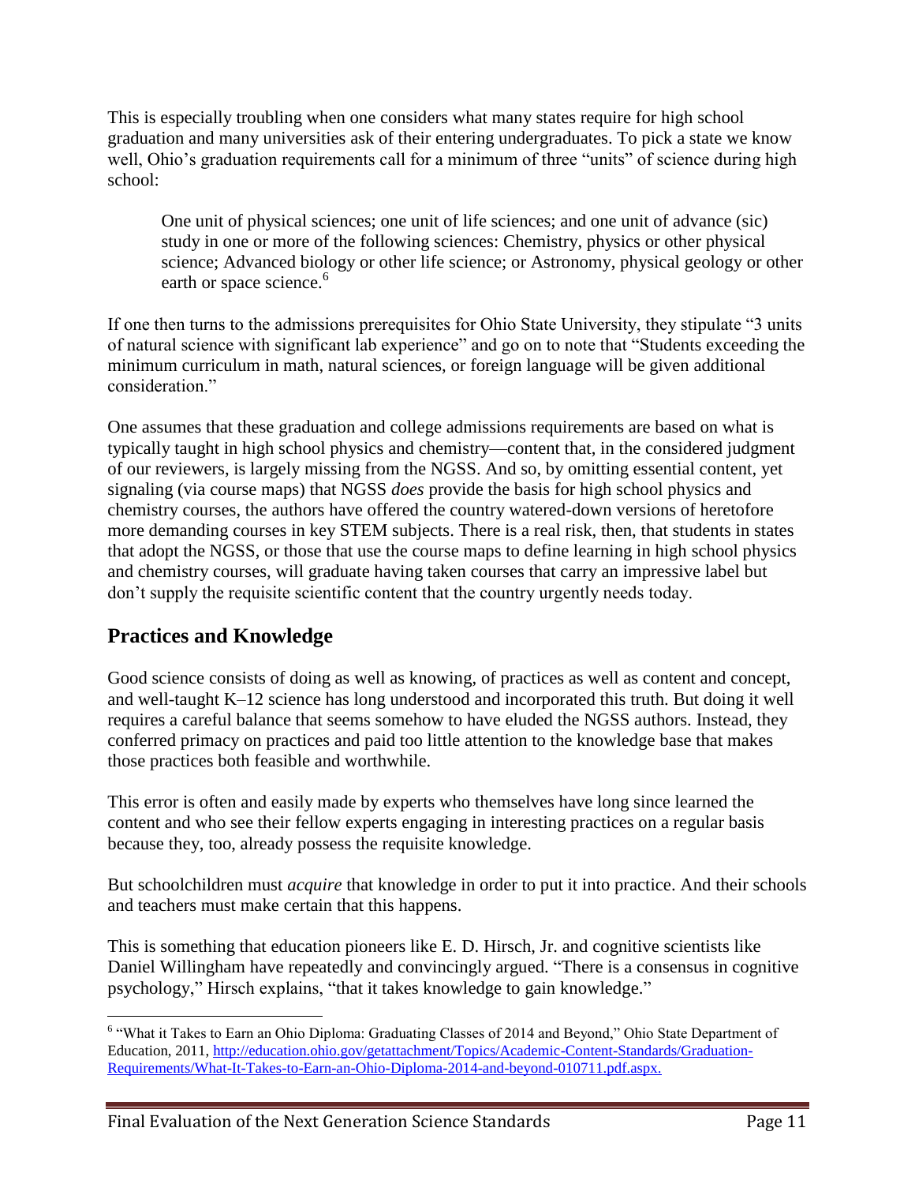This is especially troubling when one considers what many states require for high school graduation and many universities ask of their entering undergraduates. To pick a state we know well, Ohio's graduation requirements call for a minimum of three "units" of science during high school:

> One unit of physical sciences; one unit of life sciences; and one unit of advance (sic) study in one or more of the following sciences: Chemistry, physics or other physical science; Advanced biology or other life science; or Astronomy, physical geology or other earth or space science.[6]

If one then turns to the admissions prerequisites for Ohio State University, they stipulate "3 units of natural science with significant lab experience" and go on to note that "Students exceeding the minimum curriculum in math, natural sciences, or foreign language will be given additional consideration."

One assumes that these graduation and college admissions requirements are based on what is typically taught in high school physics and chemistry—content that, in the considered judgment of our reviewers, is largely missing from the NGSS. And so, by omitting essential content, yet signaling (via course maps) that NGSS *does* provide the basis for high school physics and chemistry courses, the authors have offered the country watered-down versions of heretofore more demanding courses in key STEM subjects. There is a real risk, then, that students in states that adopt the NGSS, or those that use the course maps to define learning in high school physics and chemistry courses, will graduate having taken courses that carry an impressive label but don't supply the requisite scientific content that the country urgently needs today.

## Practices and Knowledge

Good science consists of doing as well as knowing, of practices as well as content and concept, and well-taught K–12 science has long understood and incorporated this truth. But doing it well requires a careful balance that seems somehow to have eluded the NGSS authors. Instead, they conferred primacy on practices and paid too little attention to the knowledge base that makes those practices both feasible and worthwhile.

This error is often and easily made by experts who themselves have long since learned the content and who see their fellow experts engaging in interesting practices on a regular basis because they, too, already possess the requisite knowledge.

But schoolchildren must *acquire* that knowledge in order to put it into practice. And their schools and teachers must make certain that this happens.

This is something that education pioneers like E. D. Hirsch, Jr. and cognitive scientists like Daniel Willingham have repeatedly and convincingly argued. "There is a consensus in cognitive psychology," Hirsch explains, "that it takes knowledge to gain knowledge."

---

[6] "What it Takes to Earn an Ohio Diploma: Graduating Classes of 2014 and Beyond," Ohio State Department of Education, 2011, http://education.ohio.gov/getattachment/Topics/Academic-Content-Standards/Graduation-Requirements/What-It-Takes-to-Earn-an-Ohio-Diploma-2014-and-beyond-010711.pdf.aspx.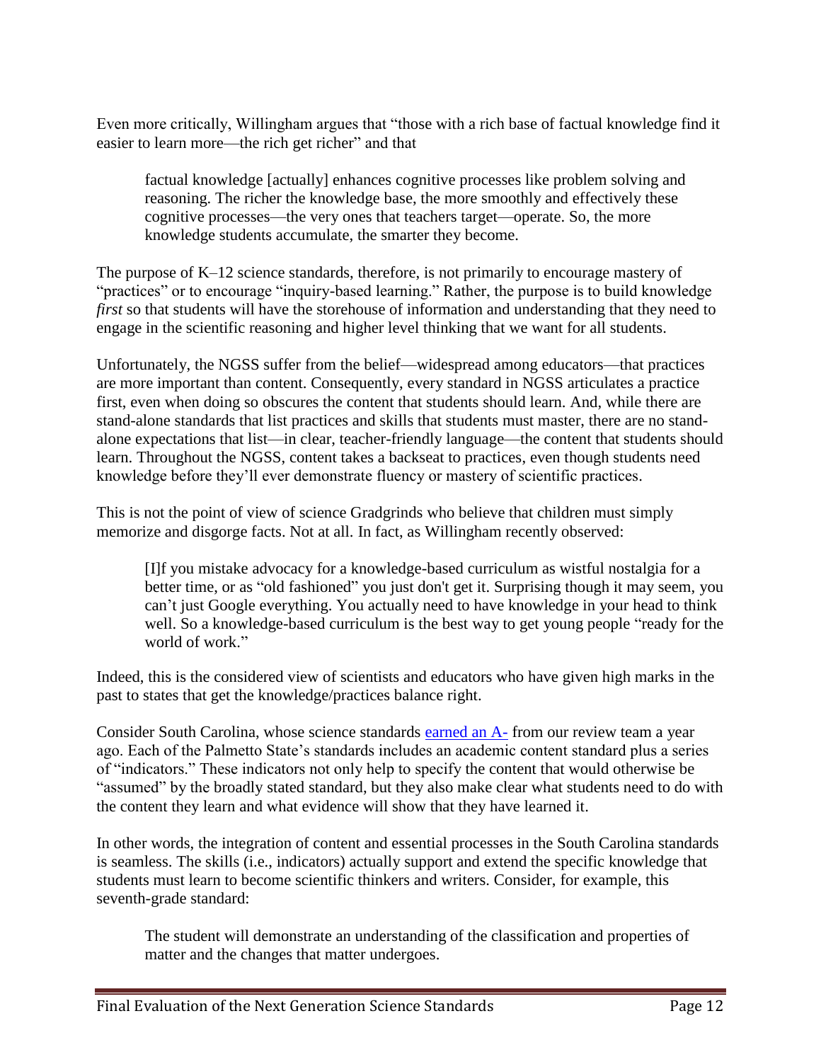Even more critically, Willingham argues that "those with a rich base of factual knowledge find it easier to learn more—the rich get richer" and that

> factual knowledge [actually] enhances cognitive processes like problem solving and reasoning. The richer the knowledge base, the more smoothly and effectively these cognitive processes—the very ones that teachers target—operate. So, the more knowledge students accumulate, the smarter they become.

The purpose of K–12 science standards, therefore, is not primarily to encourage mastery of "practices" or to encourage "inquiry-based learning." Rather, the purpose is to build knowledge *first* so that students will have the storehouse of information and understanding that they need to engage in the scientific reasoning and higher level thinking that we want for all students.

Unfortunately, the NGSS suffer from the belief—widespread among educators—that practices are more important than content. Consequently, every standard in NGSS articulates a practice first, even when doing so obscures the content that students should learn. And, while there are stand-alone standards that list practices and skills that students must master, there are no stand-alone expectations that list—in clear, teacher-friendly language—the content that students should learn. Throughout the NGSS, content takes a backseat to practices, even though students need knowledge before they'll ever demonstrate fluency or mastery of scientific practices.

This is not the point of view of science Gradgrinds who believe that children must simply memorize and disgorge facts. Not at all. In fact, as Willingham recently observed:

> [I]f you mistake advocacy for a knowledge-based curriculum as wistful nostalgia for a better time, or as "old fashioned" you just don't get it. Surprising though it may seem, you can't just Google everything. You actually need to have knowledge in your head to think well. So a knowledge-based curriculum is the best way to get young people "ready for the world of work."

Indeed, this is the considered view of scientists and educators who have given high marks in the past to states that get the knowledge/practices balance right.

Consider South Carolina, whose science standards earned an A- from our review team a year ago. Each of the Palmetto State's standards includes an academic content standard plus a series of "indicators." These indicators not only help to specify the content that would otherwise be "assumed" by the broadly stated standard, but they also make clear what students need to do with the content they learn and what evidence will show that they have learned it.

In other words, the integration of content and essential processes in the South Carolina standards is seamless. The skills (i.e., indicators) actually support and extend the specific knowledge that students must learn to become scientific thinkers and writers. Consider, for example, this seventh-grade standard:

> The student will demonstrate an understanding of the classification and properties of matter and the changes that matter undergoes.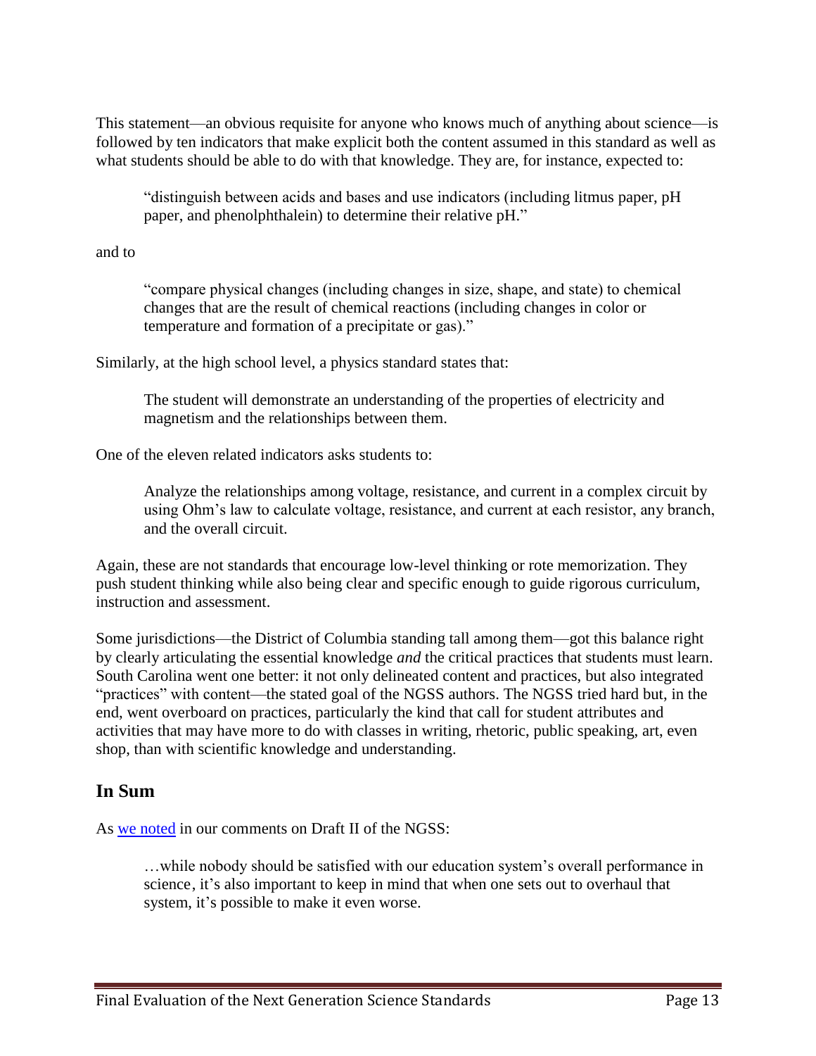This statement—an obvious requisite for anyone who knows much of anything about science—is followed by ten indicators that make explicit both the content assumed in this standard as well as what students should be able to do with that knowledge. They are, for instance, expected to:

> "distinguish between acids and bases and use indicators (including litmus paper, pH paper, and phenolphthalein) to determine their relative pH."

and to

> "compare physical changes (including changes in size, shape, and state) to chemical changes that are the result of chemical reactions (including changes in color or temperature and formation of a precipitate or gas)."

Similarly, at the high school level, a physics standard states that:

> The student will demonstrate an understanding of the properties of electricity and magnetism and the relationships between them.

One of the eleven related indicators asks students to:

> Analyze the relationships among voltage, resistance, and current in a complex circuit by using Ohm's law to calculate voltage, resistance, and current at each resistor, any branch, and the overall circuit.

Again, these are not standards that encourage low-level thinking or rote memorization. They push student thinking while also being clear and specific enough to guide rigorous curriculum, instruction and assessment.

Some jurisdictions—the District of Columbia standing tall among them—got this balance right by clearly articulating the essential knowledge *and* the critical practices that students must learn. South Carolina went one better: it not only delineated content and practices, but also integrated "practices" with content—the stated goal of the NGSS authors. The NGSS tried hard but, in the end, went overboard on practices, particularly the kind that call for student attributes and activities that may have more to do with classes in writing, rhetoric, public speaking, art, even shop, than with scientific knowledge and understanding.

## In Sum

As we noted in our comments on Draft II of the NGSS:

> …while nobody should be satisfied with our education system's overall performance in science, it's also important to keep in mind that when one sets out to overhaul that system, it's possible to make it even worse.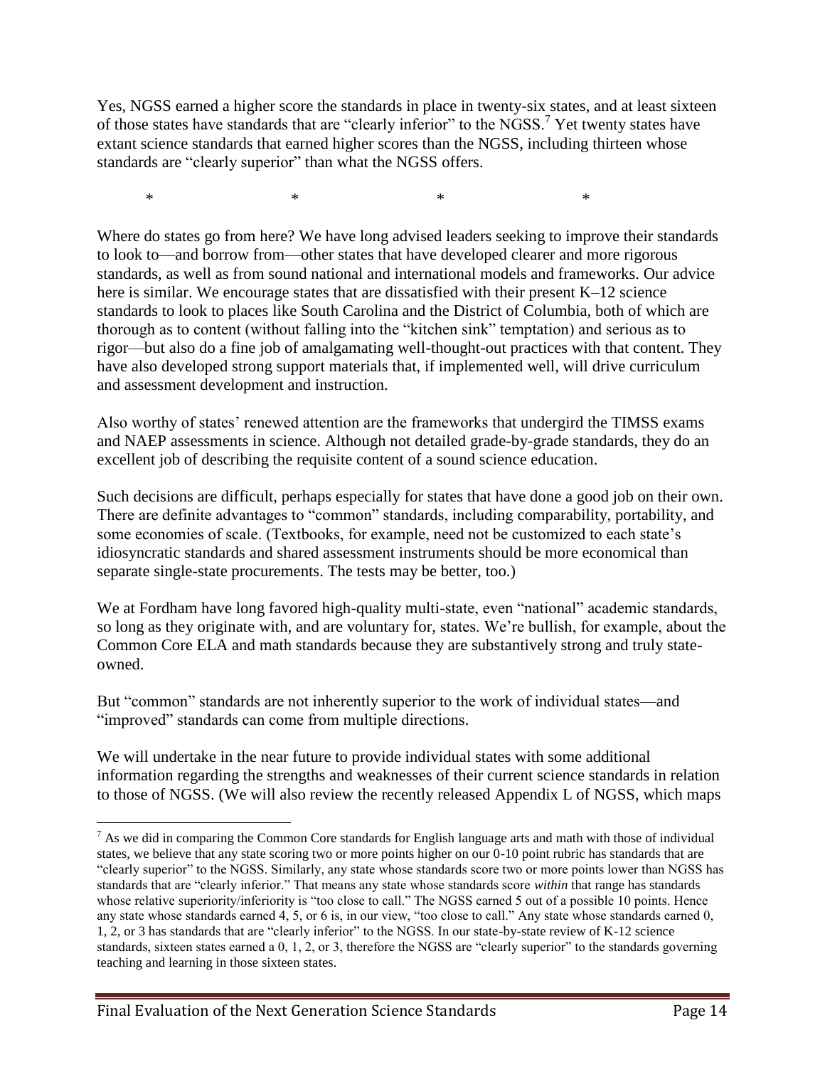Yes, NGSS earned a higher score the standards in place in twenty-six states, and at least sixteen of those states have standards that are "clearly inferior" to the NGSS.[7] Yet twenty states have extant science standards that earned higher scores than the NGSS, including thirteen whose standards are "clearly superior" than what the NGSS offers.

\*                    \*                    \*                    \*

Where do states go from here? We have long advised leaders seeking to improve their standards to look to—and borrow from—other states that have developed clearer and more rigorous standards, as well as from sound national and international models and frameworks. Our advice here is similar. We encourage states that are dissatisfied with their present K–12 science standards to look to places like South Carolina and the District of Columbia, both of which are thorough as to content (without falling into the "kitchen sink" temptation) and serious as to rigor—but also do a fine job of amalgamating well-thought-out practices with that content. They have also developed strong support materials that, if implemented well, will drive curriculum and assessment development and instruction.

Also worthy of states' renewed attention are the frameworks that undergird the TIMSS exams and NAEP assessments in science. Although not detailed grade-by-grade standards, they do an excellent job of describing the requisite content of a sound science education.

Such decisions are difficult, perhaps especially for states that have done a good job on their own. There are definite advantages to "common" standards, including comparability, portability, and some economies of scale. (Textbooks, for example, need not be customized to each state's idiosyncratic standards and shared assessment instruments should be more economical than separate single-state procurements. The tests may be better, too.)

We at Fordham have long favored high-quality multi-state, even "national" academic standards, so long as they originate with, and are voluntary for, states. We're bullish, for example, about the Common Core ELA and math standards because they are substantively strong and truly state-owned.

But "common" standards are not inherently superior to the work of individual states—and "improved" standards can come from multiple directions.

We will undertake in the near future to provide individual states with some additional information regarding the strengths and weaknesses of their current science standards in relation to those of NGSS. (We will also review the recently released Appendix L of NGSS, which maps

---

[7] As we did in comparing the Common Core standards for English language arts and math with those of individual states, we believe that any state scoring two or more points higher on our 0-10 point rubric has standards that are "clearly superior" to the NGSS. Similarly, any state whose standards score two or more points lower than NGSS has standards that are "clearly inferior." That means any state whose standards score *within* that range has standards whose relative superiority/inferiority is "too close to call." The NGSS earned 5 out of a possible 10 points. Hence any state whose standards earned 4, 5, or 6 is, in our view, "too close to call." Any state whose standards earned 0, 1, 2, or 3 has standards that are "clearly inferior" to the NGSS. In our state-by-state review of K-12 science standards, sixteen states earned a 0, 1, 2, or 3, therefore the NGSS are "clearly superior" to the standards governing teaching and learning in those sixteen states.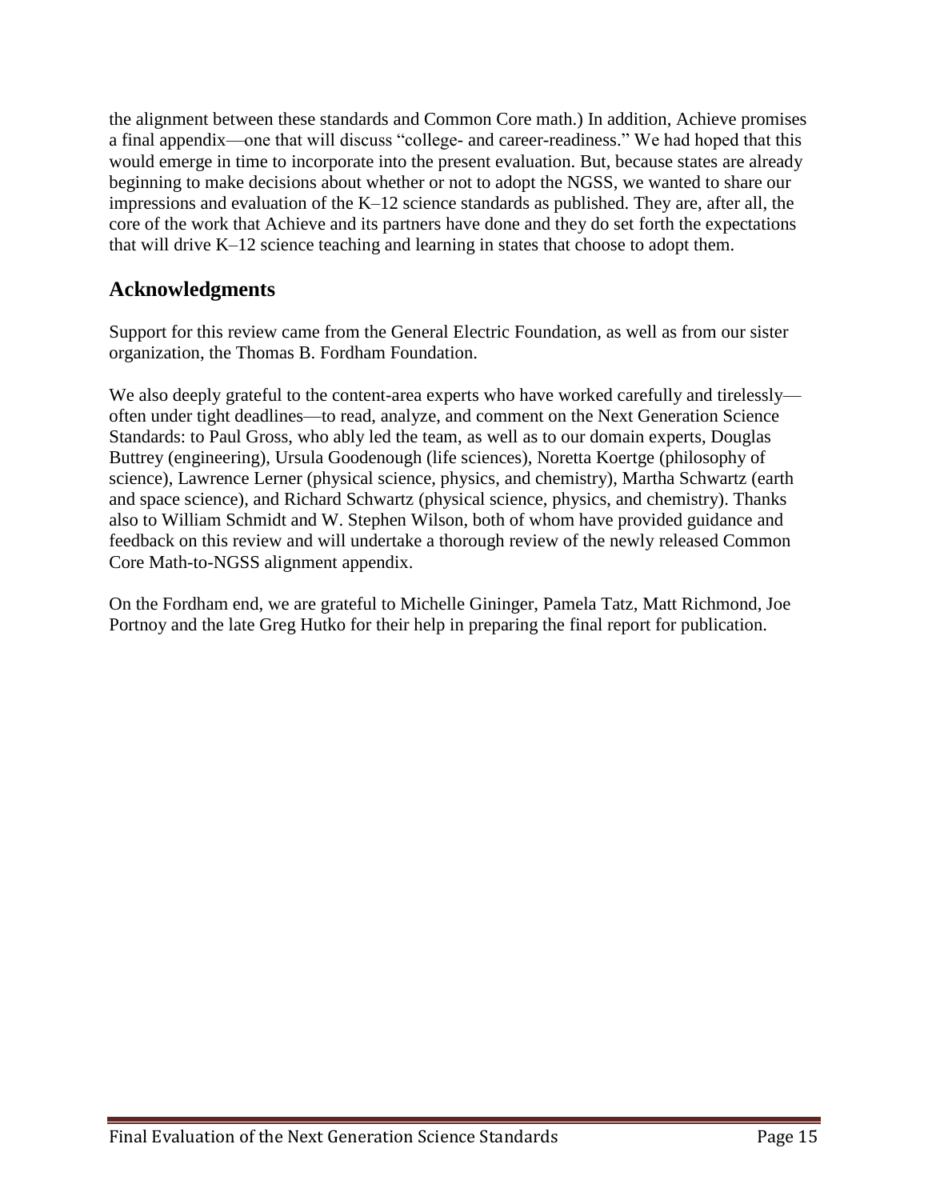the alignment between these standards and Common Core math.) In addition, Achieve promises a final appendix—one that will discuss "college- and career-readiness." We had hoped that this would emerge in time to incorporate into the present evaluation. But, because states are already beginning to make decisions about whether or not to adopt the NGSS, we wanted to share our impressions and evaluation of the K–12 science standards as published. They are, after all, the core of the work that Achieve and its partners have done and they do set forth the expectations that will drive K–12 science teaching and learning in states that choose to adopt them.

## Acknowledgments

Support for this review came from the General Electric Foundation, as well as from our sister organization, the Thomas B. Fordham Foundation.

We also deeply grateful to the content-area experts who have worked carefully and tirelessly—often under tight deadlines—to read, analyze, and comment on the Next Generation Science Standards: to Paul Gross, who ably led the team, as well as to our domain experts, Douglas Buttrey (engineering), Ursula Goodenough (life sciences), Noretta Koertge (philosophy of science), Lawrence Lerner (physical science, physics, and chemistry), Martha Schwartz (earth and space science), and Richard Schwartz (physical science, physics, and chemistry). Thanks also to William Schmidt and W. Stephen Wilson, both of whom have provided guidance and feedback on this review and will undertake a thorough review of the newly released Common Core Math-to-NGSS alignment appendix.

On the Fordham end, we are grateful to Michelle Gininger, Pamela Tatz, Matt Richmond, Joe Portnoy and the late Greg Hutko for their help in preparing the final report for publication.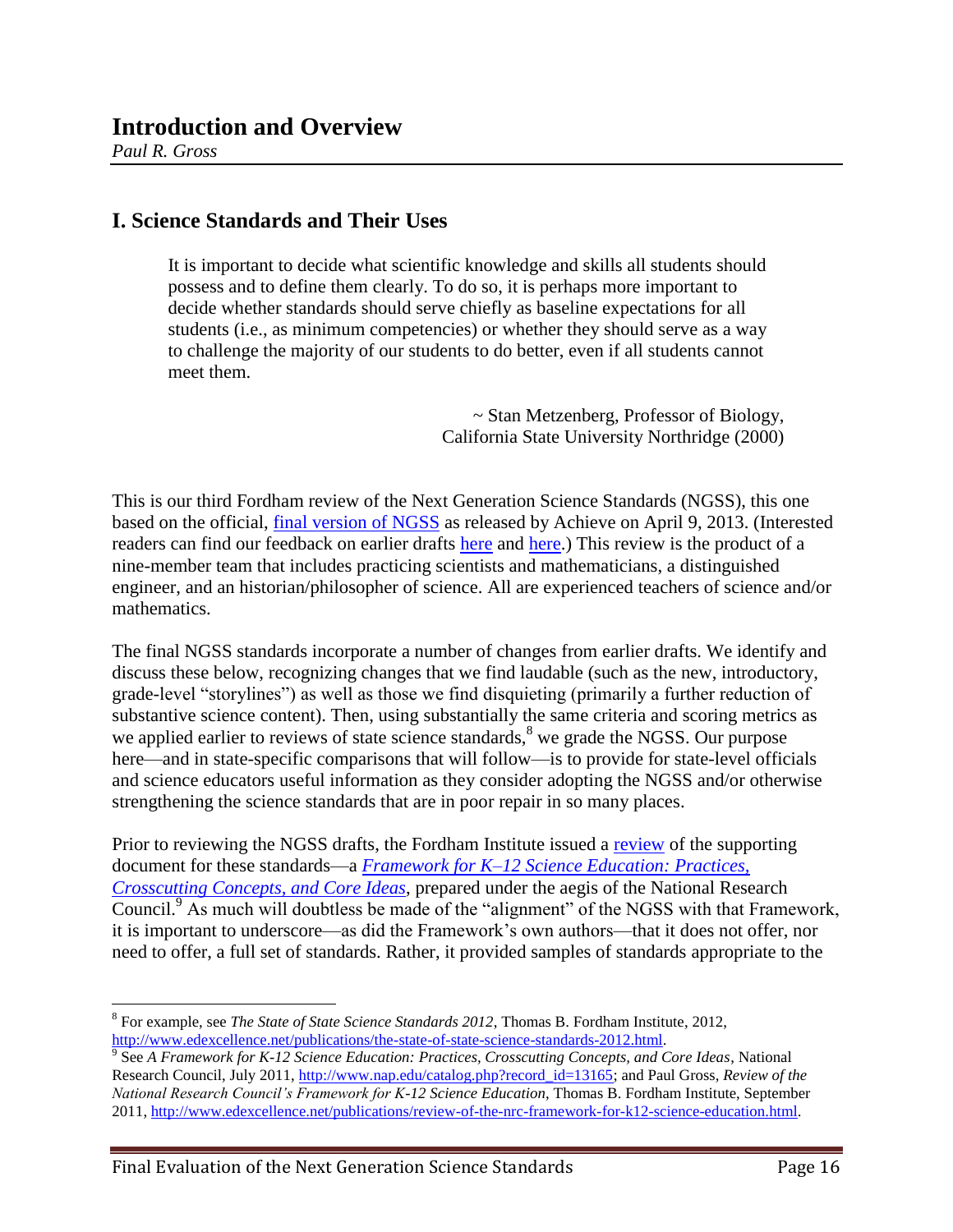# Introduction and Overview

*Paul R. Gross*

## I. Science Standards and Their Uses

> It is important to decide what scientific knowledge and skills all students should possess and to define them clearly. To do so, it is perhaps more important to decide whether standards should serve chiefly as baseline expectations for all students (i.e., as minimum competencies) or whether they should serve as a way to challenge the majority of our students to do better, even if all students cannot meet them.
>
> ~ Stan Metzenberg, Professor of Biology, California State University Northridge (2000)

This is our third Fordham review of the Next Generation Science Standards (NGSS), this one based on the official, final version of NGSS as released by Achieve on April 9, 2013. (Interested readers can find our feedback on earlier drafts here and here.) This review is the product of a nine-member team that includes practicing scientists and mathematicians, a distinguished engineer, and an historian/philosopher of science. All are experienced teachers of science and/or mathematics.

The final NGSS standards incorporate a number of changes from earlier drafts. We identify and discuss these below, recognizing changes that we find laudable (such as the new, introductory, grade-level "storylines") as well as those we find disquieting (primarily a further reduction of substantive science content). Then, using substantially the same criteria and scoring metrics as we applied earlier to reviews of state science standards,[8] we grade the NGSS. Our purpose here—and in state-specific comparisons that will follow—is to provide for state-level officials and science educators useful information as they consider adopting the NGSS and/or otherwise strengthening the science standards that are in poor repair in so many places.

Prior to reviewing the NGSS drafts, the Fordham Institute issued a review of the supporting document for these standards—a *Framework for K–12 Science Education: Practices, Crosscutting Concepts, and Core Ideas*, prepared under the aegis of the National Research Council.[9] As much will doubtless be made of the "alignment" of the NGSS with that Framework, it is important to underscore—as did the Framework's own authors—that it does not offer, nor need to offer, a full set of standards. Rather, it provided samples of standards appropriate to the

---

[8] For example, see *The State of State Science Standards 2012*, Thomas B. Fordham Institute, 2012, http://www.edexcellence.net/publications/the-state-of-state-science-standards-2012.html.

[9] See *A Framework for K-12 Science Education: Practices, Crosscutting Concepts, and Core Ideas*, National Research Council, July 2011, http://www.nap.edu/catalog.php?record_id=13165; and Paul Gross, *Review of the National Research Council's Framework for K-12 Science Education*, Thomas B. Fordham Institute, September 2011, http://www.edexcellence.net/publications/review-of-the-nrc-framework-for-k12-science-education.html.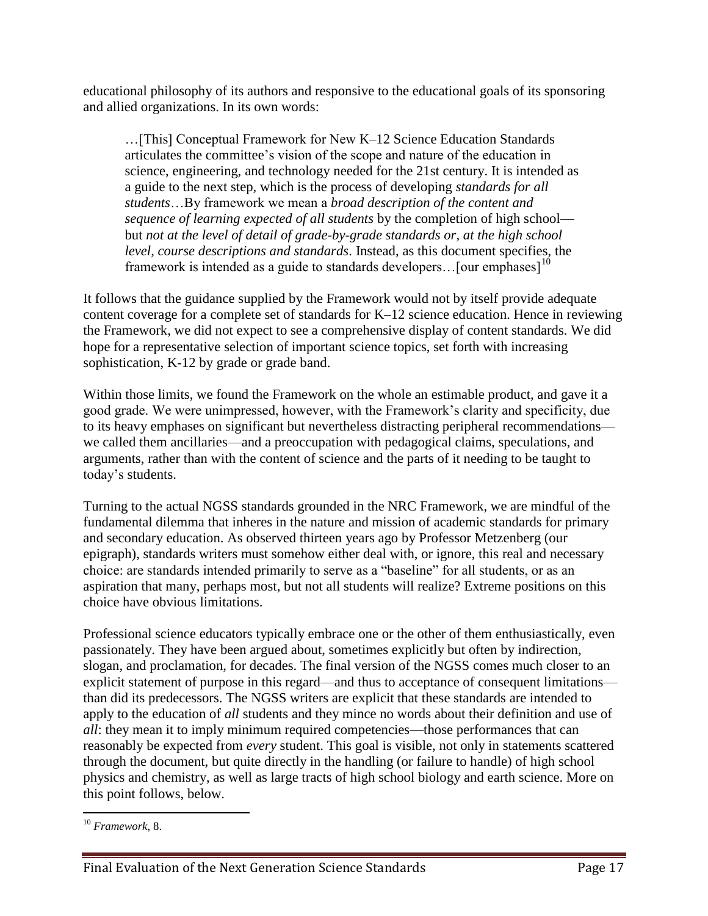educational philosophy of its authors and responsive to the educational goals of its sponsoring and allied organizations. In its own words:

> …[This] Conceptual Framework for New K–12 Science Education Standards articulates the committee's vision of the scope and nature of the education in science, engineering, and technology needed for the 21st century. It is intended as a guide to the next step, which is the process of developing *standards for all students*…By framework we mean a *broad description of the content and sequence of learning expected of all students* by the completion of high school—but *not at the level of detail of grade-by-grade standards or, at the high school level, course descriptions and standards*. Instead, as this document specifies, the framework is intended as a guide to standards developers…[our emphases][10]

It follows that the guidance supplied by the Framework would not by itself provide adequate content coverage for a complete set of standards for K–12 science education. Hence in reviewing the Framework, we did not expect to see a comprehensive display of content standards. We did hope for a representative selection of important science topics, set forth with increasing sophistication, K-12 by grade or grade band.

Within those limits, we found the Framework on the whole an estimable product, and gave it a good grade. We were unimpressed, however, with the Framework's clarity and specificity, due to its heavy emphases on significant but nevertheless distracting peripheral recommendations—we called them ancillaries—and a preoccupation with pedagogical claims, speculations, and arguments, rather than with the content of science and the parts of it needing to be taught to today's students.

Turning to the actual NGSS standards grounded in the NRC Framework, we are mindful of the fundamental dilemma that inheres in the nature and mission of academic standards for primary and secondary education. As observed thirteen years ago by Professor Metzenberg (our epigraph), standards writers must somehow either deal with, or ignore, this real and necessary choice: are standards intended primarily to serve as a "baseline" for all students, or as an aspiration that many, perhaps most, but not all students will realize? Extreme positions on this choice have obvious limitations.

Professional science educators typically embrace one or the other of them enthusiastically, even passionately. They have been argued about, sometimes explicitly but often by indirection, slogan, and proclamation, for decades. The final version of the NGSS comes much closer to an explicit statement of purpose in this regard—and thus to acceptance of consequent limitations—than did its predecessors. The NGSS writers are explicit that these standards are intended to apply to the education of *all* students and they mince no words about their definition and use of *all*: they mean it to imply minimum required competencies—those performances that can reasonably be expected from *every* student. This goal is visible, not only in statements scattered through the document, but quite directly in the handling (or failure to handle) of high school physics and chemistry, as well as large tracts of high school biology and earth science. More on this point follows, below.

---

[10] *Framework*, 8.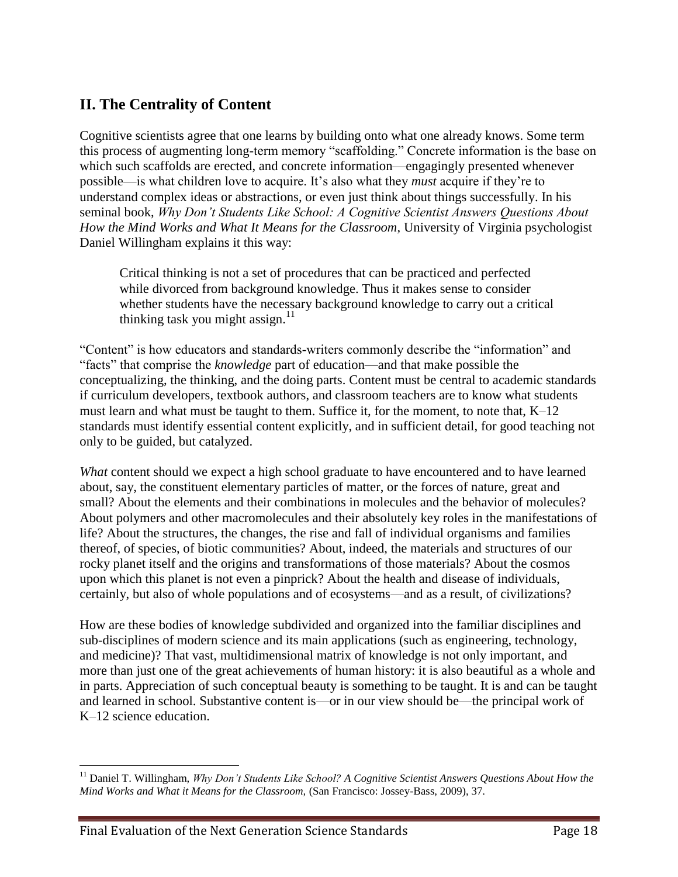## II. The Centrality of Content

Cognitive scientists agree that one learns by building onto what one already knows. Some term this process of augmenting long-term memory "scaffolding." Concrete information is the base on which such scaffolds are erected, and concrete information—engagingly presented whenever possible—is what children love to acquire. It's also what they *must* acquire if they're to understand complex ideas or abstractions, or even just think about things successfully. In his seminal book, *Why Don't Students Like School: A Cognitive Scientist Answers Questions About How the Mind Works and What It Means for the Classroom*, University of Virginia psychologist Daniel Willingham explains it this way:

> Critical thinking is not a set of procedures that can be practiced and perfected while divorced from background knowledge. Thus it makes sense to consider whether students have the necessary background knowledge to carry out a critical thinking task you might assign.[11]

"Content" is how educators and standards-writers commonly describe the "information" and "facts" that comprise the *knowledge* part of education—and that make possible the conceptualizing, the thinking, and the doing parts. Content must be central to academic standards if curriculum developers, textbook authors, and classroom teachers are to know what students must learn and what must be taught to them. Suffice it, for the moment, to note that, K–12 standards must identify essential content explicitly, and in sufficient detail, for good teaching not only to be guided, but catalyzed.

*What* content should we expect a high school graduate to have encountered and to have learned about, say, the constituent elementary particles of matter, or the forces of nature, great and small? About the elements and their combinations in molecules and the behavior of molecules? About polymers and other macromolecules and their absolutely key roles in the manifestations of life? About the structures, the changes, the rise and fall of individual organisms and families thereof, of species, of biotic communities? About, indeed, the materials and structures of our rocky planet itself and the origins and transformations of those materials? About the cosmos upon which this planet is not even a pinprick? About the health and disease of individuals, certainly, but also of whole populations and of ecosystems—and as a result, of civilizations?

How are these bodies of knowledge subdivided and organized into the familiar disciplines and sub-disciplines of modern science and its main applications (such as engineering, technology, and medicine)? That vast, multidimensional matrix of knowledge is not only important, and more than just one of the great achievements of human history: it is also beautiful as a whole and in parts. Appreciation of such conceptual beauty is something to be taught. It is and can be taught and learned in school. Substantive content is—or in our view should be—the principal work of K–12 science education.

---

[11] Daniel T. Willingham, *Why Don't Students Like School? A Cognitive Scientist Answers Questions About How the Mind Works and What it Means for the Classroom,* (San Francisco: Jossey-Bass, 2009), 37.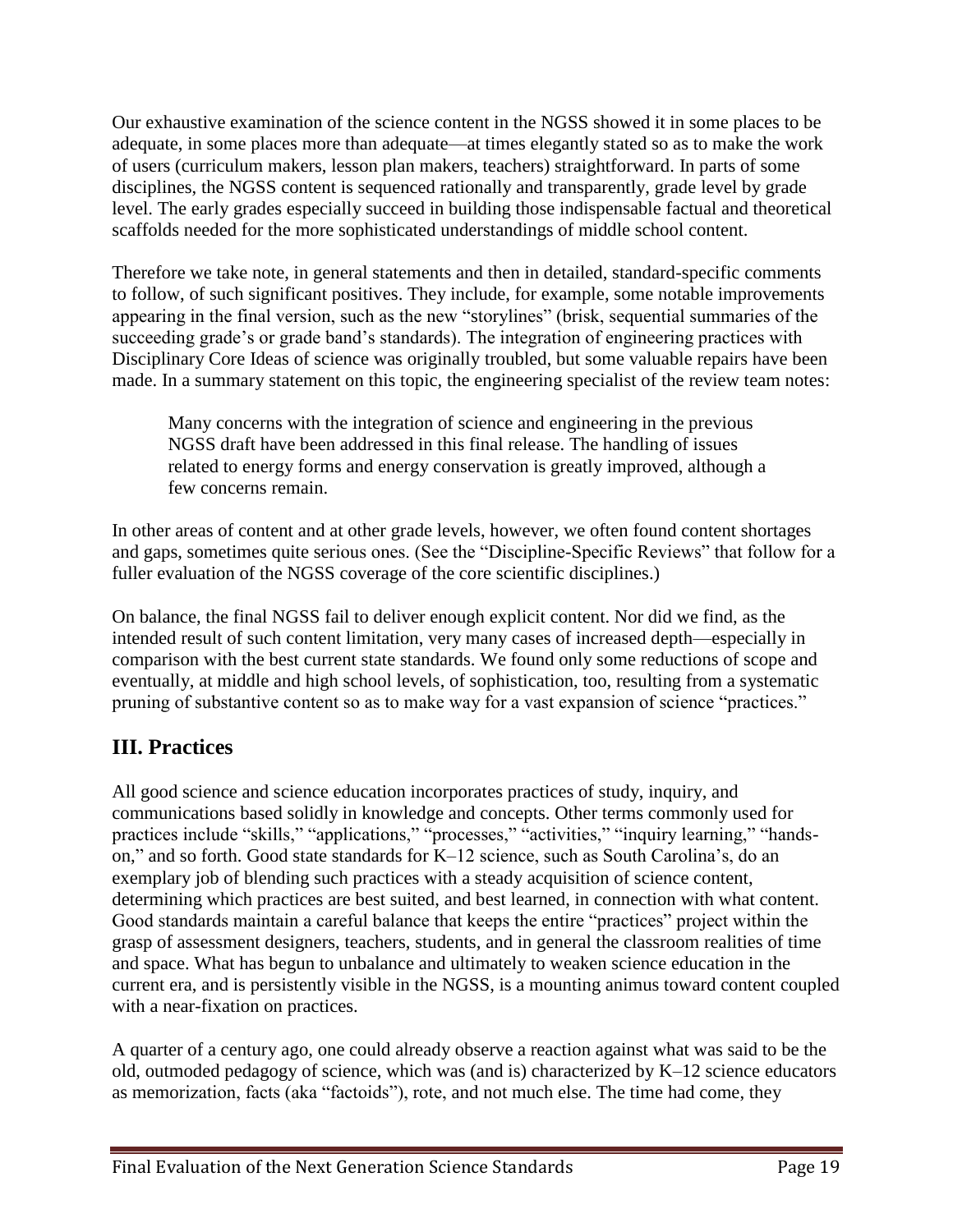Our exhaustive examination of the science content in the NGSS showed it in some places to be adequate, in some places more than adequate—at times elegantly stated so as to make the work of users (curriculum makers, lesson plan makers, teachers) straightforward. In parts of some disciplines, the NGSS content is sequenced rationally and transparently, grade level by grade level. The early grades especially succeed in building those indispensable factual and theoretical scaffolds needed for the more sophisticated understandings of middle school content.

Therefore we take note, in general statements and then in detailed, standard-specific comments to follow, of such significant positives. They include, for example, some notable improvements appearing in the final version, such as the new "storylines" (brisk, sequential summaries of the succeeding grade's or grade band's standards). The integration of engineering practices with Disciplinary Core Ideas of science was originally troubled, but some valuable repairs have been made. In a summary statement on this topic, the engineering specialist of the review team notes:

> Many concerns with the integration of science and engineering in the previous NGSS draft have been addressed in this final release. The handling of issues related to energy forms and energy conservation is greatly improved, although a few concerns remain.

In other areas of content and at other grade levels, however, we often found content shortages and gaps, sometimes quite serious ones. (See the "Discipline-Specific Reviews" that follow for a fuller evaluation of the NGSS coverage of the core scientific disciplines.)

On balance, the final NGSS fail to deliver enough explicit content. Nor did we find, as the intended result of such content limitation, very many cases of increased depth—especially in comparison with the best current state standards. We found only some reductions of scope and eventually, at middle and high school levels, of sophistication, too, resulting from a systematic pruning of substantive content so as to make way for a vast expansion of science "practices."

## III. Practices

All good science and science education incorporates practices of study, inquiry, and communications based solidly in knowledge and concepts. Other terms commonly used for practices include "skills," "applications," "processes," "activities," "inquiry learning," "hands-on," and so forth. Good state standards for K–12 science, such as South Carolina's, do an exemplary job of blending such practices with a steady acquisition of science content, determining which practices are best suited, and best learned, in connection with what content. Good standards maintain a careful balance that keeps the entire "practices" project within the grasp of assessment designers, teachers, students, and in general the classroom realities of time and space. What has begun to unbalance and ultimately to weaken science education in the current era, and is persistently visible in the NGSS, is a mounting animus toward content coupled with a near-fixation on practices.

A quarter of a century ago, one could already observe a reaction against what was said to be the old, outmoded pedagogy of science, which was (and is) characterized by K–12 science educators as memorization, facts (aka "factoids"), rote, and not much else. The time had come, they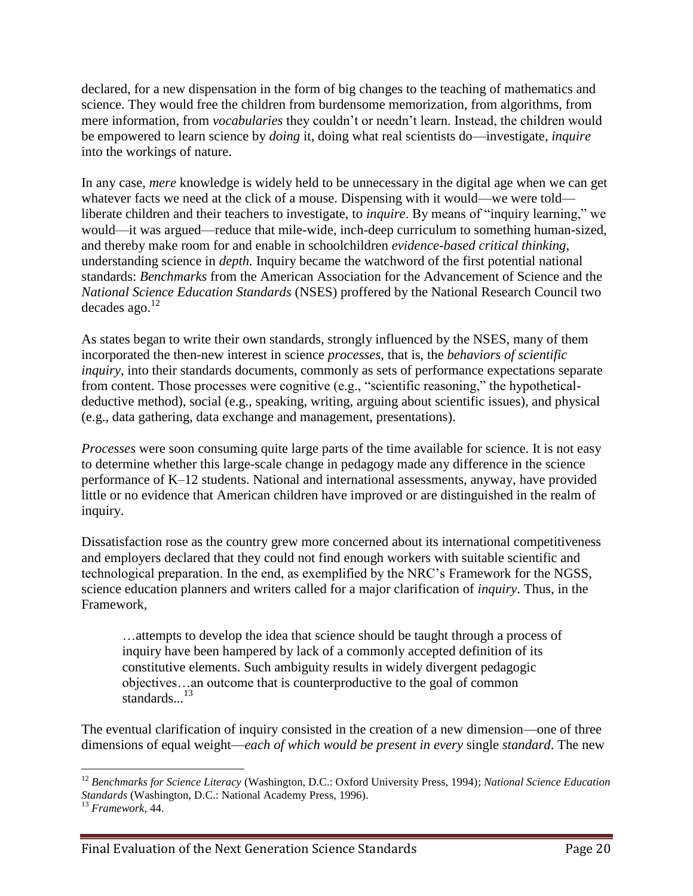declared, for a new dispensation in the form of big changes to the teaching of mathematics and science. They would free the children from burdensome memorization, from algorithms, from mere information, from *vocabularies* they couldn't or needn't learn. Instead, the children would be empowered to learn science by *doing* it, doing what real scientists do—investigate, *inquire* into the workings of nature.

In any case, *mere* knowledge is widely held to be unnecessary in the digital age when we can get whatever facts we need at the click of a mouse. Dispensing with it would—we were told—liberate children and their teachers to investigate, to *inquire*. By means of "inquiry learning," we would—it was argued—reduce that mile-wide, inch-deep curriculum to something human-sized, and thereby make room for and enable in schoolchildren *evidence-based critical thinking*, understanding science in *depth.* Inquiry became the watchword of the first potential national standards: *Benchmarks* from the American Association for the Advancement of Science and the *National Science Education Standards* (NSES) proffered by the National Research Council two decades ago.[12]

As states began to write their own standards, strongly influenced by the NSES, many of them incorporated the then-new interest in science *processes*, that is, the *behaviors of scientific inquiry*, into their standards documents, commonly as sets of performance expectations separate from content. Those processes were cognitive (e.g., "scientific reasoning," the hypothetical-deductive method), social (e.g., speaking, writing, arguing about scientific issues), and physical (e.g., data gathering, data exchange and management, presentations).

*Processes* were soon consuming quite large parts of the time available for science. It is not easy to determine whether this large-scale change in pedagogy made any difference in the science performance of K–12 students. National and international assessments, anyway, have provided little or no evidence that American children have improved or are distinguished in the realm of inquiry.

Dissatisfaction rose as the country grew more concerned about its international competitiveness and employers declared that they could not find enough workers with suitable scientific and technological preparation. In the end, as exemplified by the NRC's Framework for the NGSS, science education planners and writers called for a major clarification of *inquiry*. Thus, in the Framework,

> …attempts to develop the idea that science should be taught through a process of inquiry have been hampered by lack of a commonly accepted definition of its constitutive elements. Such ambiguity results in widely divergent pedagogic objectives…an outcome that is counterproductive to the goal of common standards...[13]

The eventual clarification of inquiry consisted in the creation of a new dimension—one of three dimensions of equal weight—*each of which would be present in every* single *standard*. The new

---

[12] *Benchmarks for Science Literacy* (Washington, D.C.: Oxford University Press, 1994); *National Science Education Standards* (Washington, D.C.: National Academy Press, 1996).

[13] *Framework*, 44.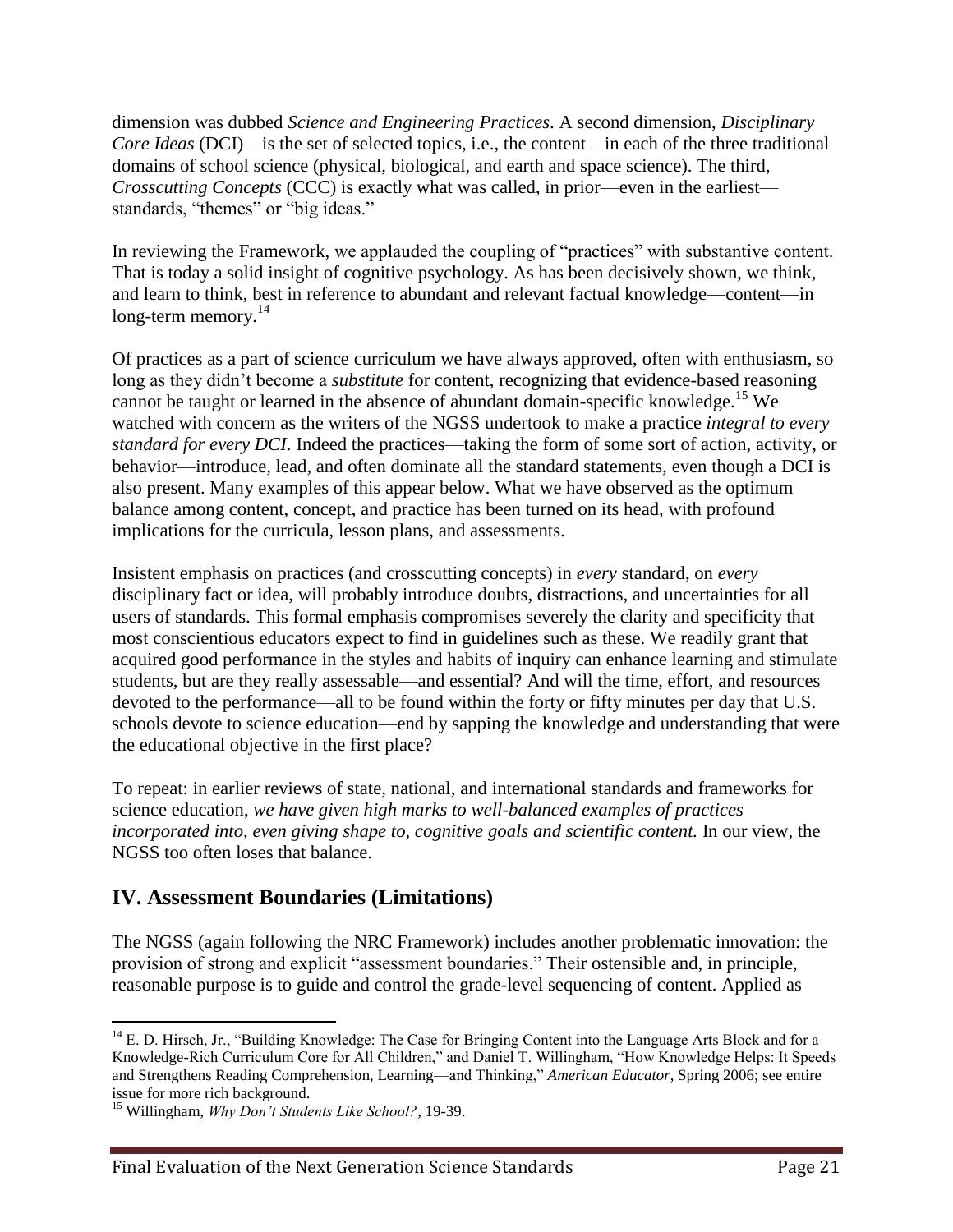dimension was dubbed *Science and Engineering Practices.* A second dimension, *Disciplinary Core Ideas* (DCI)—is the set of selected topics, i.e., the content—in each of the three traditional domains of school science (physical, biological, and earth and space science). The third, *Crosscutting Concepts* (CCC) is exactly what was called, in prior—even in the earliest—standards, "themes" or "big ideas."

In reviewing the Framework, we applauded the coupling of "practices" with substantive content. That is today a solid insight of cognitive psychology. As has been decisively shown, we think, and learn to think, best in reference to abundant and relevant factual knowledge—content—in long-term memory.[14]

Of practices as a part of science curriculum we have always approved, often with enthusiasm, so long as they didn't become a *substitute* for content, recognizing that evidence-based reasoning cannot be taught or learned in the absence of abundant domain-specific knowledge.[15] We watched with concern as the writers of the NGSS undertook to make a practice *integral to every standard for every DCI.* Indeed the practices—taking the form of some sort of action, activity, or behavior—introduce, lead, and often dominate all the standard statements, even though a DCI is also present. Many examples of this appear below. What we have observed as the optimum balance among content, concept, and practice has been turned on its head, with profound implications for the curricula, lesson plans, and assessments.

Insistent emphasis on practices (and crosscutting concepts) in *every* standard, on *every* disciplinary fact or idea, will probably introduce doubts, distractions, and uncertainties for all users of standards. This formal emphasis compromises severely the clarity and specificity that most conscientious educators expect to find in guidelines such as these. We readily grant that acquired good performance in the styles and habits of inquiry can enhance learning and stimulate students, but are they really assessable—and essential? And will the time, effort, and resources devoted to the performance—all to be found within the forty or fifty minutes per day that U.S. schools devote to science education—end by sapping the knowledge and understanding that were the educational objective in the first place?

To repeat: in earlier reviews of state, national, and international standards and frameworks for science education, *we have given high marks to well-balanced examples of practices incorporated into, even giving shape to, cognitive goals and scientific content.* In our view, the NGSS too often loses that balance.

## IV. Assessment Boundaries (Limitations)

The NGSS (again following the NRC Framework) includes another problematic innovation: the provision of strong and explicit "assessment boundaries." Their ostensible and, in principle, reasonable purpose is to guide and control the grade-level sequencing of content. Applied as

---

[14] E. D. Hirsch, Jr., "Building Knowledge: The Case for Bringing Content into the Language Arts Block and for a Knowledge-Rich Curriculum Core for All Children," and Daniel T. Willingham, "How Knowledge Helps: It Speeds and Strengthens Reading Comprehension, Learning—and Thinking," *American Educator*, Spring 2006; see entire issue for more rich background.

[15] Willingham, *Why Don't Students Like School?*, 19-39.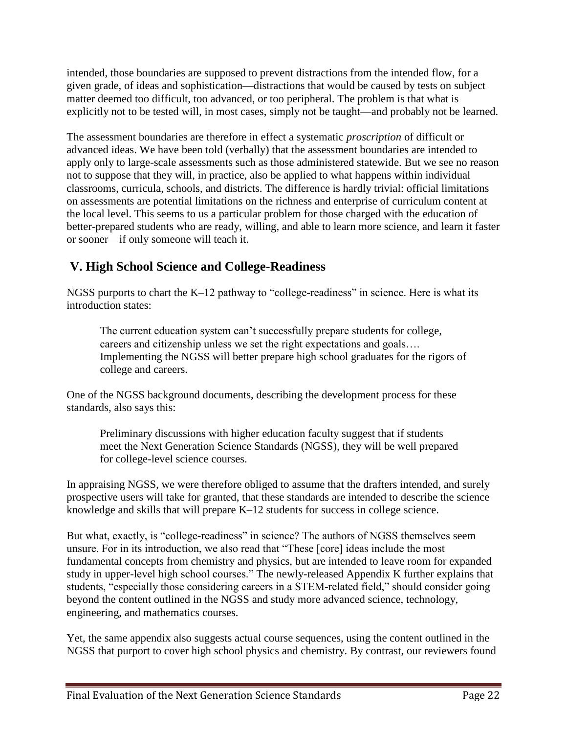intended, those boundaries are supposed to prevent distractions from the intended flow, for a given grade, of ideas and sophistication—distractions that would be caused by tests on subject matter deemed too difficult, too advanced, or too peripheral. The problem is that what is explicitly not to be tested will, in most cases, simply not be taught—and probably not be learned.

The assessment boundaries are therefore in effect a systematic *proscription* of difficult or advanced ideas. We have been told (verbally) that the assessment boundaries are intended to apply only to large-scale assessments such as those administered statewide. But we see no reason not to suppose that they will, in practice, also be applied to what happens within individual classrooms, curricula, schools, and districts. The difference is hardly trivial: official limitations on assessments are potential limitations on the richness and enterprise of curriculum content at the local level. This seems to us a particular problem for those charged with the education of better-prepared students who are ready, willing, and able to learn more science, and learn it faster or sooner—if only someone will teach it.

## V. High School Science and College-Readiness

NGSS purports to chart the K–12 pathway to "college-readiness" in science. Here is what its introduction states:

> The current education system can't successfully prepare students for college, careers and citizenship unless we set the right expectations and goals…. Implementing the NGSS will better prepare high school graduates for the rigors of college and careers.

One of the NGSS background documents, describing the development process for these standards, also says this:

> Preliminary discussions with higher education faculty suggest that if students meet the Next Generation Science Standards (NGSS), they will be well prepared for college-level science courses.

In appraising NGSS, we were therefore obliged to assume that the drafters intended, and surely prospective users will take for granted, that these standards are intended to describe the science knowledge and skills that will prepare K–12 students for success in college science.

But what, exactly, is "college-readiness" in science? The authors of NGSS themselves seem unsure. For in its introduction, we also read that "These [core] ideas include the most fundamental concepts from chemistry and physics, but are intended to leave room for expanded study in upper-level high school courses." The newly-released Appendix K further explains that students, "especially those considering careers in a STEM-related field," should consider going beyond the content outlined in the NGSS and study more advanced science, technology, engineering, and mathematics courses.

Yet, the same appendix also suggests actual course sequences, using the content outlined in the NGSS that purport to cover high school physics and chemistry. By contrast, our reviewers found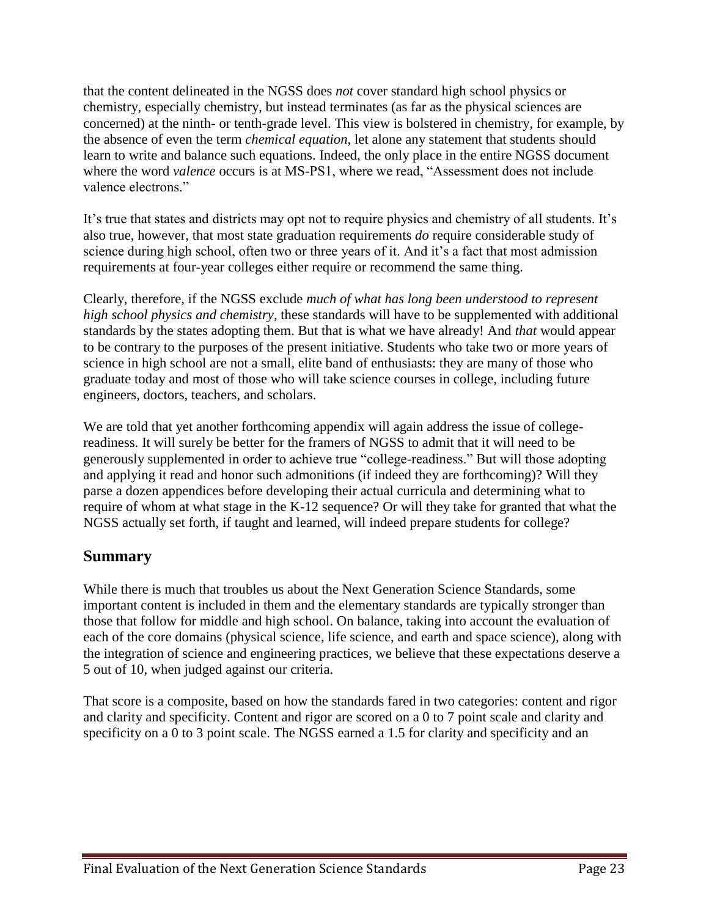that the content delineated in the NGSS does *not* cover standard high school physics or chemistry, especially chemistry, but instead terminates (as far as the physical sciences are concerned) at the ninth- or tenth-grade level. This view is bolstered in chemistry, for example, by the absence of even the term *chemical equation,* let alone any statement that students should learn to write and balance such equations. Indeed, the only place in the entire NGSS document where the word *valence* occurs is at MS-PS1, where we read, "Assessment does not include valence electrons."

It's true that states and districts may opt not to require physics and chemistry of all students. It's also true, however, that most state graduation requirements *do* require considerable study of science during high school, often two or three years of it. And it's a fact that most admission requirements at four-year colleges either require or recommend the same thing.

Clearly, therefore, if the NGSS exclude *much of what has long been understood to represent high school physics and chemistry*, these standards will have to be supplemented with additional standards by the states adopting them. But that is what we have already! And *that* would appear to be contrary to the purposes of the present initiative. Students who take two or more years of science in high school are not a small, elite band of enthusiasts: they are many of those who graduate today and most of those who will take science courses in college, including future engineers, doctors, teachers, and scholars.

We are told that yet another forthcoming appendix will again address the issue of college-readiness. It will surely be better for the framers of NGSS to admit that it will need to be generously supplemented in order to achieve true "college-readiness." But will those adopting and applying it read and honor such admonitions (if indeed they are forthcoming)? Will they parse a dozen appendices before developing their actual curricula and determining what to require of whom at what stage in the K-12 sequence? Or will they take for granted that what the NGSS actually set forth, if taught and learned, will indeed prepare students for college?

## Summary

While there is much that troubles us about the Next Generation Science Standards, some important content is included in them and the elementary standards are typically stronger than those that follow for middle and high school. On balance, taking into account the evaluation of each of the core domains (physical science, life science, and earth and space science), along with the integration of science and engineering practices, we believe that these expectations deserve a 5 out of 10, when judged against our criteria.

That score is a composite, based on how the standards fared in two categories: content and rigor and clarity and specificity. Content and rigor are scored on a 0 to 7 point scale and clarity and specificity on a 0 to 3 point scale. The NGSS earned a 1.5 for clarity and specificity and an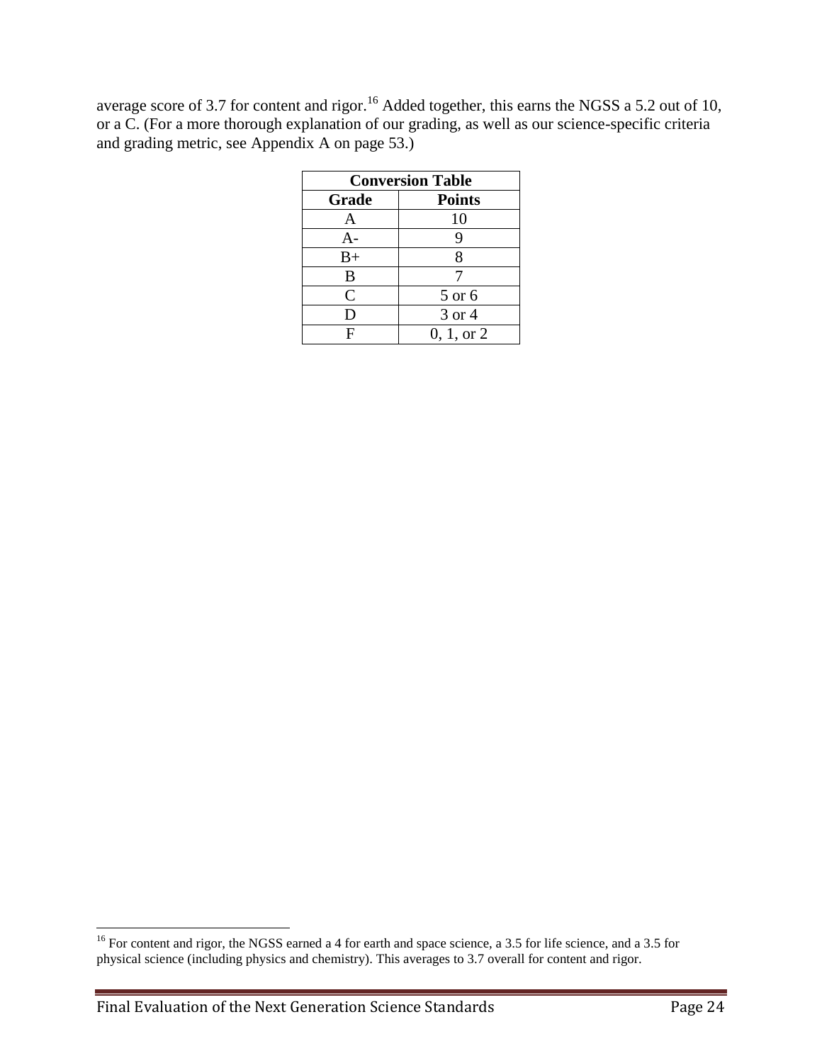average score of 3.7 for content and rigor.[16] Added together, this earns the NGSS a 5.2 out of 10, or a C. (For a more thorough explanation of our grading, as well as our science-specific criteria and grading metric, see Appendix A on page 53.)

| **Conversion Table** | |
|---|---|
| **Grade** | **Points** |
| A | 10 |
| A- | 9 |
| B+ | 8 |
| B | 7 |
| C | 5 or 6 |
| D | 3 or 4 |
| F | 0, 1, or 2 |

[16] For content and rigor, the NGSS earned a 4 for earth and space science, a 3.5 for life science, and a 3.5 for physical science (including physics and chemistry). This averages to 3.7 overall for content and rigor.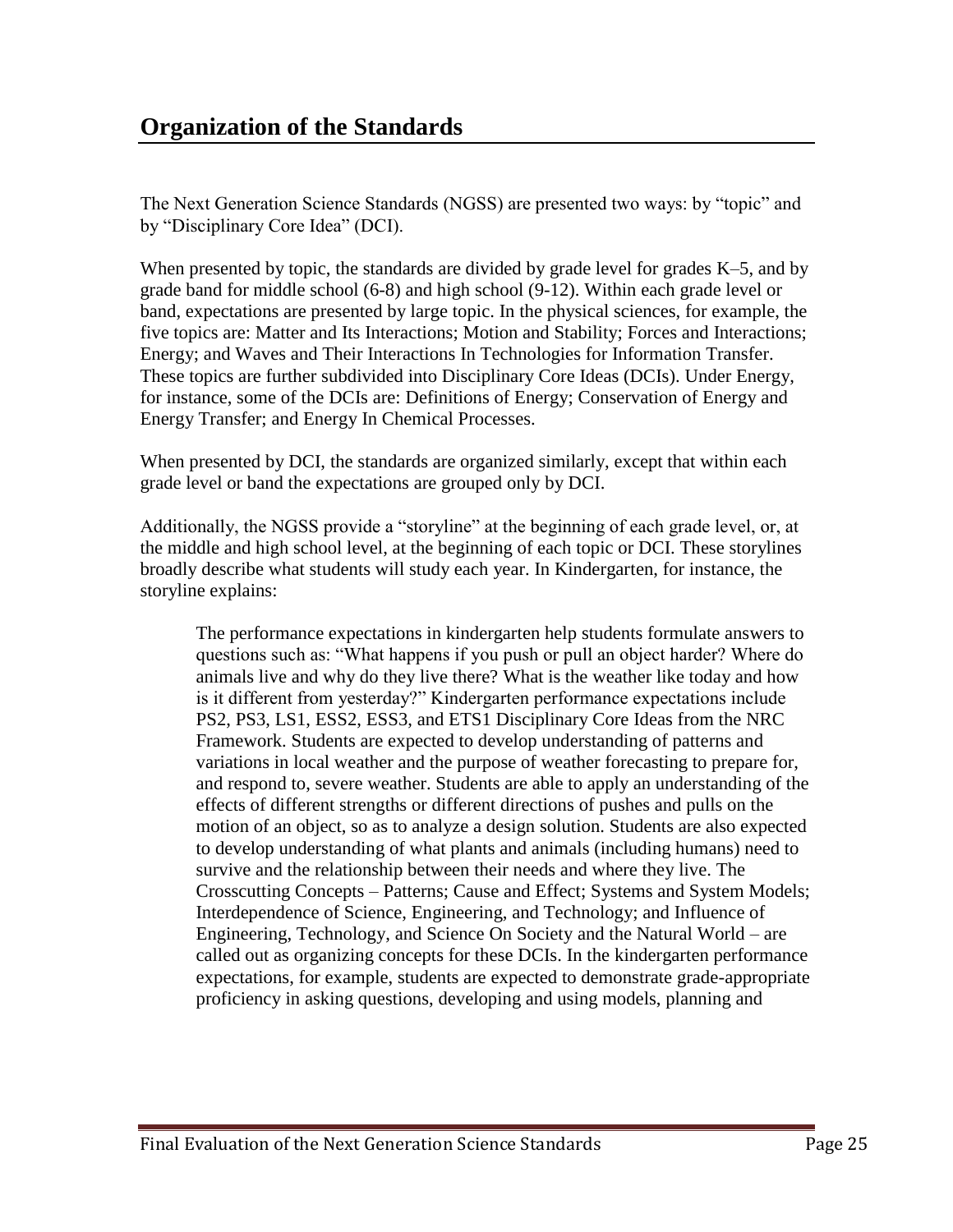## Organization of the Standards

The Next Generation Science Standards (NGSS) are presented two ways: by "topic" and by "Disciplinary Core Idea" (DCI).

When presented by topic, the standards are divided by grade level for grades K–5, and by grade band for middle school (6-8) and high school (9-12). Within each grade level or band, expectations are presented by large topic. In the physical sciences, for example, the five topics are: Matter and Its Interactions; Motion and Stability; Forces and Interactions; Energy; and Waves and Their Interactions In Technologies for Information Transfer. These topics are further subdivided into Disciplinary Core Ideas (DCIs). Under Energy, for instance, some of the DCIs are: Definitions of Energy; Conservation of Energy and Energy Transfer; and Energy In Chemical Processes.

When presented by DCI, the standards are organized similarly, except that within each grade level or band the expectations are grouped only by DCI.

Additionally, the NGSS provide a "storyline" at the beginning of each grade level, or, at the middle and high school level, at the beginning of each topic or DCI. These storylines broadly describe what students will study each year. In Kindergarten, for instance, the storyline explains:

> The performance expectations in kindergarten help students formulate answers to questions such as: "What happens if you push or pull an object harder? Where do animals live and why do they live there? What is the weather like today and how is it different from yesterday?" Kindergarten performance expectations include PS2, PS3, LS1, ESS2, ESS3, and ETS1 Disciplinary Core Ideas from the NRC Framework. Students are expected to develop understanding of patterns and variations in local weather and the purpose of weather forecasting to prepare for, and respond to, severe weather. Students are able to apply an understanding of the effects of different strengths or different directions of pushes and pulls on the motion of an object, so as to analyze a design solution. Students are also expected to develop understanding of what plants and animals (including humans) need to survive and the relationship between their needs and where they live. The Crosscutting Concepts – Patterns; Cause and Effect; Systems and System Models; Interdependence of Science, Engineering, and Technology; and Influence of Engineering, Technology, and Science On Society and the Natural World – are called out as organizing concepts for these DCIs. In the kindergarten performance expectations, for example, students are expected to demonstrate grade-appropriate proficiency in asking questions, developing and using models, planning and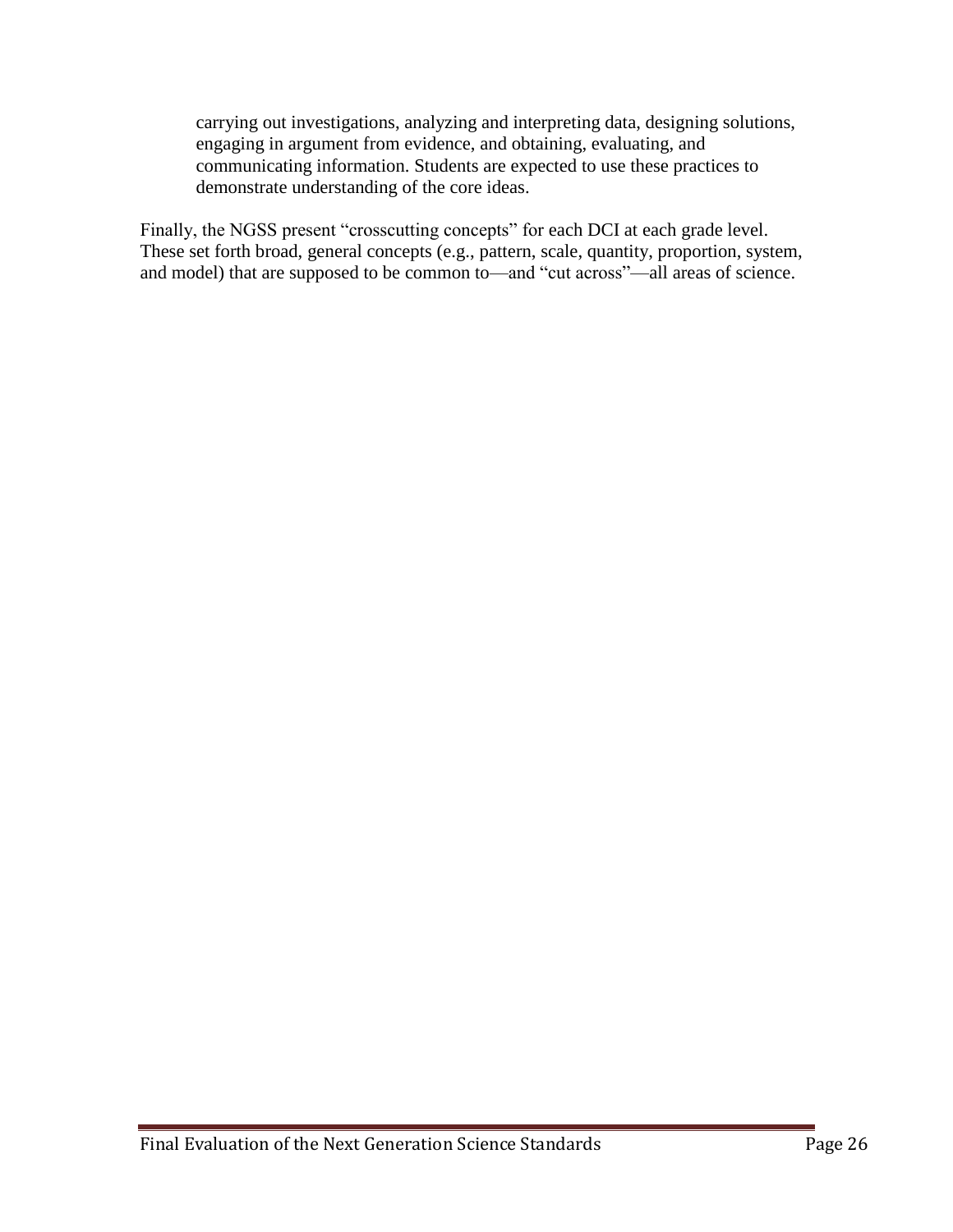> carrying out investigations, analyzing and interpreting data, designing solutions, engaging in argument from evidence, and obtaining, evaluating, and communicating information. Students are expected to use these practices to demonstrate understanding of the core ideas.

Finally, the NGSS present "crosscutting concepts" for each DCI at each grade level. These set forth broad, general concepts (e.g., pattern, scale, quantity, proportion, system, and model) that are supposed to be common to—and "cut across"—all areas of science.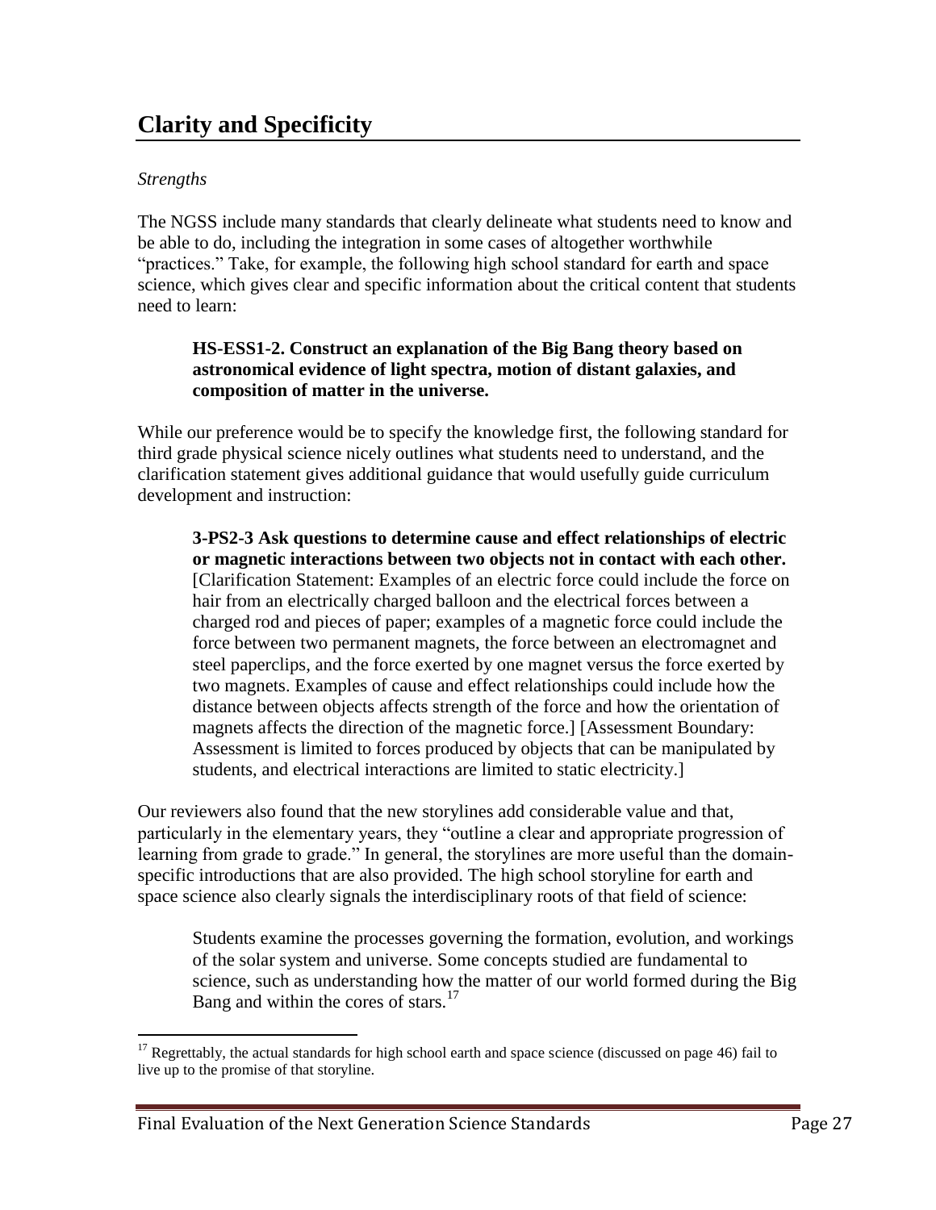# Clarity and Specificity

*Strengths*

The NGSS include many standards that clearly delineate what students need to know and be able to do, including the integration in some cases of altogether worthwhile "practices." Take, for example, the following high school standard for earth and space science, which gives clear and specific information about the critical content that students need to learn:

> **HS-ESS1-2. Construct an explanation of the Big Bang theory based on astronomical evidence of light spectra, motion of distant galaxies, and composition of matter in the universe.**

While our preference would be to specify the knowledge first, the following standard for third grade physical science nicely outlines what students need to understand, and the clarification statement gives additional guidance that would usefully guide curriculum development and instruction:

> **3-PS2-3 Ask questions to determine cause and effect relationships of electric or magnetic interactions between two objects not in contact with each other.** [Clarification Statement: Examples of an electric force could include the force on hair from an electrically charged balloon and the electrical forces between a charged rod and pieces of paper; examples of a magnetic force could include the force between two permanent magnets, the force between an electromagnet and steel paperclips, and the force exerted by one magnet versus the force exerted by two magnets. Examples of cause and effect relationships could include how the distance between objects affects strength of the force and how the orientation of magnets affects the direction of the magnetic force.] [Assessment Boundary: Assessment is limited to forces produced by objects that can be manipulated by students, and electrical interactions are limited to static electricity.]

Our reviewers also found that the new storylines add considerable value and that, particularly in the elementary years, they "outline a clear and appropriate progression of learning from grade to grade." In general, the storylines are more useful than the domain-specific introductions that are also provided. The high school storyline for earth and space science also clearly signals the interdisciplinary roots of that field of science:

> Students examine the processes governing the formation, evolution, and workings of the solar system and universe. Some concepts studied are fundamental to science, such as understanding how the matter of our world formed during the Big Bang and within the cores of stars.[17]

[17] Regrettably, the actual standards for high school earth and space science (discussed on page 46) fail to live up to the promise of that storyline.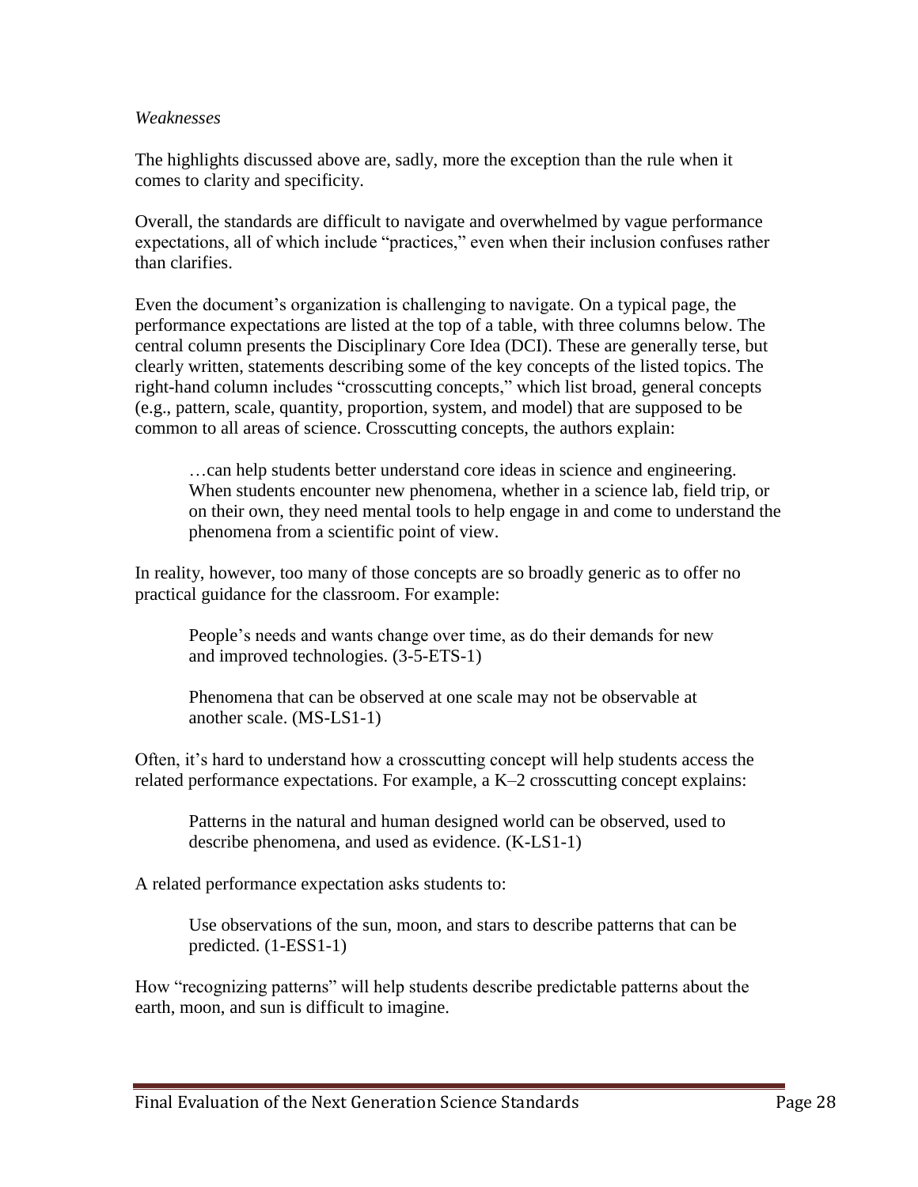*Weaknesses*

The highlights discussed above are, sadly, more the exception than the rule when it comes to clarity and specificity.

Overall, the standards are difficult to navigate and overwhelmed by vague performance expectations, all of which include "practices," even when their inclusion confuses rather than clarifies.

Even the document's organization is challenging to navigate. On a typical page, the performance expectations are listed at the top of a table, with three columns below. The central column presents the Disciplinary Core Idea (DCI). These are generally terse, but clearly written, statements describing some of the key concepts of the listed topics. The right-hand column includes "crosscutting concepts," which list broad, general concepts (e.g., pattern, scale, quantity, proportion, system, and model) that are supposed to be common to all areas of science. Crosscutting concepts, the authors explain:

> …can help students better understand core ideas in science and engineering. When students encounter new phenomena, whether in a science lab, field trip, or on their own, they need mental tools to help engage in and come to understand the phenomena from a scientific point of view.

In reality, however, too many of those concepts are so broadly generic as to offer no practical guidance for the classroom. For example:

> People's needs and wants change over time, as do their demands for new and improved technologies. (3-5-ETS-1)

> Phenomena that can be observed at one scale may not be observable at another scale. (MS-LS1-1)

Often, it's hard to understand how a crosscutting concept will help students access the related performance expectations. For example, a K–2 crosscutting concept explains:

> Patterns in the natural and human designed world can be observed, used to describe phenomena, and used as evidence. (K-LS1-1)

A related performance expectation asks students to:

> Use observations of the sun, moon, and stars to describe patterns that can be predicted. (1-ESS1-1)

How "recognizing patterns" will help students describe predictable patterns about the earth, moon, and sun is difficult to imagine.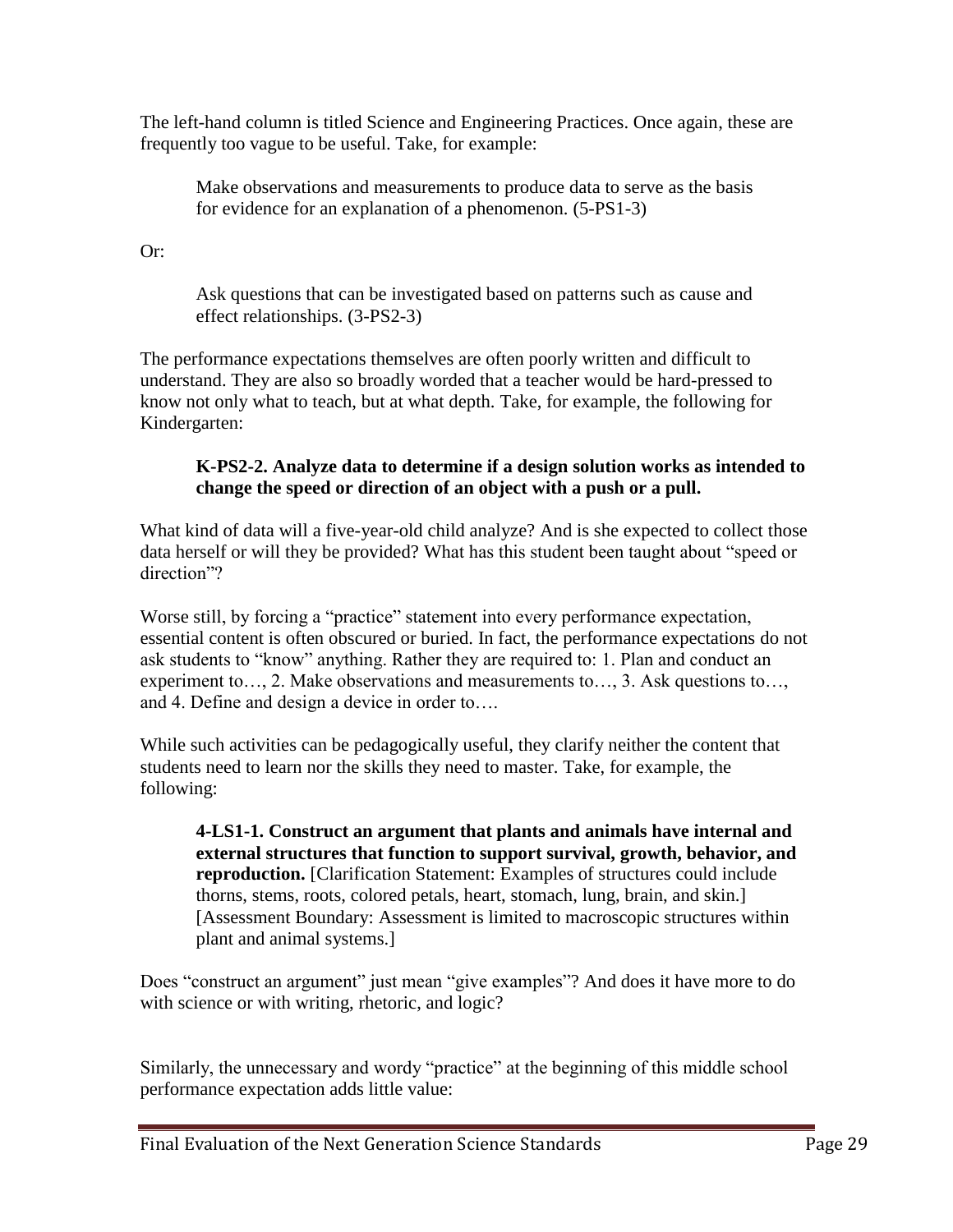The left-hand column is titled Science and Engineering Practices. Once again, these are frequently too vague to be useful. Take, for example:

> Make observations and measurements to produce data to serve as the basis for evidence for an explanation of a phenomenon. (5-PS1-3)

Or:

> Ask questions that can be investigated based on patterns such as cause and effect relationships. (3-PS2-3)

The performance expectations themselves are often poorly written and difficult to understand. They are also so broadly worded that a teacher would be hard-pressed to know not only what to teach, but at what depth. Take, for example, the following for Kindergarten:

> **K-PS2-2. Analyze data to determine if a design solution works as intended to change the speed or direction of an object with a push or a pull.**

What kind of data will a five-year-old child analyze? And is she expected to collect those data herself or will they be provided? What has this student been taught about "speed or direction"?

Worse still, by forcing a "practice" statement into every performance expectation, essential content is often obscured or buried. In fact, the performance expectations do not ask students to "know" anything. Rather they are required to: 1. Plan and conduct an experiment to…, 2. Make observations and measurements to…, 3. Ask questions to…, and 4. Define and design a device in order to….

While such activities can be pedagogically useful, they clarify neither the content that students need to learn nor the skills they need to master. Take, for example, the following:

> **4-LS1-1. Construct an argument that plants and animals have internal and external structures that function to support survival, growth, behavior, and reproduction.** [Clarification Statement: Examples of structures could include thorns, stems, roots, colored petals, heart, stomach, lung, brain, and skin.] [Assessment Boundary: Assessment is limited to macroscopic structures within plant and animal systems.]

Does "construct an argument" just mean "give examples"? And does it have more to do with science or with writing, rhetoric, and logic?

Similarly, the unnecessary and wordy "practice" at the beginning of this middle school performance expectation adds little value: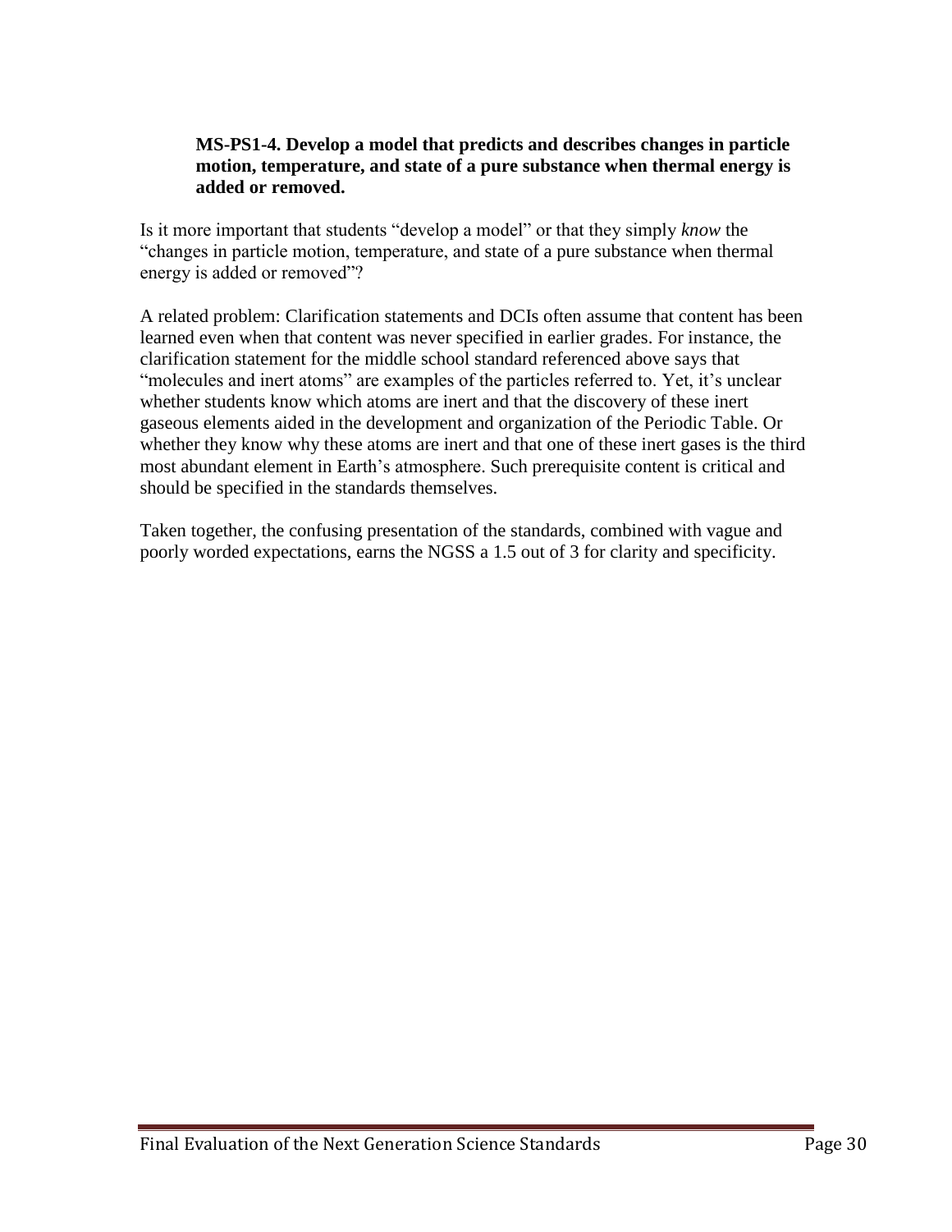**MS-PS1-4. Develop a model that predicts and describes changes in particle motion, temperature, and state of a pure substance when thermal energy is added or removed.**

Is it more important that students "develop a model" or that they simply *know* the "changes in particle motion, temperature, and state of a pure substance when thermal energy is added or removed"?

A related problem: Clarification statements and DCIs often assume that content has been learned even when that content was never specified in earlier grades. For instance, the clarification statement for the middle school standard referenced above says that "molecules and inert atoms" are examples of the particles referred to. Yet, it's unclear whether students know which atoms are inert and that the discovery of these inert gaseous elements aided in the development and organization of the Periodic Table. Or whether they know why these atoms are inert and that one of these inert gases is the third most abundant element in Earth's atmosphere. Such prerequisite content is critical and should be specified in the standards themselves.

Taken together, the confusing presentation of the standards, combined with vague and poorly worded expectations, earns the NGSS a 1.5 out of 3 for clarity and specificity.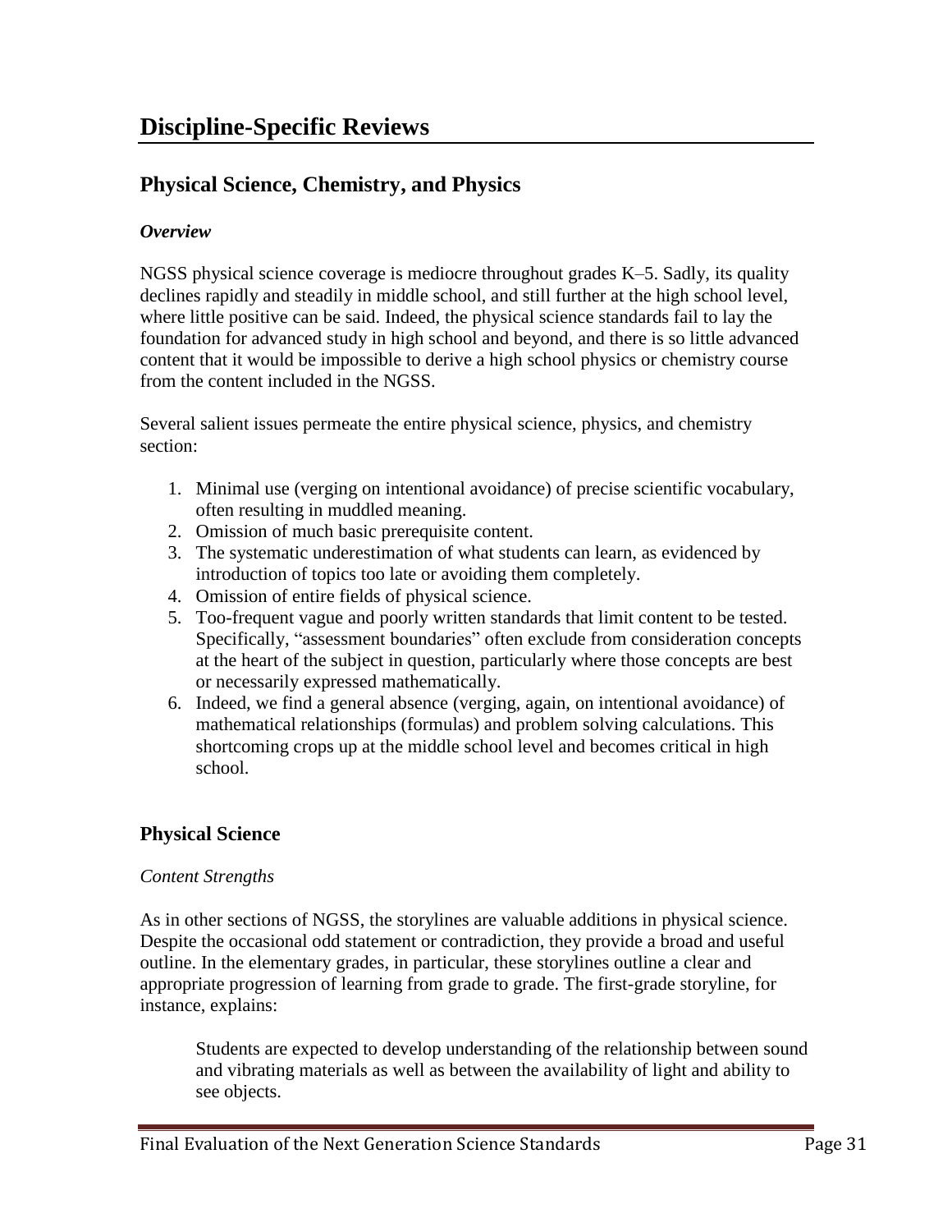# Discipline-Specific Reviews

## Physical Science, Chemistry, and Physics

### *Overview*

NGSS physical science coverage is mediocre throughout grades K–5. Sadly, its quality declines rapidly and steadily in middle school, and still further at the high school level, where little positive can be said. Indeed, the physical science standards fail to lay the foundation for advanced study in high school and beyond, and there is so little advanced content that it would be impossible to derive a high school physics or chemistry course from the content included in the NGSS.

Several salient issues permeate the entire physical science, physics, and chemistry section:

1. Minimal use (verging on intentional avoidance) of precise scientific vocabulary, often resulting in muddled meaning.
2. Omission of much basic prerequisite content.
3. The systematic underestimation of what students can learn, as evidenced by introduction of topics too late or avoiding them completely.
4. Omission of entire fields of physical science.
5. Too-frequent vague and poorly written standards that limit content to be tested. Specifically, "assessment boundaries" often exclude from consideration concepts at the heart of the subject in question, particularly where those concepts are best or necessarily expressed mathematically.
6. Indeed, we find a general absence (verging, again, on intentional avoidance) of mathematical relationships (formulas) and problem solving calculations. This shortcoming crops up at the middle school level and becomes critical in high school.

## Physical Science

*Content Strengths*

As in other sections of NGSS, the storylines are valuable additions in physical science. Despite the occasional odd statement or contradiction, they provide a broad and useful outline. In the elementary grades, in particular, these storylines outline a clear and appropriate progression of learning from grade to grade. The first-grade storyline, for instance, explains:

> Students are expected to develop understanding of the relationship between sound and vibrating materials as well as between the availability of light and ability to see objects.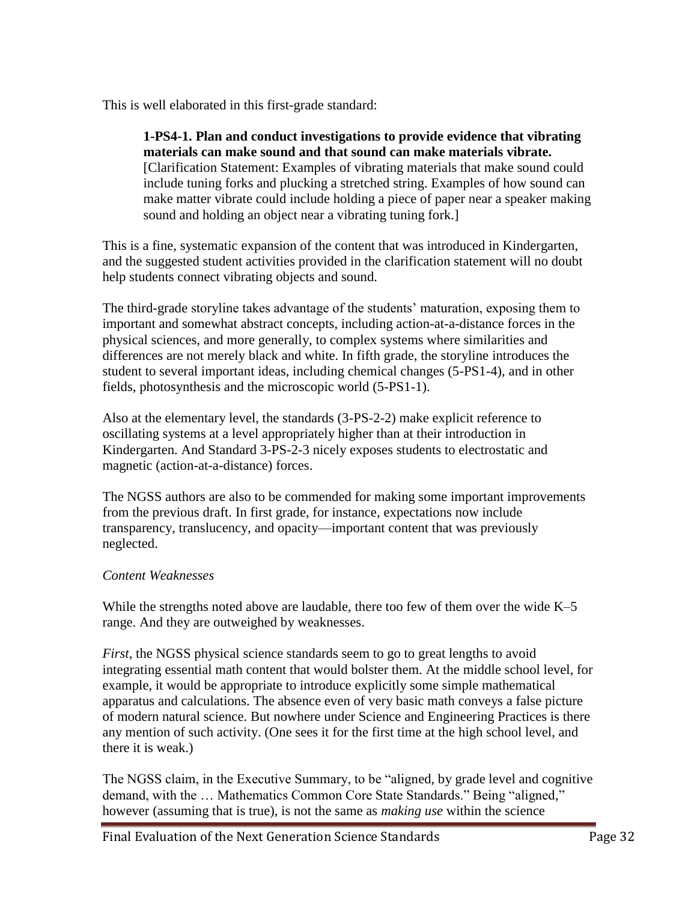This is well elaborated in this first-grade standard:

> **1-PS4-1. Plan and conduct investigations to provide evidence that vibrating materials can make sound and that sound can make materials vibrate.** [Clarification Statement: Examples of vibrating materials that make sound could include tuning forks and plucking a stretched string. Examples of how sound can make matter vibrate could include holding a piece of paper near a speaker making sound and holding an object near a vibrating tuning fork.]

This is a fine, systematic expansion of the content that was introduced in Kindergarten, and the suggested student activities provided in the clarification statement will no doubt help students connect vibrating objects and sound.

The third-grade storyline takes advantage of the students' maturation, exposing them to important and somewhat abstract concepts, including action-at-a-distance forces in the physical sciences, and more generally, to complex systems where similarities and differences are not merely black and white. In fifth grade, the storyline introduces the student to several important ideas, including chemical changes (5-PS1-4), and in other fields, photosynthesis and the microscopic world (5-PS1-1).

Also at the elementary level, the standards (3-PS-2-2) make explicit reference to oscillating systems at a level appropriately higher than at their introduction in Kindergarten. And Standard 3-PS-2-3 nicely exposes students to electrostatic and magnetic (action-at-a-distance) forces.

The NGSS authors are also to be commended for making some important improvements from the previous draft. In first grade, for instance, expectations now include transparency, translucency, and opacity—important content that was previously neglected.

*Content Weaknesses*

While the strengths noted above are laudable, there too few of them over the wide K–5 range. And they are outweighed by weaknesses.

*First*, the NGSS physical science standards seem to go to great lengths to avoid integrating essential math content that would bolster them. At the middle school level, for example, it would be appropriate to introduce explicitly some simple mathematical apparatus and calculations. The absence even of very basic math conveys a false picture of modern natural science. But nowhere under Science and Engineering Practices is there any mention of such activity. (One sees it for the first time at the high school level, and there it is weak.)

The NGSS claim, in the Executive Summary, to be "aligned, by grade level and cognitive demand, with the … Mathematics Common Core State Standards." Being "aligned," however (assuming that is true), is not the same as *making use* within the science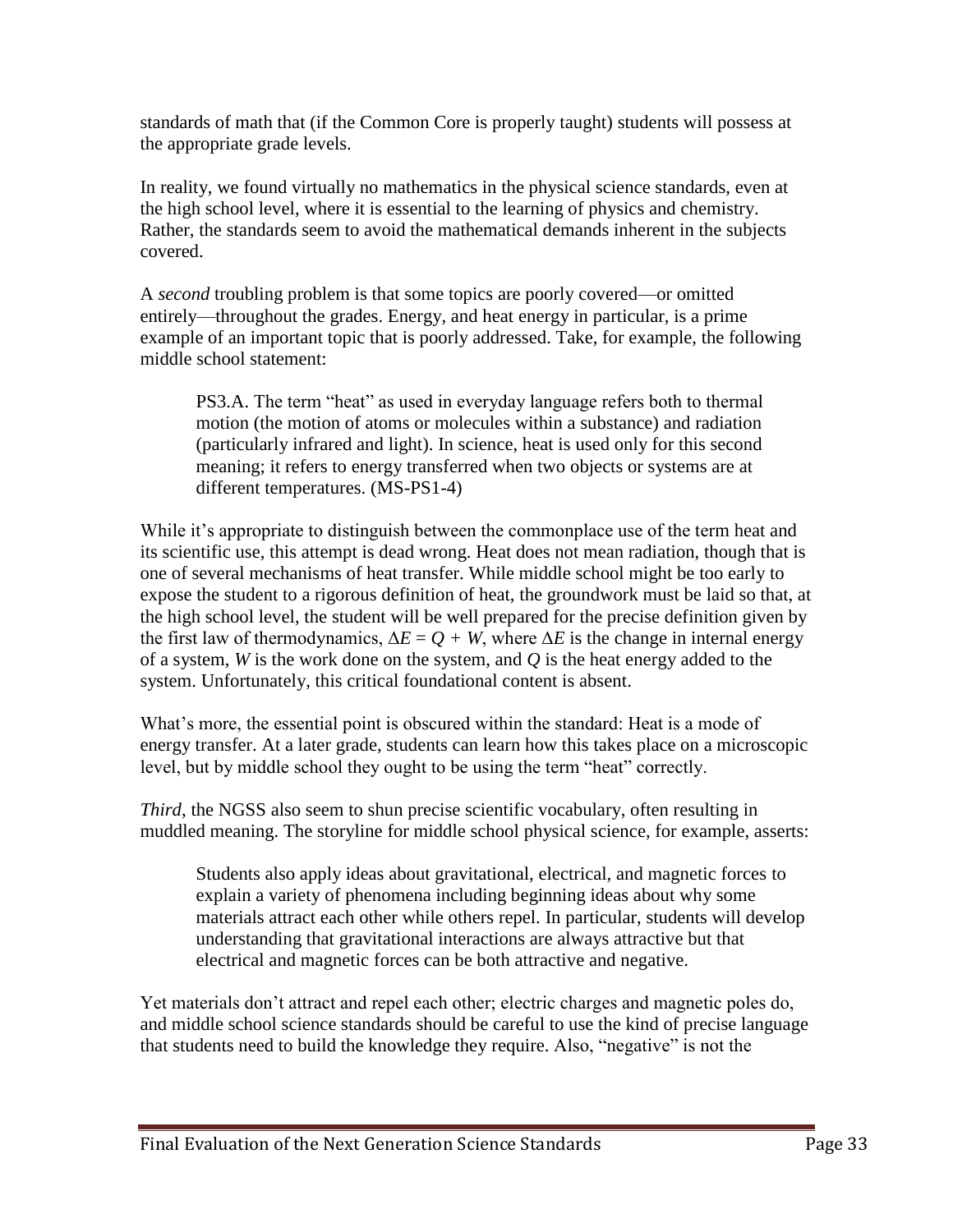standards of math that (if the Common Core is properly taught) students will possess at the appropriate grade levels.

In reality, we found virtually no mathematics in the physical science standards, even at the high school level, where it is essential to the learning of physics and chemistry. Rather, the standards seem to avoid the mathematical demands inherent in the subjects covered.

A *second* troubling problem is that some topics are poorly covered—or omitted entirely—throughout the grades. Energy, and heat energy in particular, is a prime example of an important topic that is poorly addressed. Take, for example, the following middle school statement:

> PS3.A. The term "heat" as used in everyday language refers both to thermal motion (the motion of atoms or molecules within a substance) and radiation (particularly infrared and light). In science, heat is used only for this second meaning; it refers to energy transferred when two objects or systems are at different temperatures. (MS-PS1-4)

While it's appropriate to distinguish between the commonplace use of the term heat and its scientific use, this attempt is dead wrong. Heat does not mean radiation, though that is one of several mechanisms of heat transfer. While middle school might be too early to expose the student to a rigorous definition of heat, the groundwork must be laid so that, at the high school level, the student will be well prepared for the precise definition given by the first law of thermodynamics, $\Delta E = Q + W$, where $\Delta E$ is the change in internal energy of a system, $W$ is the work done on the system, and $Q$ is the heat energy added to the system. Unfortunately, this critical foundational content is absent.

What's more, the essential point is obscured within the standard: Heat is a mode of energy transfer. At a later grade, students can learn how this takes place on a microscopic level, but by middle school they ought to be using the term "heat" correctly.

*Third*, the NGSS also seem to shun precise scientific vocabulary, often resulting in muddled meaning. The storyline for middle school physical science, for example, asserts:

> Students also apply ideas about gravitational, electrical, and magnetic forces to explain a variety of phenomena including beginning ideas about why some materials attract each other while others repel. In particular, students will develop understanding that gravitational interactions are always attractive but that electrical and magnetic forces can be both attractive and negative.

Yet materials don't attract and repel each other; electric charges and magnetic poles do, and middle school science standards should be careful to use the kind of precise language that students need to build the knowledge they require. Also, "negative" is not the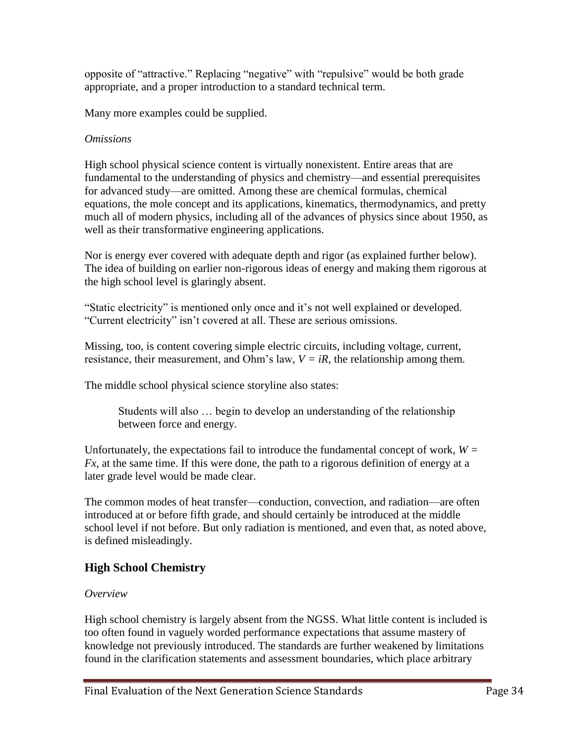opposite of “attractive.” Replacing “negative” with “repulsive” would be both grade appropriate, and a proper introduction to a standard technical term.

Many more examples could be supplied.

*Omissions*

High school physical science content is virtually nonexistent. Entire areas that are fundamental to the understanding of physics and chemistry—and essential prerequisites for advanced study—are omitted. Among these are chemical formulas, chemical equations, the mole concept and its applications, kinematics, thermodynamics, and pretty much all of modern physics, including all of the advances of physics since about 1950, as well as their transformative engineering applications.

Nor is energy ever covered with adequate depth and rigor (as explained further below). The idea of building on earlier non-rigorous ideas of energy and making them rigorous at the high school level is glaringly absent.

“Static electricity” is mentioned only once and it’s not well explained or developed. “Current electricity” isn’t covered at all. These are serious omissions.

Missing, too, is content covering simple electric circuits, including voltage, current, resistance, their measurement, and Ohm’s law, $V = iR$, the relationship among them.

The middle school physical science storyline also states:

> Students will also … begin to develop an understanding of the relationship between force and energy.

Unfortunately, the expectations fail to introduce the fundamental concept of work, $W = Fx$, at the same time. If this were done, the path to a rigorous definition of energy at a later grade level would be made clear.

The common modes of heat transfer—conduction, convection, and radiation—are often introduced at or before fifth grade, and should certainly be introduced at the middle school level if not before. But only radiation is mentioned, and even that, as noted above, is defined misleadingly.

## High School Chemistry

*Overview*

High school chemistry is largely absent from the NGSS. What little content is included is too often found in vaguely worded performance expectations that assume mastery of knowledge not previously introduced. The standards are further weakened by limitations found in the clarification statements and assessment boundaries, which place arbitrary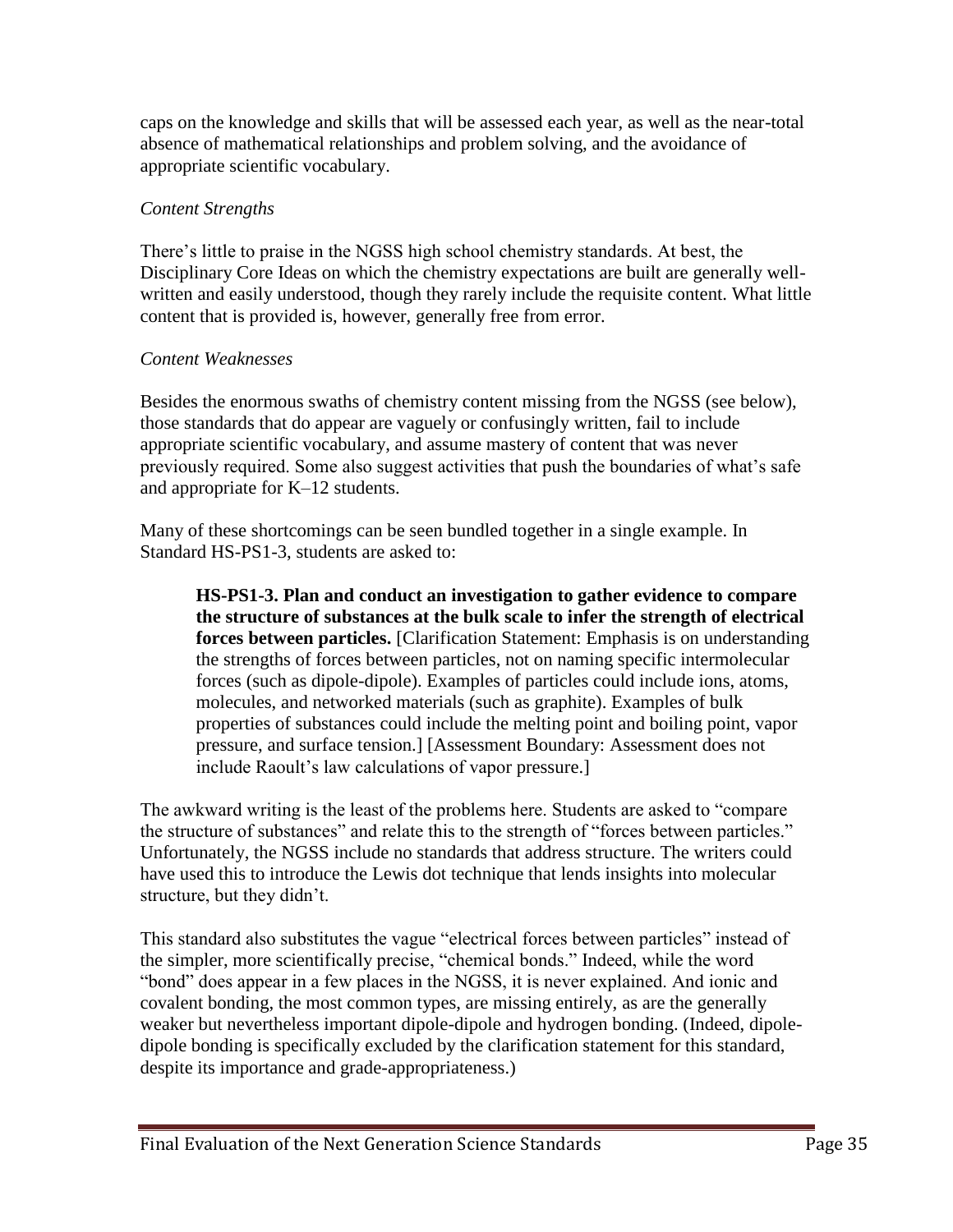caps on the knowledge and skills that will be assessed each year, as well as the near-total absence of mathematical relationships and problem solving, and the avoidance of appropriate scientific vocabulary.

*Content Strengths*

There's little to praise in the NGSS high school chemistry standards. At best, the Disciplinary Core Ideas on which the chemistry expectations are built are generally well-written and easily understood, though they rarely include the requisite content. What little content that is provided is, however, generally free from error.

*Content Weaknesses*

Besides the enormous swaths of chemistry content missing from the NGSS (see below), those standards that do appear are vaguely or confusingly written, fail to include appropriate scientific vocabulary, and assume mastery of content that was never previously required. Some also suggest activities that push the boundaries of what's safe and appropriate for K–12 students.

Many of these shortcomings can be seen bundled together in a single example. In Standard HS-PS1-3, students are asked to:

> **HS-PS1-3. Plan and conduct an investigation to gather evidence to compare the structure of substances at the bulk scale to infer the strength of electrical forces between particles.** [Clarification Statement: Emphasis is on understanding the strengths of forces between particles, not on naming specific intermolecular forces (such as dipole-dipole). Examples of particles could include ions, atoms, molecules, and networked materials (such as graphite). Examples of bulk properties of substances could include the melting point and boiling point, vapor pressure, and surface tension.] [Assessment Boundary: Assessment does not include Raoult's law calculations of vapor pressure.]

The awkward writing is the least of the problems here. Students are asked to "compare the structure of substances" and relate this to the strength of "forces between particles." Unfortunately, the NGSS include no standards that address structure. The writers could have used this to introduce the Lewis dot technique that lends insights into molecular structure, but they didn't.

This standard also substitutes the vague "electrical forces between particles" instead of the simpler, more scientifically precise, "chemical bonds." Indeed, while the word "bond" does appear in a few places in the NGSS, it is never explained. And ionic and covalent bonding, the most common types, are missing entirely, as are the generally weaker but nevertheless important dipole-dipole and hydrogen bonding. (Indeed, dipole-dipole bonding is specifically excluded by the clarification statement for this standard, despite its importance and grade-appropriateness.)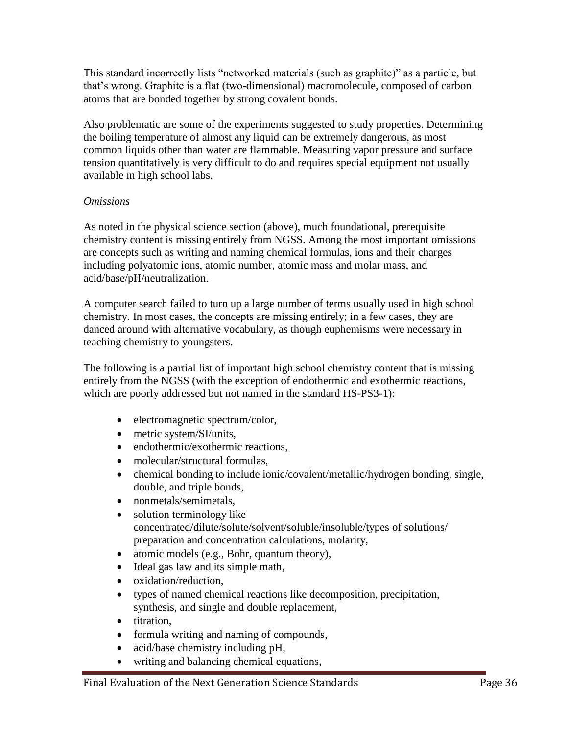This standard incorrectly lists "networked materials (such as graphite)" as a particle, but that's wrong. Graphite is a flat (two-dimensional) macromolecule, composed of carbon atoms that are bonded together by strong covalent bonds.

Also problematic are some of the experiments suggested to study properties. Determining the boiling temperature of almost any liquid can be extremely dangerous, as most common liquids other than water are flammable. Measuring vapor pressure and surface tension quantitatively is very difficult to do and requires special equipment not usually available in high school labs.

*Omissions*

As noted in the physical science section (above), much foundational, prerequisite chemistry content is missing entirely from NGSS. Among the most important omissions are concepts such as writing and naming chemical formulas, ions and their charges including polyatomic ions, atomic number, atomic mass and molar mass, and acid/base/pH/neutralization.

A computer search failed to turn up a large number of terms usually used in high school chemistry. In most cases, the concepts are missing entirely; in a few cases, they are danced around with alternative vocabulary, as though euphemisms were necessary in teaching chemistry to youngsters.

The following is a partial list of important high school chemistry content that is missing entirely from the NGSS (with the exception of endothermic and exothermic reactions, which are poorly addressed but not named in the standard HS-PS3-1):

- electromagnetic spectrum/color,
- metric system/SI/units,
- endothermic/exothermic reactions,
- molecular/structural formulas,
- chemical bonding to include ionic/covalent/metallic/hydrogen bonding, single, double, and triple bonds,
- nonmetals/semimetals,
- solution terminology like concentrated/dilute/solute/solvent/soluble/insoluble/types of solutions/ preparation and concentration calculations, molarity,
- atomic models (e.g., Bohr, quantum theory),
- Ideal gas law and its simple math,
- oxidation/reduction,
- types of named chemical reactions like decomposition, precipitation, synthesis, and single and double replacement,
- titration,
- formula writing and naming of compounds,
- acid/base chemistry including pH,
- writing and balancing chemical equations,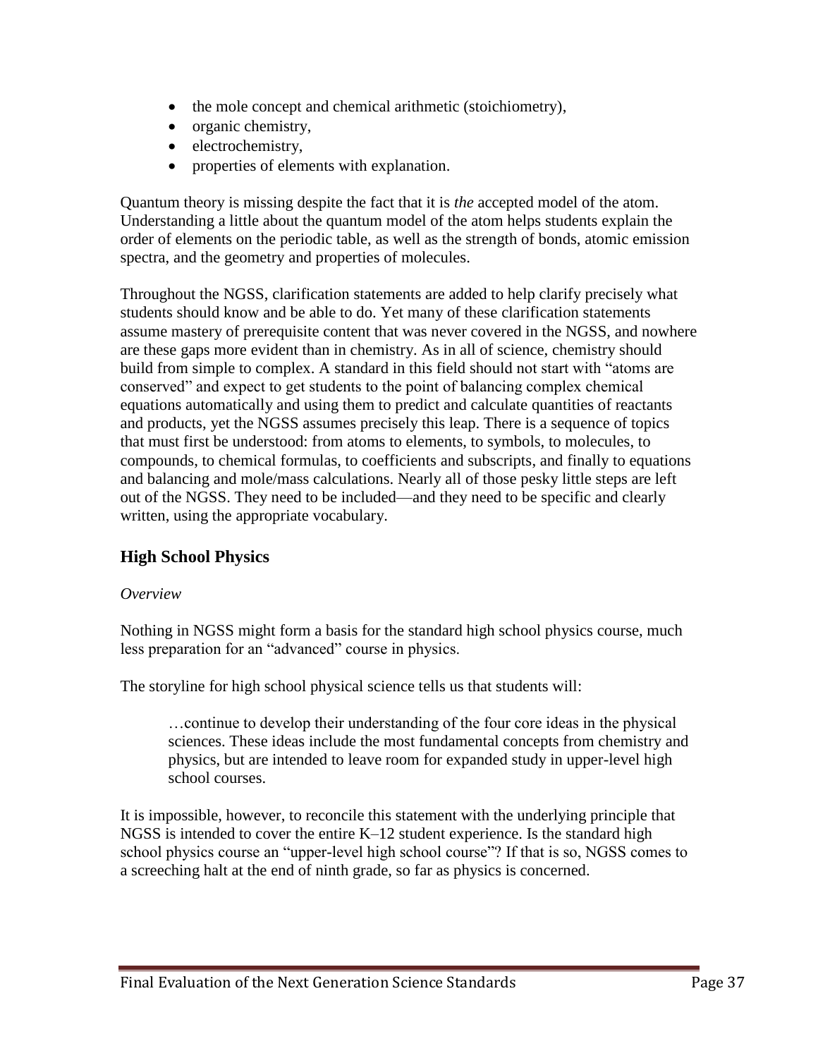- the mole concept and chemical arithmetic (stoichiometry),
- organic chemistry,
- electrochemistry,
- properties of elements with explanation.

Quantum theory is missing despite the fact that it is *the* accepted model of the atom. Understanding a little about the quantum model of the atom helps students explain the order of elements on the periodic table, as well as the strength of bonds, atomic emission spectra, and the geometry and properties of molecules.

Throughout the NGSS, clarification statements are added to help clarify precisely what students should know and be able to do. Yet many of these clarification statements assume mastery of prerequisite content that was never covered in the NGSS, and nowhere are these gaps more evident than in chemistry. As in all of science, chemistry should build from simple to complex. A standard in this field should not start with "atoms are conserved" and expect to get students to the point of balancing complex chemical equations automatically and using them to predict and calculate quantities of reactants and products, yet the NGSS assumes precisely this leap. There is a sequence of topics that must first be understood: from atoms to elements, to symbols, to molecules, to compounds, to chemical formulas, to coefficients and subscripts, and finally to equations and balancing and mole/mass calculations. Nearly all of those pesky little steps are left out of the NGSS. They need to be included—and they need to be specific and clearly written, using the appropriate vocabulary.

## High School Physics

*Overview*

Nothing in NGSS might form a basis for the standard high school physics course, much less preparation for an "advanced" course in physics.

The storyline for high school physical science tells us that students will:

> …continue to develop their understanding of the four core ideas in the physical sciences. These ideas include the most fundamental concepts from chemistry and physics, but are intended to leave room for expanded study in upper-level high school courses.

It is impossible, however, to reconcile this statement with the underlying principle that NGSS is intended to cover the entire K–12 student experience. Is the standard high school physics course an "upper-level high school course"? If that is so, NGSS comes to a screeching halt at the end of ninth grade, so far as physics is concerned.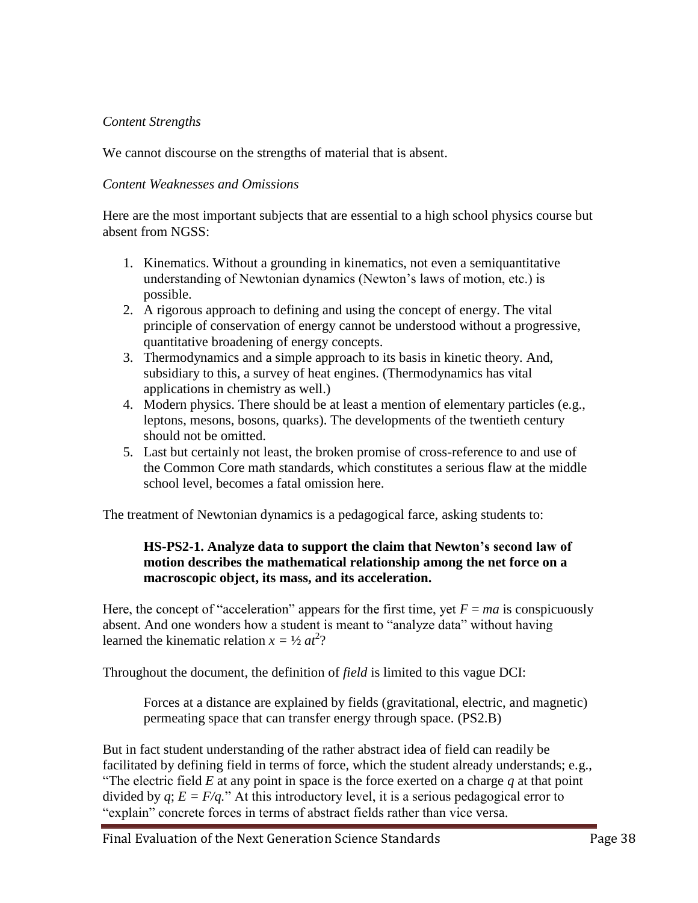*Content Strengths*

We cannot discourse on the strengths of material that is absent.

*Content Weaknesses and Omissions*

Here are the most important subjects that are essential to a high school physics course but absent from NGSS:

1. Kinematics. Without a grounding in kinematics, not even a semiquantitative understanding of Newtonian dynamics (Newton's laws of motion, etc.) is possible.
2. A rigorous approach to defining and using the concept of energy. The vital principle of conservation of energy cannot be understood without a progressive, quantitative broadening of energy concepts.
3. Thermodynamics and a simple approach to its basis in kinetic theory. And, subsidiary to this, a survey of heat engines. (Thermodynamics has vital applications in chemistry as well.)
4. Modern physics. There should be at least a mention of elementary particles (e.g., leptons, mesons, bosons, quarks). The developments of the twentieth century should not be omitted.
5. Last but certainly not least, the broken promise of cross-reference to and use of the Common Core math standards, which constitutes a serious flaw at the middle school level, becomes a fatal omission here.

The treatment of Newtonian dynamics is a pedagogical farce, asking students to:

> **HS-PS2-1. Analyze data to support the claim that Newton's second law of motion describes the mathematical relationship among the net force on a macroscopic object, its mass, and its acceleration.**

Here, the concept of "acceleration" appears for the first time, yet $F = ma$ is conspicuously absent. And one wonders how a student is meant to "analyze data" without having learned the kinematic relation $x = \frac{1}{2} at^2$?

Throughout the document, the definition of *field* is limited to this vague DCI:

> Forces at a distance are explained by fields (gravitational, electric, and magnetic) permeating space that can transfer energy through space. (PS2.B)

But in fact student understanding of the rather abstract idea of field can readily be facilitated by defining field in terms of force, which the student already understands; e.g., "The electric field $E$ at any point in space is the force exerted on a charge $q$ at that point divided by $q$; $E = F/q$." At this introductory level, it is a serious pedagogical error to "explain" concrete forces in terms of abstract fields rather than vice versa.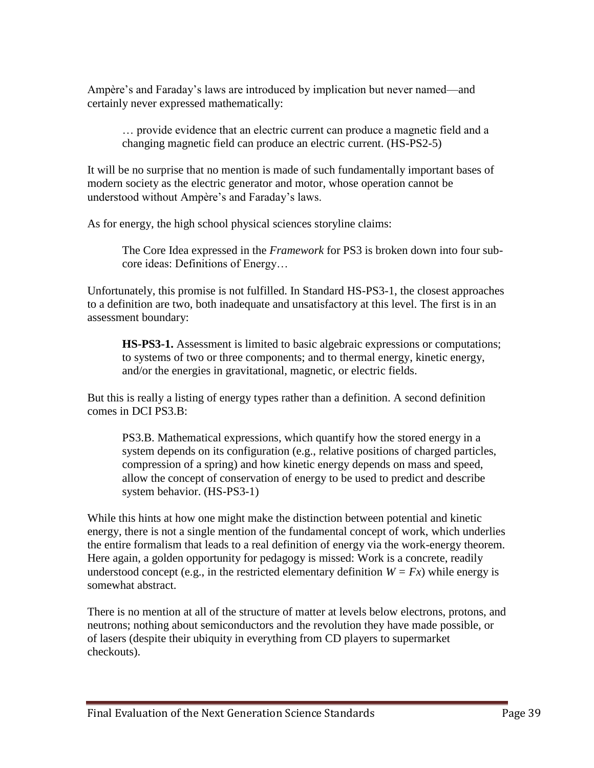Ampère's and Faraday's laws are introduced by implication but never named—and certainly never expressed mathematically:

> … provide evidence that an electric current can produce a magnetic field and a changing magnetic field can produce an electric current. (HS-PS2-5)

It will be no surprise that no mention is made of such fundamentally important bases of modern society as the electric generator and motor, whose operation cannot be understood without Ampère's and Faraday's laws.

As for energy, the high school physical sciences storyline claims:

> The Core Idea expressed in the *Framework* for PS3 is broken down into four sub-core ideas: Definitions of Energy…

Unfortunately, this promise is not fulfilled. In Standard HS-PS3-1, the closest approaches to a definition are two, both inadequate and unsatisfactory at this level. The first is in an assessment boundary:

> **HS-PS3-1.** Assessment is limited to basic algebraic expressions or computations; to systems of two or three components; and to thermal energy, kinetic energy, and/or the energies in gravitational, magnetic, or electric fields.

But this is really a listing of energy types rather than a definition. A second definition comes in DCI PS3.B:

> PS3.B. Mathematical expressions, which quantify how the stored energy in a system depends on its configuration (e.g., relative positions of charged particles, compression of a spring) and how kinetic energy depends on mass and speed, allow the concept of conservation of energy to be used to predict and describe system behavior. (HS-PS3-1)

While this hints at how one might make the distinction between potential and kinetic energy, there is not a single mention of the fundamental concept of work, which underlies the entire formalism that leads to a real definition of energy via the work-energy theorem. Here again, a golden opportunity for pedagogy is missed: Work is a concrete, readily understood concept (e.g., in the restricted elementary definition $W = Fx$) while energy is somewhat abstract.

There is no mention at all of the structure of matter at levels below electrons, protons, and neutrons; nothing about semiconductors and the revolution they have made possible, or of lasers (despite their ubiquity in everything from CD players to supermarket checkouts).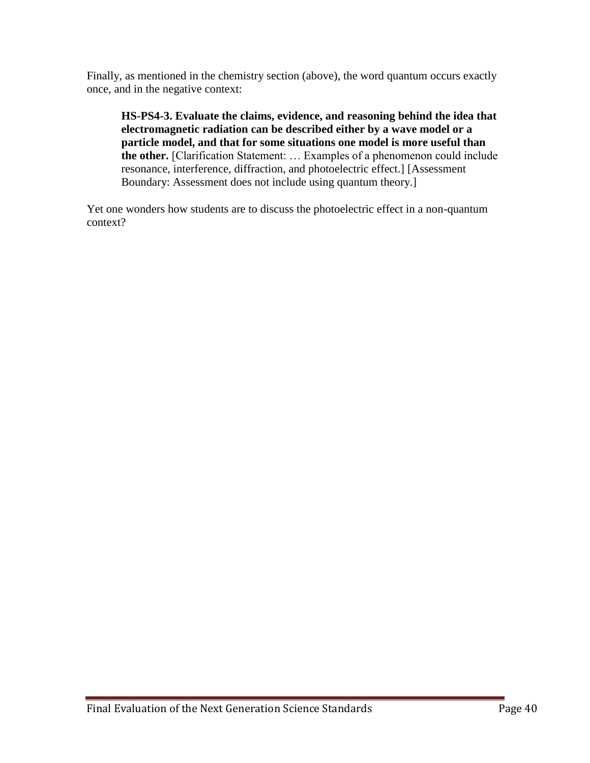Finally, as mentioned in the chemistry section (above), the word quantum occurs exactly once, and in the negative context:

> **HS-PS4-3. Evaluate the claims, evidence, and reasoning behind the idea that electromagnetic radiation can be described either by a wave model or a particle model, and that for some situations one model is more useful than the other.** [Clarification Statement: … Examples of a phenomenon could include resonance, interference, diffraction, and photoelectric effect.] [Assessment Boundary: Assessment does not include using quantum theory.]

Yet one wonders how students are to discuss the photoelectric effect in a non-quantum context?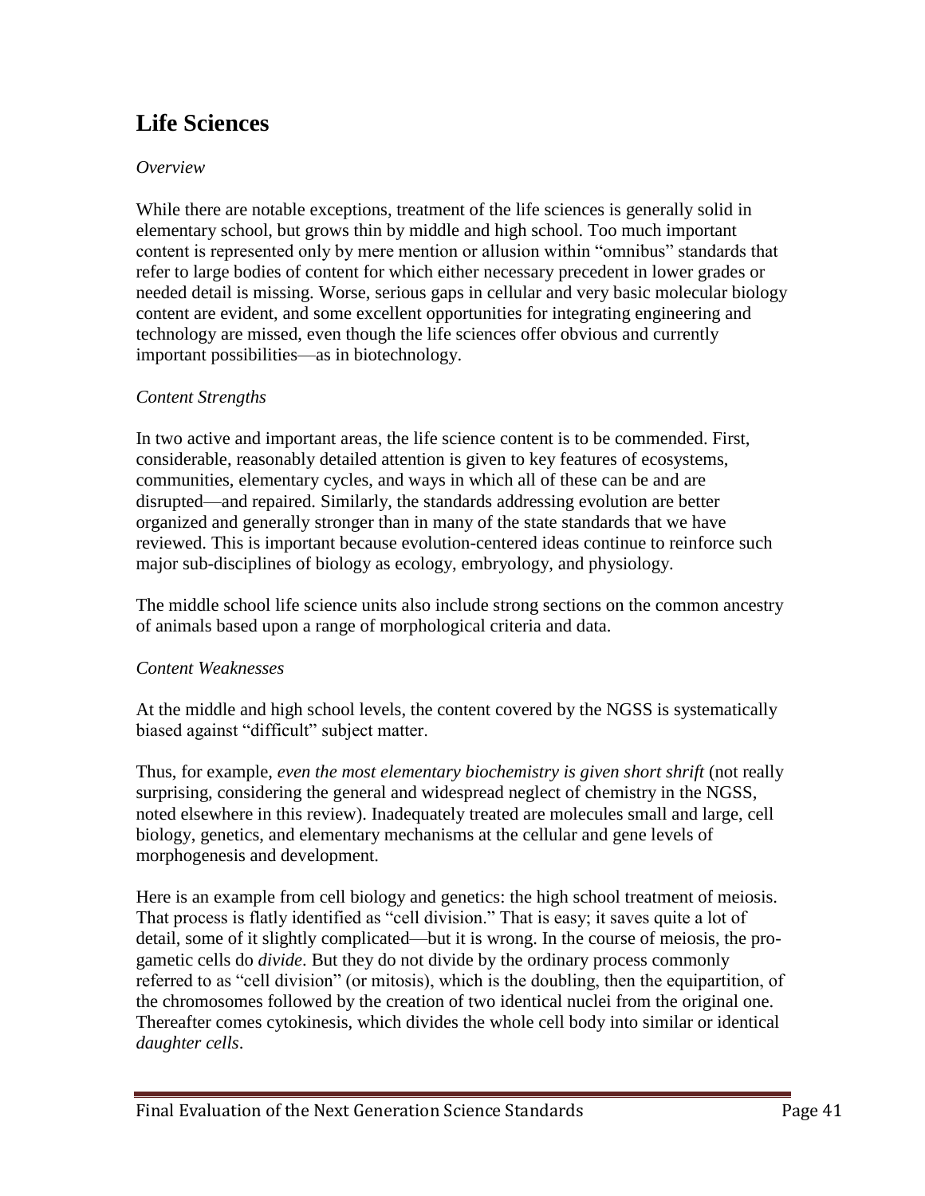# Life Sciences

*Overview*

While there are notable exceptions, treatment of the life sciences is generally solid in elementary school, but grows thin by middle and high school. Too much important content is represented only by mere mention or allusion within "omnibus" standards that refer to large bodies of content for which either necessary precedent in lower grades or needed detail is missing. Worse, serious gaps in cellular and very basic molecular biology content are evident, and some excellent opportunities for integrating engineering and technology are missed, even though the life sciences offer obvious and currently important possibilities—as in biotechnology.

*Content Strengths*

In two active and important areas, the life science content is to be commended. First, considerable, reasonably detailed attention is given to key features of ecosystems, communities, elementary cycles, and ways in which all of these can be and are disrupted—and repaired. Similarly, the standards addressing evolution are better organized and generally stronger than in many of the state standards that we have reviewed. This is important because evolution-centered ideas continue to reinforce such major sub-disciplines of biology as ecology, embryology, and physiology.

The middle school life science units also include strong sections on the common ancestry of animals based upon a range of morphological criteria and data.

*Content Weaknesses*

At the middle and high school levels, the content covered by the NGSS is systematically biased against "difficult" subject matter.

Thus, for example, *even the most elementary biochemistry is given short shrift* (not really surprising, considering the general and widespread neglect of chemistry in the NGSS, noted elsewhere in this review). Inadequately treated are molecules small and large, cell biology, genetics, and elementary mechanisms at the cellular and gene levels of morphogenesis and development.

Here is an example from cell biology and genetics: the high school treatment of meiosis. That process is flatly identified as "cell division." That is easy; it saves quite a lot of detail, some of it slightly complicated—but it is wrong. In the course of meiosis, the pro-gametic cells do *divide*. But they do not divide by the ordinary process commonly referred to as "cell division" (or mitosis), which is the doubling, then the equipartition, of the chromosomes followed by the creation of two identical nuclei from the original one. Thereafter comes cytokinesis, which divides the whole cell body into similar or identical *daughter cells*.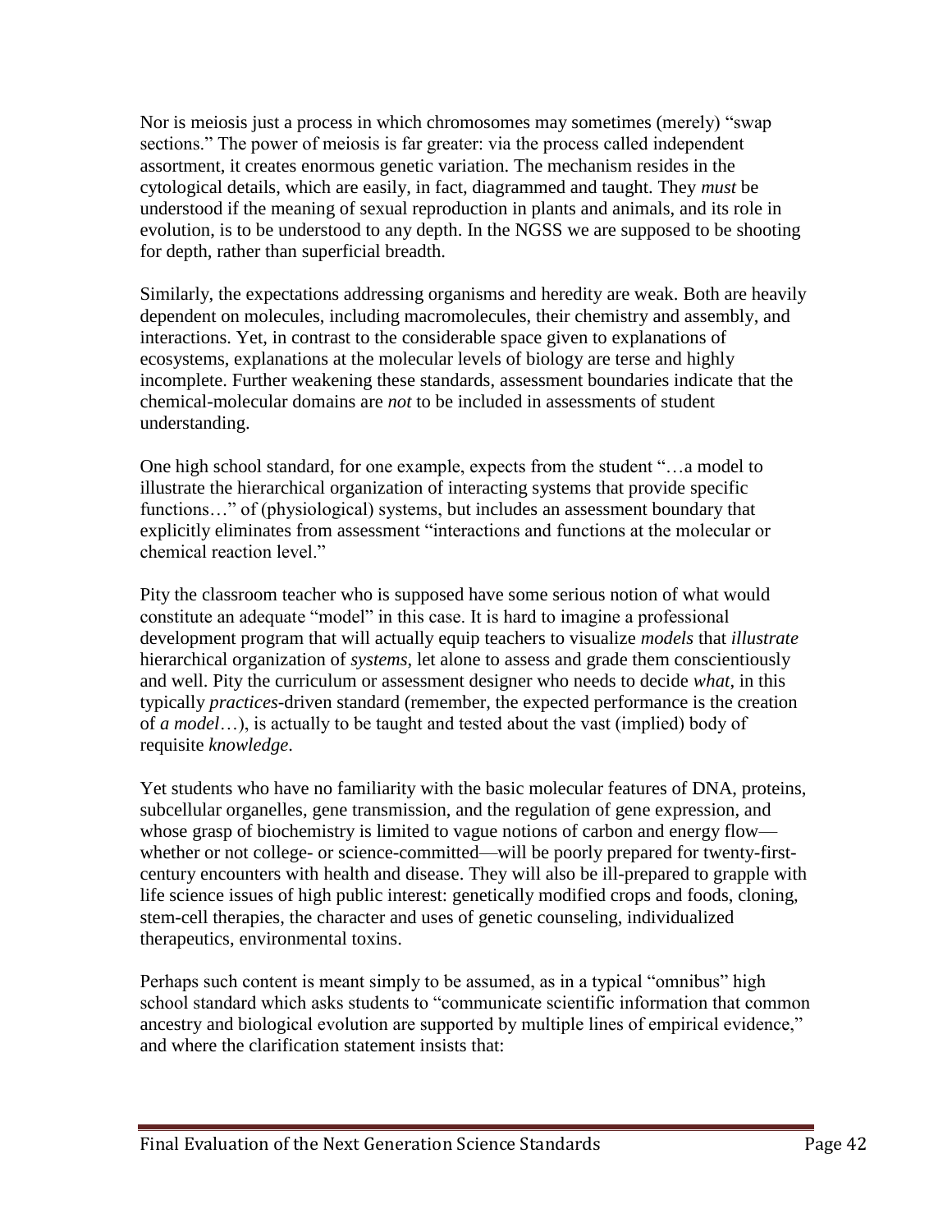Nor is meiosis just a process in which chromosomes may sometimes (merely) "swap sections." The power of meiosis is far greater: via the process called independent assortment, it creates enormous genetic variation. The mechanism resides in the cytological details, which are easily, in fact, diagrammed and taught. They *must* be understood if the meaning of sexual reproduction in plants and animals, and its role in evolution, is to be understood to any depth. In the NGSS we are supposed to be shooting for depth, rather than superficial breadth.

Similarly, the expectations addressing organisms and heredity are weak. Both are heavily dependent on molecules, including macromolecules, their chemistry and assembly, and interactions. Yet, in contrast to the considerable space given to explanations of ecosystems, explanations at the molecular levels of biology are terse and highly incomplete. Further weakening these standards, assessment boundaries indicate that the chemical-molecular domains are *not* to be included in assessments of student understanding.

One high school standard, for one example, expects from the student "…a model to illustrate the hierarchical organization of interacting systems that provide specific functions…" of (physiological) systems, but includes an assessment boundary that explicitly eliminates from assessment "interactions and functions at the molecular or chemical reaction level."

Pity the classroom teacher who is supposed have some serious notion of what would constitute an adequate "model" in this case. It is hard to imagine a professional development program that will actually equip teachers to visualize *models* that *illustrate* hierarchical organization of *systems*, let alone to assess and grade them conscientiously and well. Pity the curriculum or assessment designer who needs to decide *what*, in this typically *practices*-driven standard (remember, the expected performance is the creation of *a model*…), is actually to be taught and tested about the vast (implied) body of requisite *knowledge*.

Yet students who have no familiarity with the basic molecular features of DNA, proteins, subcellular organelles, gene transmission, and the regulation of gene expression, and whose grasp of biochemistry is limited to vague notions of carbon and energy flow—whether or not college- or science-committed—will be poorly prepared for twenty-first-century encounters with health and disease. They will also be ill-prepared to grapple with life science issues of high public interest: genetically modified crops and foods, cloning, stem-cell therapies, the character and uses of genetic counseling, individualized therapeutics, environmental toxins.

Perhaps such content is meant simply to be assumed, as in a typical "omnibus" high school standard which asks students to "communicate scientific information that common ancestry and biological evolution are supported by multiple lines of empirical evidence," and where the clarification statement insists that: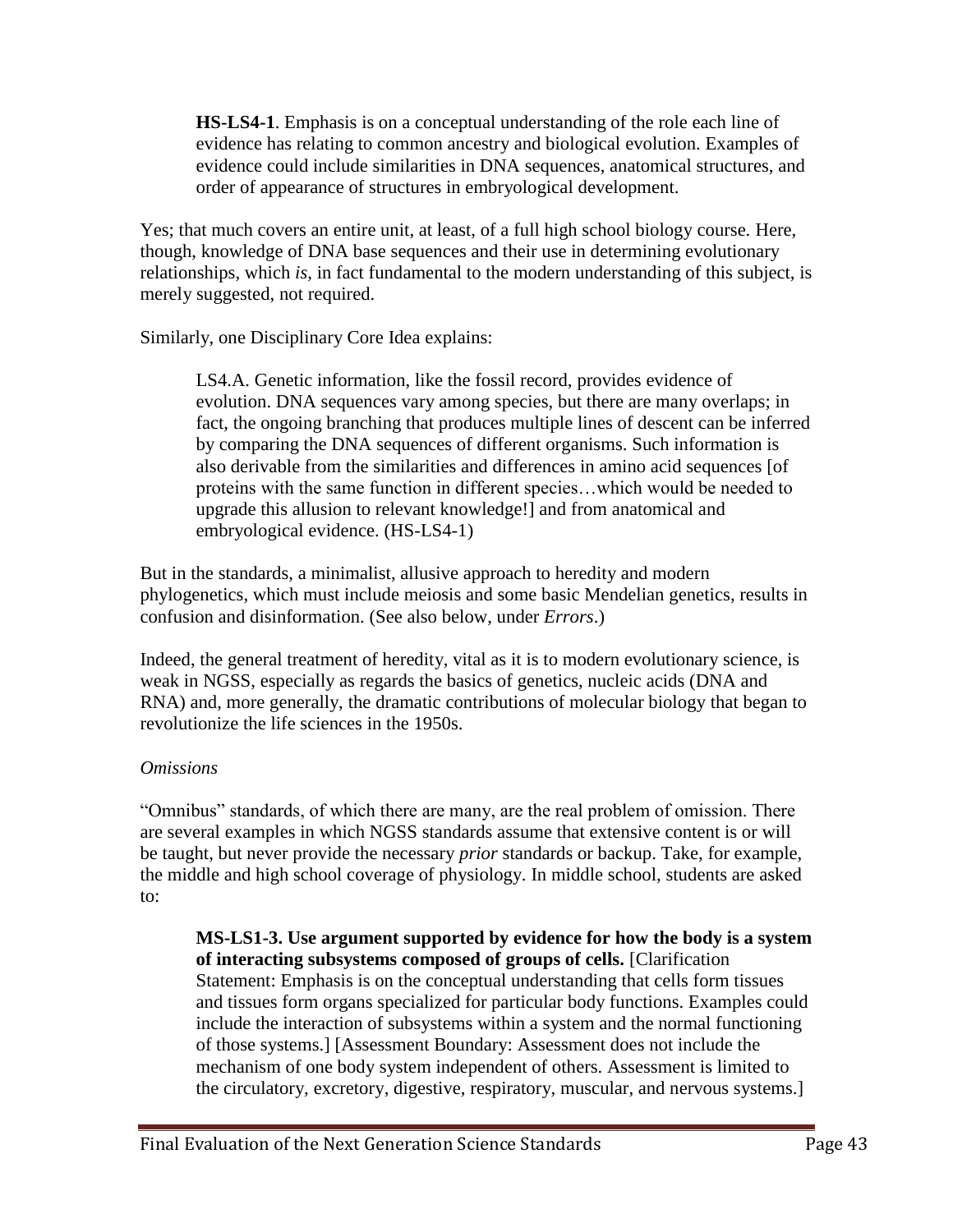> **HS-LS4-1**. Emphasis is on a conceptual understanding of the role each line of evidence has relating to common ancestry and biological evolution. Examples of evidence could include similarities in DNA sequences, anatomical structures, and order of appearance of structures in embryological development.

Yes; that much covers an entire unit, at least, of a full high school biology course. Here, though, knowledge of DNA base sequences and their use in determining evolutionary relationships, which *is*, in fact fundamental to the modern understanding of this subject, is merely suggested, not required.

Similarly, one Disciplinary Core Idea explains:

> LS4.A. Genetic information, like the fossil record, provides evidence of evolution. DNA sequences vary among species, but there are many overlaps; in fact, the ongoing branching that produces multiple lines of descent can be inferred by comparing the DNA sequences of different organisms. Such information is also derivable from the similarities and differences in amino acid sequences [of proteins with the same function in different species…which would be needed to upgrade this allusion to relevant knowledge!] and from anatomical and embryological evidence. (HS-LS4-1)

But in the standards, a minimalist, allusive approach to heredity and modern phylogenetics, which must include meiosis and some basic Mendelian genetics, results in confusion and disinformation. (See also below, under *Errors*.)

Indeed, the general treatment of heredity, vital as it is to modern evolutionary science, is weak in NGSS, especially as regards the basics of genetics, nucleic acids (DNA and RNA) and, more generally, the dramatic contributions of molecular biology that began to revolutionize the life sciences in the 1950s.

*Omissions*

"Omnibus" standards, of which there are many, are the real problem of omission. There are several examples in which NGSS standards assume that extensive content is or will be taught, but never provide the necessary *prior* standards or backup. Take, for example, the middle and high school coverage of physiology. In middle school, students are asked to:

> **MS-LS1-3. Use argument supported by evidence for how the body is a system of interacting subsystems composed of groups of cells.** [Clarification Statement: Emphasis is on the conceptual understanding that cells form tissues and tissues form organs specialized for particular body functions. Examples could include the interaction of subsystems within a system and the normal functioning of those systems.] [Assessment Boundary: Assessment does not include the mechanism of one body system independent of others. Assessment is limited to the circulatory, excretory, digestive, respiratory, muscular, and nervous systems.]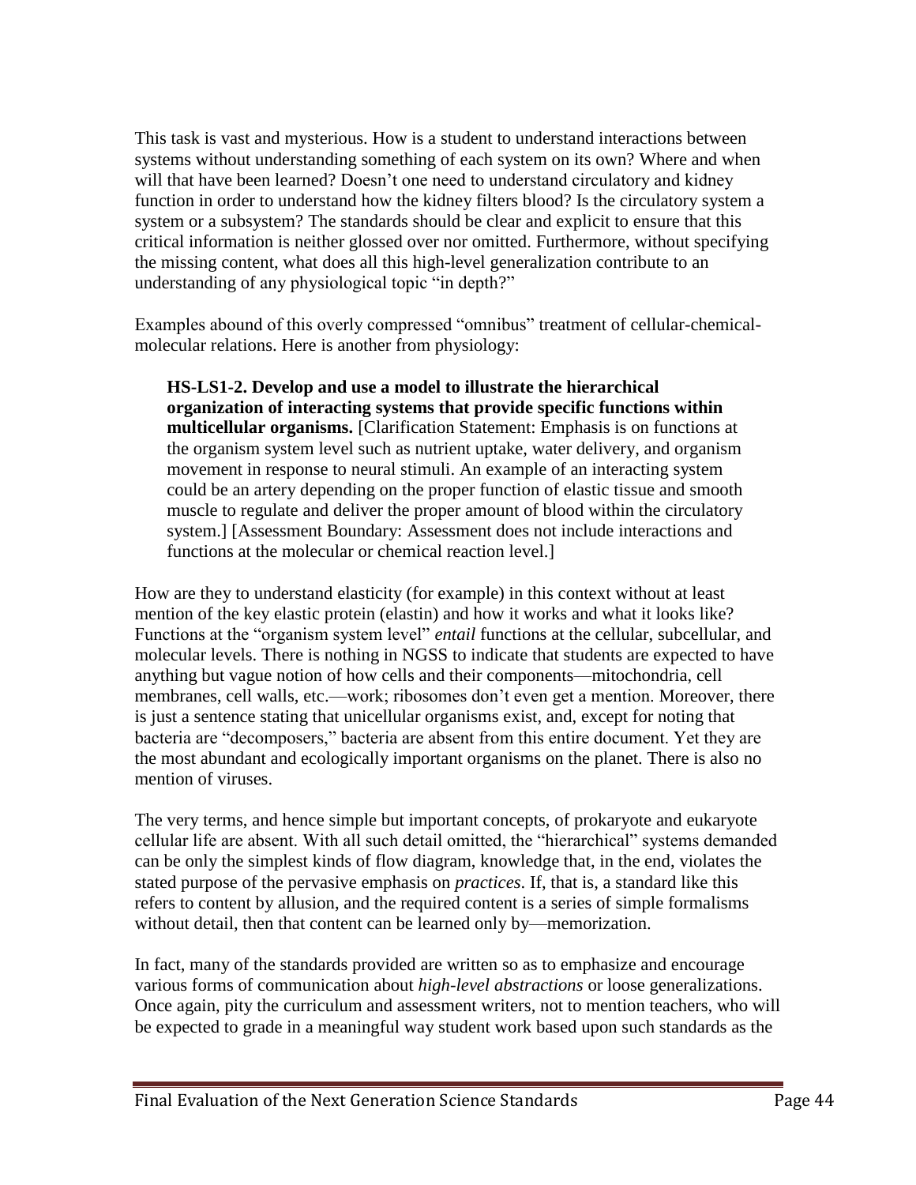This task is vast and mysterious. How is a student to understand interactions between systems without understanding something of each system on its own? Where and when will that have been learned? Doesn't one need to understand circulatory and kidney function in order to understand how the kidney filters blood? Is the circulatory system a system or a subsystem? The standards should be clear and explicit to ensure that this critical information is neither glossed over nor omitted. Furthermore, without specifying the missing content, what does all this high-level generalization contribute to an understanding of any physiological topic "in depth?"

Examples abound of this overly compressed "omnibus" treatment of cellular-chemical-molecular relations. Here is another from physiology:

> **HS-LS1-2. Develop and use a model to illustrate the hierarchical organization of interacting systems that provide specific functions within multicellular organisms.** [Clarification Statement: Emphasis is on functions at the organism system level such as nutrient uptake, water delivery, and organism movement in response to neural stimuli. An example of an interacting system could be an artery depending on the proper function of elastic tissue and smooth muscle to regulate and deliver the proper amount of blood within the circulatory system.] [Assessment Boundary: Assessment does not include interactions and functions at the molecular or chemical reaction level.]

How are they to understand elasticity (for example) in this context without at least mention of the key elastic protein (elastin) and how it works and what it looks like? Functions at the "organism system level" *entail* functions at the cellular, subcellular, and molecular levels. There is nothing in NGSS to indicate that students are expected to have anything but vague notion of how cells and their components—mitochondria, cell membranes, cell walls, etc.—work; ribosomes don't even get a mention. Moreover, there is just a sentence stating that unicellular organisms exist, and, except for noting that bacteria are "decomposers," bacteria are absent from this entire document. Yet they are the most abundant and ecologically important organisms on the planet. There is also no mention of viruses.

The very terms, and hence simple but important concepts, of prokaryote and eukaryote cellular life are absent. With all such detail omitted, the "hierarchical" systems demanded can be only the simplest kinds of flow diagram, knowledge that, in the end, violates the stated purpose of the pervasive emphasis on *practices*. If, that is, a standard like this refers to content by allusion, and the required content is a series of simple formalisms without detail, then that content can be learned only by—memorization.

In fact, many of the standards provided are written so as to emphasize and encourage various forms of communication about *high-level abstractions* or loose generalizations. Once again, pity the curriculum and assessment writers, not to mention teachers, who will be expected to grade in a meaningful way student work based upon such standards as the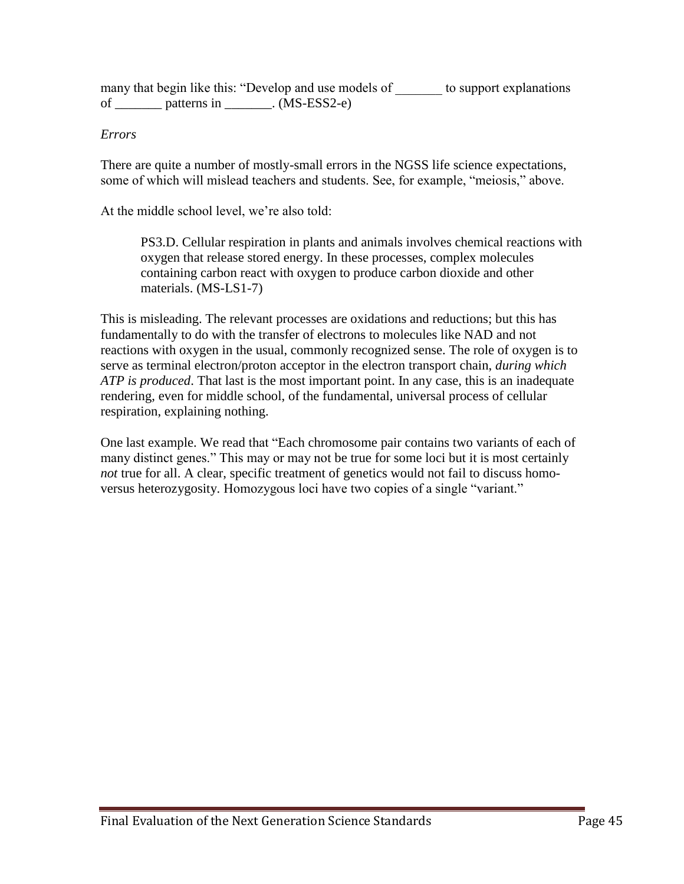many that begin like this: "Develop and use models of _______ to support explanations of _______ patterns in _______. (MS-ESS2-e)

*Errors*

There are quite a number of mostly-small errors in the NGSS life science expectations, some of which will mislead teachers and students. See, for example, "meiosis," above.

At the middle school level, we're also told:

> PS3.D. Cellular respiration in plants and animals involves chemical reactions with oxygen that release stored energy. In these processes, complex molecules containing carbon react with oxygen to produce carbon dioxide and other materials. (MS-LS1-7)

This is misleading. The relevant processes are oxidations and reductions; but this has fundamentally to do with the transfer of electrons to molecules like NAD and not reactions with oxygen in the usual, commonly recognized sense. The role of oxygen is to serve as terminal electron/proton acceptor in the electron transport chain, *during which ATP is produced*. That last is the most important point. In any case, this is an inadequate rendering, even for middle school, of the fundamental, universal process of cellular respiration, explaining nothing.

One last example. We read that "Each chromosome pair contains two variants of each of many distinct genes." This may or may not be true for some loci but it is most certainly *not* true for all. A clear, specific treatment of genetics would not fail to discuss homo- versus heterozygosity. Homozygous loci have two copies of a single "variant."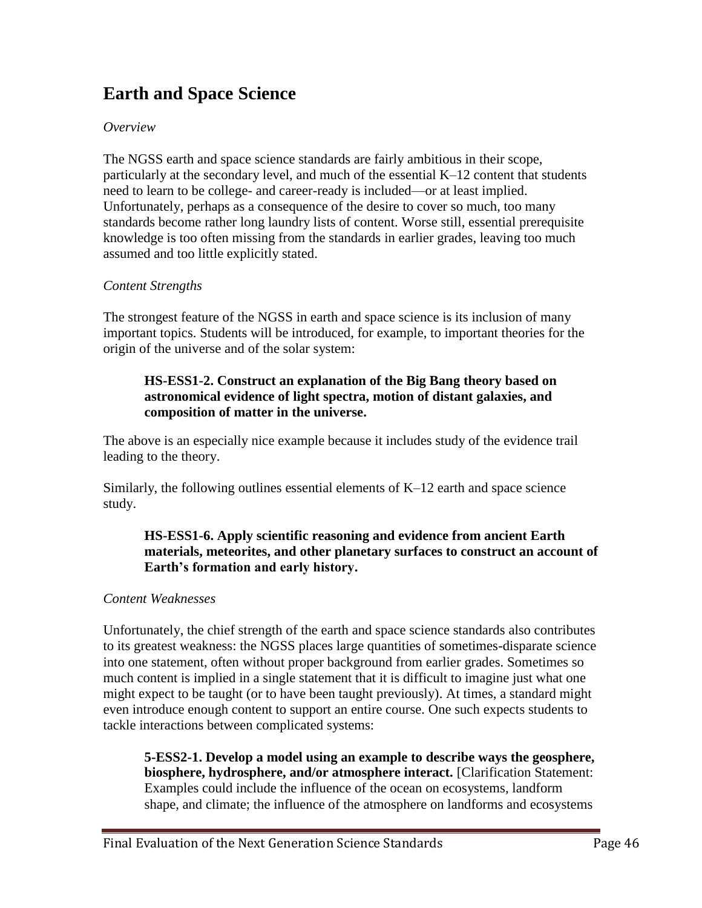# Earth and Space Science

*Overview*

The NGSS earth and space science standards are fairly ambitious in their scope, particularly at the secondary level, and much of the essential K–12 content that students need to learn to be college- and career-ready is included—or at least implied. Unfortunately, perhaps as a consequence of the desire to cover so much, too many standards become rather long laundry lists of content. Worse still, essential prerequisite knowledge is too often missing from the standards in earlier grades, leaving too much assumed and too little explicitly stated.

*Content Strengths*

The strongest feature of the NGSS in earth and space science is its inclusion of many important topics. Students will be introduced, for example, to important theories for the origin of the universe and of the solar system:

> **HS-ESS1-2. Construct an explanation of the Big Bang theory based on astronomical evidence of light spectra, motion of distant galaxies, and composition of matter in the universe.**

The above is an especially nice example because it includes study of the evidence trail leading to the theory.

Similarly, the following outlines essential elements of K–12 earth and space science study.

> **HS-ESS1-6. Apply scientific reasoning and evidence from ancient Earth materials, meteorites, and other planetary surfaces to construct an account of Earth's formation and early history.**

*Content Weaknesses*

Unfortunately, the chief strength of the earth and space science standards also contributes to its greatest weakness: the NGSS places large quantities of sometimes-disparate science into one statement, often without proper background from earlier grades. Sometimes so much content is implied in a single statement that it is difficult to imagine just what one might expect to be taught (or to have been taught previously). At times, a standard might even introduce enough content to support an entire course. One such expects students to tackle interactions between complicated systems:

> **5-ESS2-1. Develop a model using an example to describe ways the geosphere, biosphere, hydrosphere, and/or atmosphere interact.** [Clarification Statement: Examples could include the influence of the ocean on ecosystems, landform shape, and climate; the influence of the atmosphere on landforms and ecosystems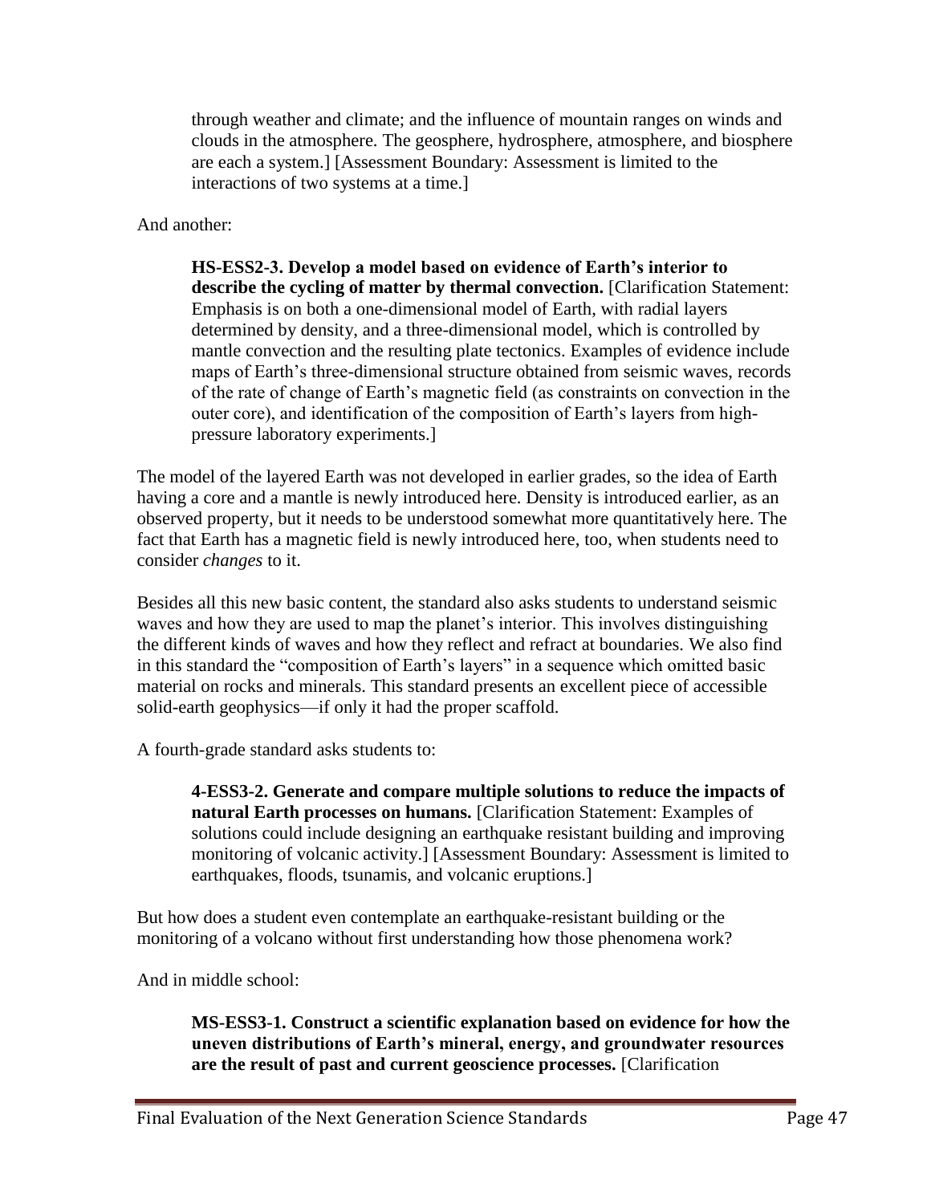> through weather and climate; and the influence of mountain ranges on winds and clouds in the atmosphere. The geosphere, hydrosphere, atmosphere, and biosphere are each a system.] [Assessment Boundary: Assessment is limited to the interactions of two systems at a time.]

And another:

> **HS-ESS2-3. Develop a model based on evidence of Earth's interior to describe the cycling of matter by thermal convection.** [Clarification Statement: Emphasis is on both a one-dimensional model of Earth, with radial layers determined by density, and a three-dimensional model, which is controlled by mantle convection and the resulting plate tectonics. Examples of evidence include maps of Earth's three-dimensional structure obtained from seismic waves, records of the rate of change of Earth's magnetic field (as constraints on convection in the outer core), and identification of the composition of Earth's layers from high-pressure laboratory experiments.]

The model of the layered Earth was not developed in earlier grades, so the idea of Earth having a core and a mantle is newly introduced here. Density is introduced earlier, as an observed property, but it needs to be understood somewhat more quantitatively here. The fact that Earth has a magnetic field is newly introduced here, too, when students need to consider *changes* to it.

Besides all this new basic content, the standard also asks students to understand seismic waves and how they are used to map the planet's interior. This involves distinguishing the different kinds of waves and how they reflect and refract at boundaries. We also find in this standard the "composition of Earth's layers" in a sequence which omitted basic material on rocks and minerals. This standard presents an excellent piece of accessible solid-earth geophysics—if only it had the proper scaffold.

A fourth-grade standard asks students to:

> **4-ESS3-2. Generate and compare multiple solutions to reduce the impacts of natural Earth processes on humans.** [Clarification Statement: Examples of solutions could include designing an earthquake resistant building and improving monitoring of volcanic activity.] [Assessment Boundary: Assessment is limited to earthquakes, floods, tsunamis, and volcanic eruptions.]

But how does a student even contemplate an earthquake-resistant building or the monitoring of a volcano without first understanding how those phenomena work?

And in middle school:

> **MS-ESS3-1. Construct a scientific explanation based on evidence for how the uneven distributions of Earth's mineral, energy, and groundwater resources are the result of past and current geoscience processes.** [Clarification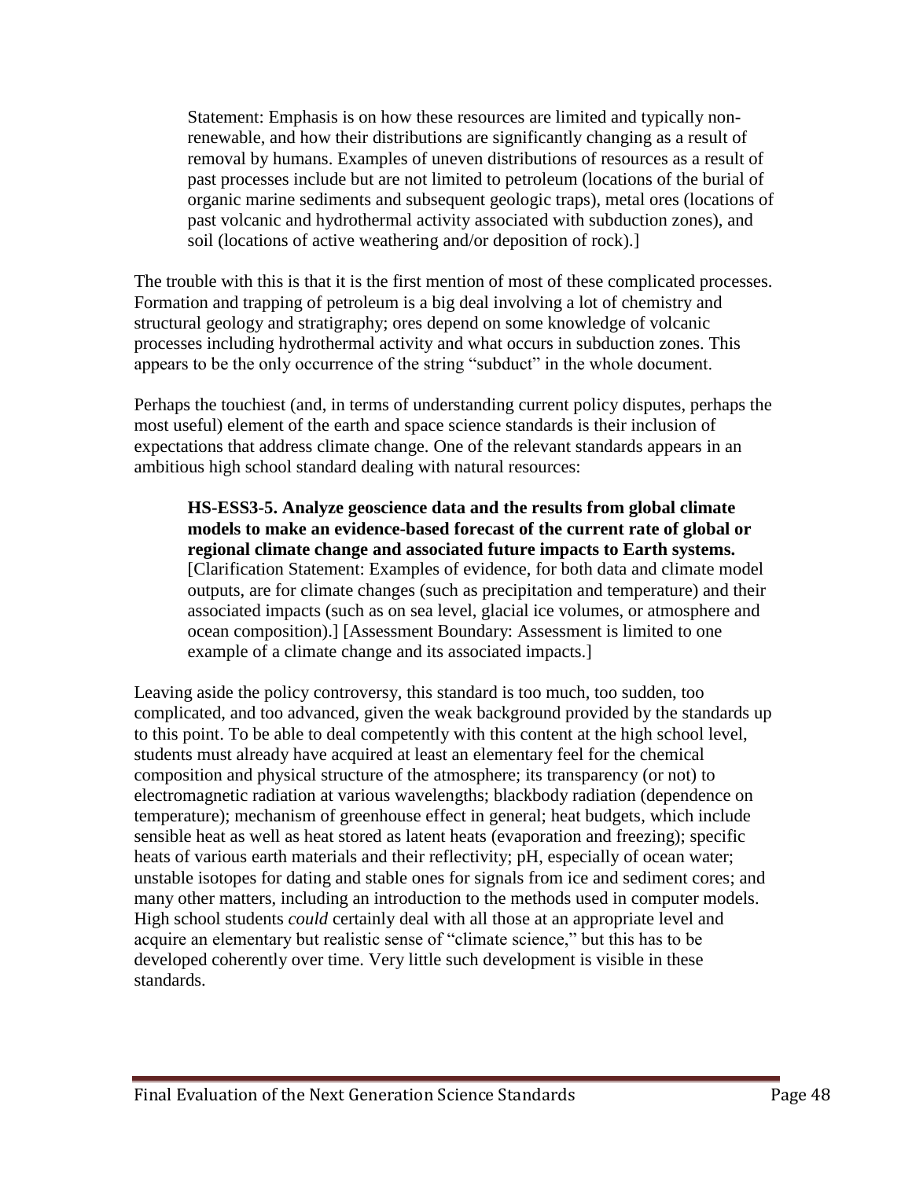Statement: Emphasis is on how these resources are limited and typically non-renewable, and how their distributions are significantly changing as a result of removal by humans. Examples of uneven distributions of resources as a result of past processes include but are not limited to petroleum (locations of the burial of organic marine sediments and subsequent geologic traps), metal ores (locations of past volcanic and hydrothermal activity associated with subduction zones), and soil (locations of active weathering and/or deposition of rock).]

The trouble with this is that it is the first mention of most of these complicated processes. Formation and trapping of petroleum is a big deal involving a lot of chemistry and structural geology and stratigraphy; ores depend on some knowledge of volcanic processes including hydrothermal activity and what occurs in subduction zones. This appears to be the only occurrence of the string "subduct" in the whole document.

Perhaps the touchiest (and, in terms of understanding current policy disputes, perhaps the most useful) element of the earth and space science standards is their inclusion of expectations that address climate change. One of the relevant standards appears in an ambitious high school standard dealing with natural resources:

> **HS-ESS3-5. Analyze geoscience data and the results from global climate models to make an evidence-based forecast of the current rate of global or regional climate change and associated future impacts to Earth systems.** [Clarification Statement: Examples of evidence, for both data and climate model outputs, are for climate changes (such as precipitation and temperature) and their associated impacts (such as on sea level, glacial ice volumes, or atmosphere and ocean composition).] [Assessment Boundary: Assessment is limited to one example of a climate change and its associated impacts.]

Leaving aside the policy controversy, this standard is too much, too sudden, too complicated, and too advanced, given the weak background provided by the standards up to this point. To be able to deal competently with this content at the high school level, students must already have acquired at least an elementary feel for the chemical composition and physical structure of the atmosphere; its transparency (or not) to electromagnetic radiation at various wavelengths; blackbody radiation (dependence on temperature); mechanism of greenhouse effect in general; heat budgets, which include sensible heat as well as heat stored as latent heats (evaporation and freezing); specific heats of various earth materials and their reflectivity; pH, especially of ocean water; unstable isotopes for dating and stable ones for signals from ice and sediment cores; and many other matters, including an introduction to the methods used in computer models. High school students *could* certainly deal with all those at an appropriate level and acquire an elementary but realistic sense of "climate science," but this has to be developed coherently over time. Very little such development is visible in these standards.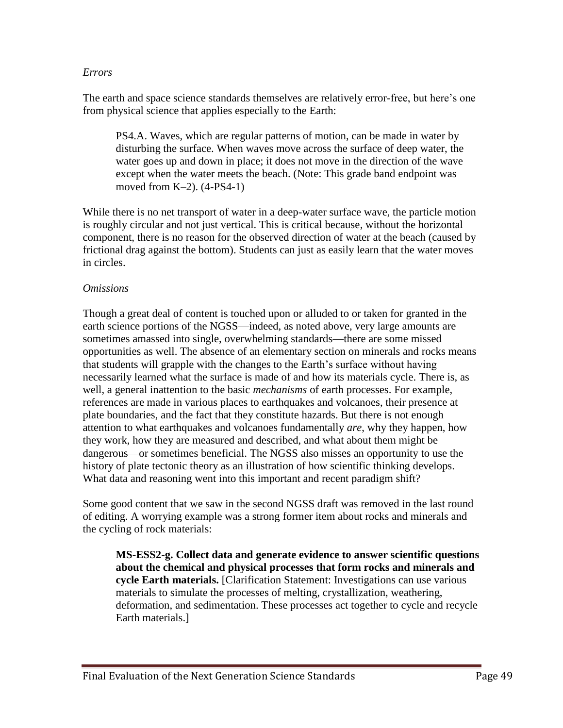*Errors*

The earth and space science standards themselves are relatively error-free, but here's one from physical science that applies especially to the Earth:

> PS4.A. Waves, which are regular patterns of motion, can be made in water by disturbing the surface. When waves move across the surface of deep water, the water goes up and down in place; it does not move in the direction of the wave except when the water meets the beach. (Note: This grade band endpoint was moved from K–2). (4-PS4-1)

While there is no net transport of water in a deep-water surface wave, the particle motion is roughly circular and not just vertical. This is critical because, without the horizontal component, there is no reason for the observed direction of water at the beach (caused by frictional drag against the bottom). Students can just as easily learn that the water moves in circles.

*Omissions*

Though a great deal of content is touched upon or alluded to or taken for granted in the earth science portions of the NGSS—indeed, as noted above, very large amounts are sometimes amassed into single, overwhelming standards—there are some missed opportunities as well. The absence of an elementary section on minerals and rocks means that students will grapple with the changes to the Earth's surface without having necessarily learned what the surface is made of and how its materials cycle. There is, as well, a general inattention to the basic *mechanisms* of earth processes. For example, references are made in various places to earthquakes and volcanoes, their presence at plate boundaries, and the fact that they constitute hazards. But there is not enough attention to what earthquakes and volcanoes fundamentally *are*, why they happen, how they work, how they are measured and described, and what about them might be dangerous—or sometimes beneficial. The NGSS also misses an opportunity to use the history of plate tectonic theory as an illustration of how scientific thinking develops. What data and reasoning went into this important and recent paradigm shift?

Some good content that we saw in the second NGSS draft was removed in the last round of editing. A worrying example was a strong former item about rocks and minerals and the cycling of rock materials:

> **MS-ESS2-g. Collect data and generate evidence to answer scientific questions about the chemical and physical processes that form rocks and minerals and cycle Earth materials.** [Clarification Statement: Investigations can use various materials to simulate the processes of melting, crystallization, weathering, deformation, and sedimentation. These processes act together to cycle and recycle Earth materials.]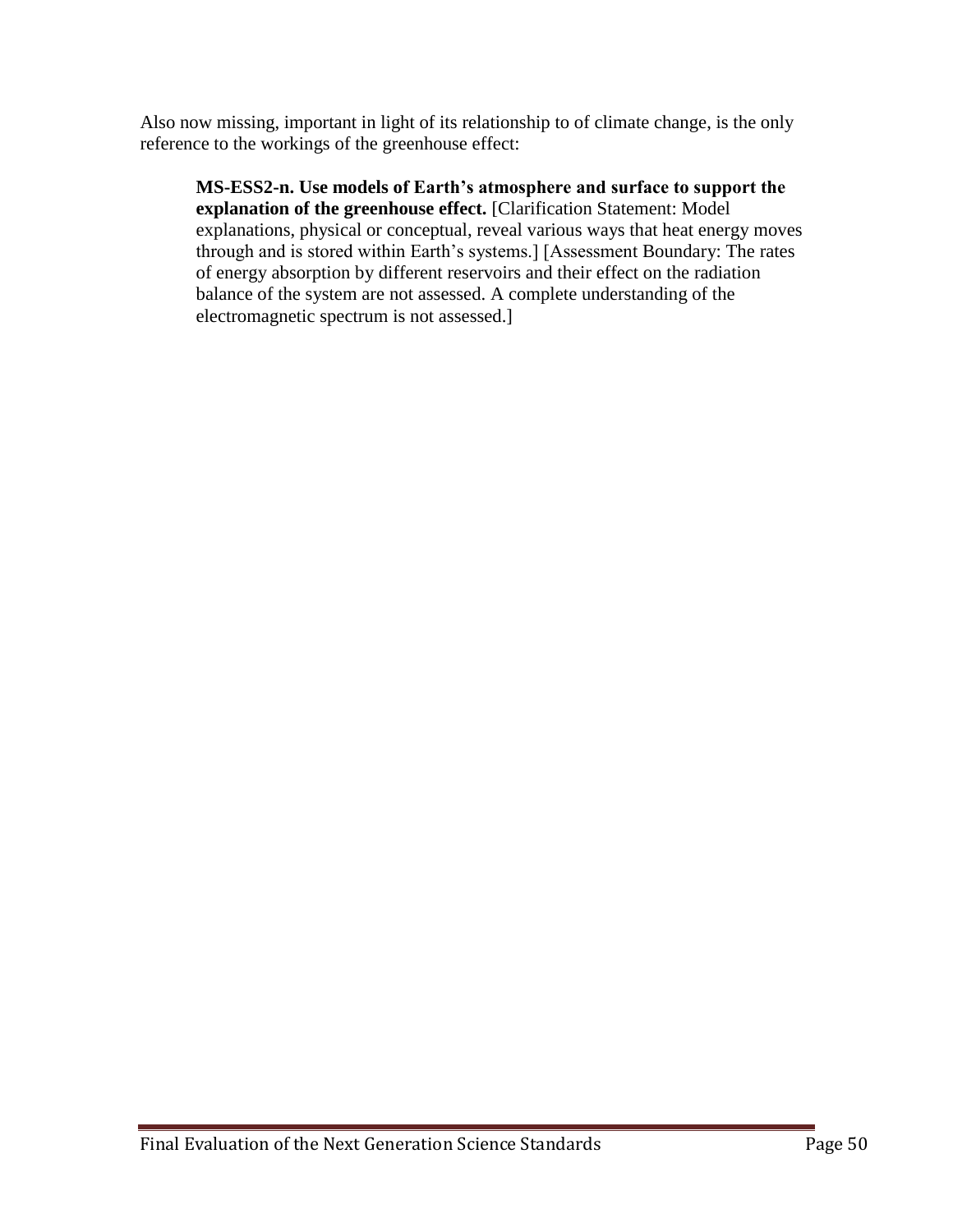Also now missing, important in light of its relationship to of climate change, is the only reference to the workings of the greenhouse effect:

> **MS-ESS2-n. Use models of Earth's atmosphere and surface to support the explanation of the greenhouse effect.** [Clarification Statement: Model explanations, physical or conceptual, reveal various ways that heat energy moves through and is stored within Earth's systems.] [Assessment Boundary: The rates of energy absorption by different reservoirs and their effect on the radiation balance of the system are not assessed. A complete understanding of the electromagnetic spectrum is not assessed.]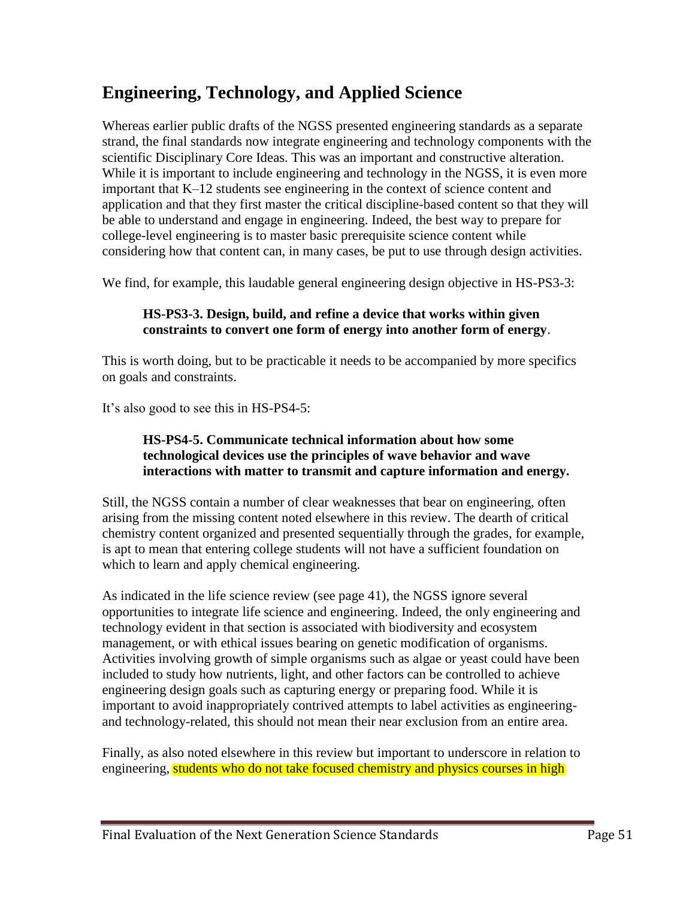## Engineering, Technology, and Applied Science

Whereas earlier public drafts of the NGSS presented engineering standards as a separate strand, the final standards now integrate engineering and technology components with the scientific Disciplinary Core Ideas. This was an important and constructive alteration. While it is important to include engineering and technology in the NGSS, it is even more important that K–12 students see engineering in the context of science content and application and that they first master the critical discipline-based content so that they will be able to understand and engage in engineering. Indeed, the best way to prepare for college-level engineering is to master basic prerequisite science content while considering how that content can, in many cases, be put to use through design activities.

We find, for example, this laudable general engineering design objective in HS-PS3-3:

> **HS-PS3-3. Design, build, and refine a device that works within given constraints to convert one form of energy into another form of energy**.

This is worth doing, but to be practicable it needs to be accompanied by more specifics on goals and constraints.

It's also good to see this in HS-PS4-5:

> **HS-PS4-5. Communicate technical information about how some technological devices use the principles of wave behavior and wave interactions with matter to transmit and capture information and energy.**

Still, the NGSS contain a number of clear weaknesses that bear on engineering, often arising from the missing content noted elsewhere in this review. The dearth of critical chemistry content organized and presented sequentially through the grades, for example, is apt to mean that entering college students will not have a sufficient foundation on which to learn and apply chemical engineering.

As indicated in the life science review (see page 41), the NGSS ignore several opportunities to integrate life science and engineering. Indeed, the only engineering and technology evident in that section is associated with biodiversity and ecosystem management, or with ethical issues bearing on genetic modification of organisms. Activities involving growth of simple organisms such as algae or yeast could have been included to study how nutrients, light, and other factors can be controlled to achieve engineering design goals such as capturing energy or preparing food. While it is important to avoid inappropriately contrived attempts to label activities as engineering- and technology-related, this should not mean their near exclusion from an entire area.

Finally, as also noted elsewhere in this review but important to underscore in relation to engineering, students who do not take focused chemistry and physics courses in high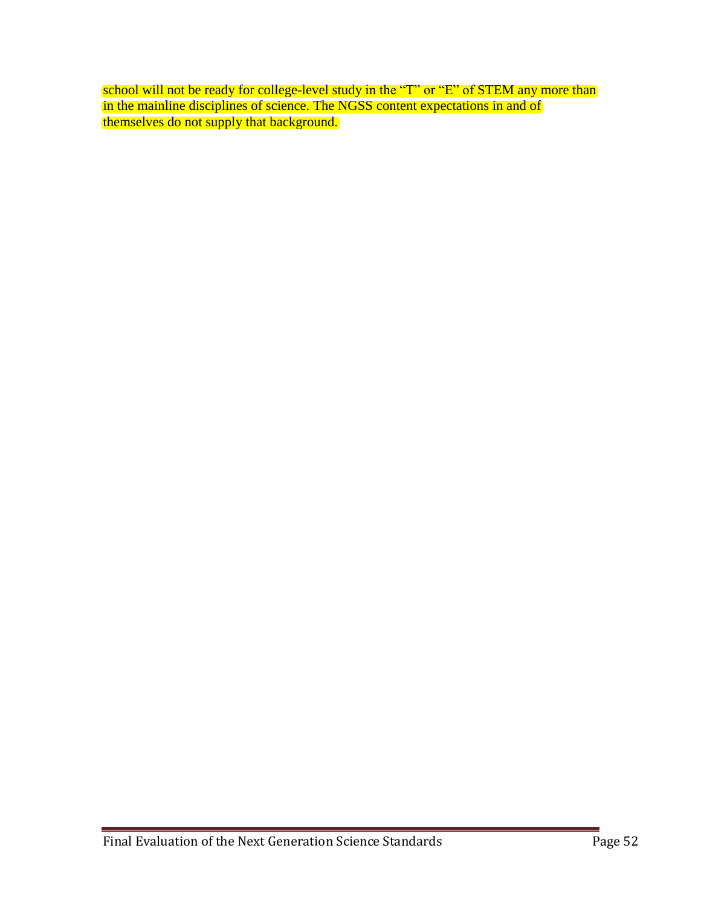school will not be ready for college-level study in the "T" or "E" of STEM any more than in the mainline disciplines of science. The NGSS content expectations in and of themselves do not supply that background.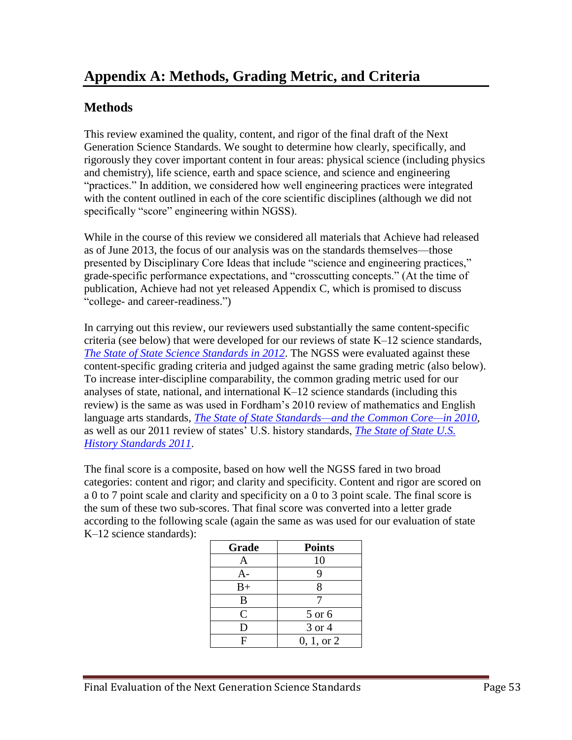# Appendix A: Methods, Grading Metric, and Criteria

## Methods

This review examined the quality, content, and rigor of the final draft of the Next Generation Science Standards. We sought to determine how clearly, specifically, and rigorously they cover important content in four areas: physical science (including physics and chemistry), life science, earth and space science, and science and engineering "practices." In addition, we considered how well engineering practices were integrated with the content outlined in each of the core scientific disciplines (although we did not specifically "score" engineering within NGSS).

While in the course of this review we considered all materials that Achieve had released as of June 2013, the focus of our analysis was on the standards themselves—those presented by Disciplinary Core Ideas that include "science and engineering practices," grade-specific performance expectations, and "crosscutting concepts." (At the time of publication, Achieve had not yet released Appendix C, which is promised to discuss "college- and career-readiness.")

In carrying out this review, our reviewers used substantially the same content-specific criteria (see below) that were developed for our reviews of state K–12 science standards, *The State of State Science Standards in 2012*. The NGSS were evaluated against these content-specific grading criteria and judged against the same grading metric (also below). To increase inter-discipline comparability, the common grading metric used for our analyses of state, national, and international K–12 science standards (including this review) is the same as was used in Fordham's 2010 review of mathematics and English language arts standards, *The State of State Standards—and the Common Core—in 2010*, as well as our 2011 review of states' U.S. history standards, *The State of State U.S. History Standards 2011*.

The final score is a composite, based on how well the NGSS fared in two broad categories: content and rigor; and clarity and specificity. Content and rigor are scored on a 0 to 7 point scale and clarity and specificity on a 0 to 3 point scale. The final score is the sum of these two sub-scores. That final score was converted into a letter grade according to the following scale (again the same as was used for our evaluation of state K–12 science standards):

| Grade | Points |
|---|---|
| A | 10 |
| A- | 9 |
| B+ | 8 |
| B | 7 |
| C | 5 or 6 |
| D | 3 or 4 |
| F | 0, 1, or 2 |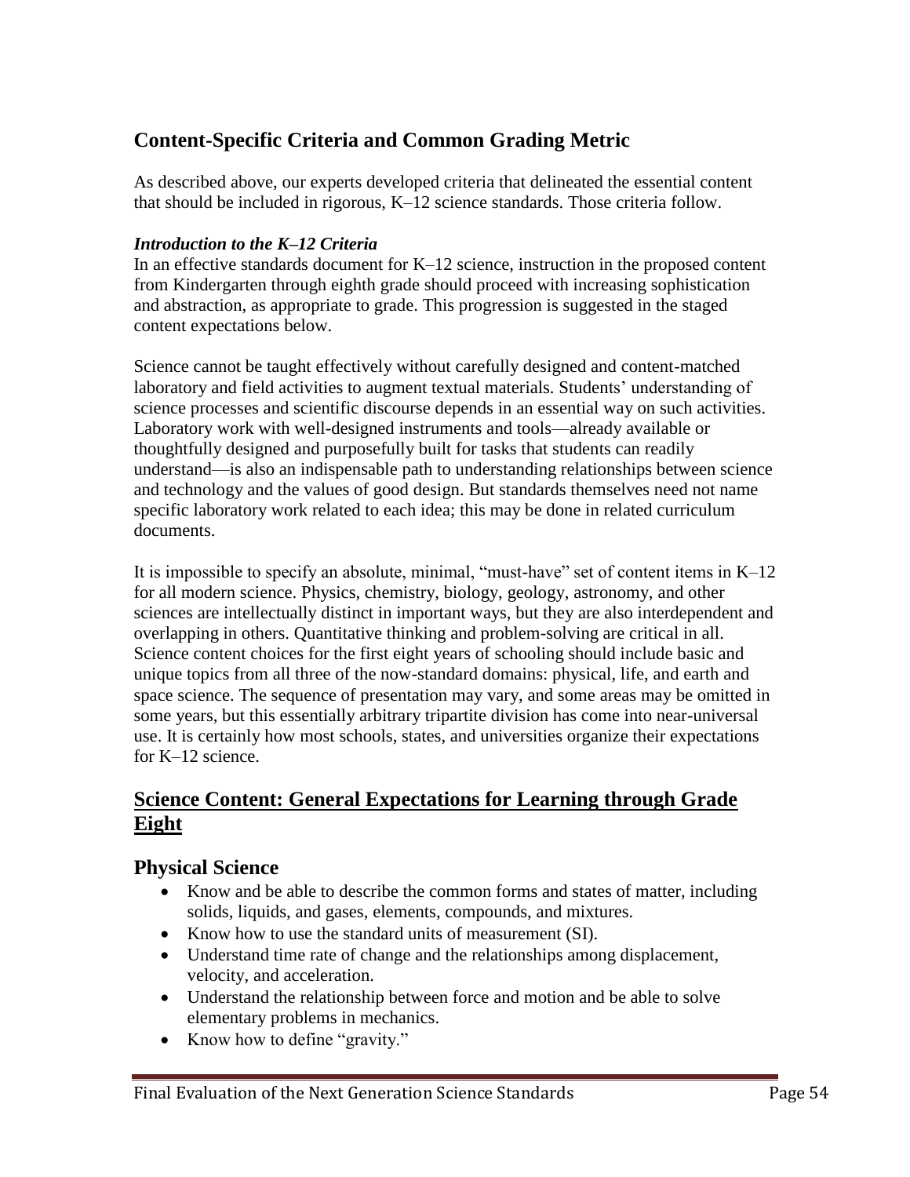## Content-Specific Criteria and Common Grading Metric

As described above, our experts developed criteria that delineated the essential content that should be included in rigorous, K–12 science standards. Those criteria follow.

### *Introduction to the K–12 Criteria*

In an effective standards document for K–12 science, instruction in the proposed content from Kindergarten through eighth grade should proceed with increasing sophistication and abstraction, as appropriate to grade. This progression is suggested in the staged content expectations below.

Science cannot be taught effectively without carefully designed and content-matched laboratory and field activities to augment textual materials. Students' understanding of science processes and scientific discourse depends in an essential way on such activities. Laboratory work with well-designed instruments and tools—already available or thoughtfully designed and purposefully built for tasks that students can readily understand—is also an indispensable path to understanding relationships between science and technology and the values of good design. But standards themselves need not name specific laboratory work related to each idea; this may be done in related curriculum documents.

It is impossible to specify an absolute, minimal, "must-have" set of content items in K–12 for all modern science. Physics, chemistry, biology, geology, astronomy, and other sciences are intellectually distinct in important ways, but they are also interdependent and overlapping in others. Quantitative thinking and problem-solving are critical in all. Science content choices for the first eight years of schooling should include basic and unique topics from all three of the now-standard domains: physical, life, and earth and space science. The sequence of presentation may vary, and some areas may be omitted in some years, but this essentially arbitrary tripartite division has come into near-universal use. It is certainly how most schools, states, and universities organize their expectations for K–12 science.

## Science Content: General Expectations for Learning through Grade Eight

### Physical Science

- Know and be able to describe the common forms and states of matter, including solids, liquids, and gases, elements, compounds, and mixtures.
- Know how to use the standard units of measurement (SI).
- Understand time rate of change and the relationships among displacement, velocity, and acceleration.
- Understand the relationship between force and motion and be able to solve elementary problems in mechanics.
- Know how to define "gravity."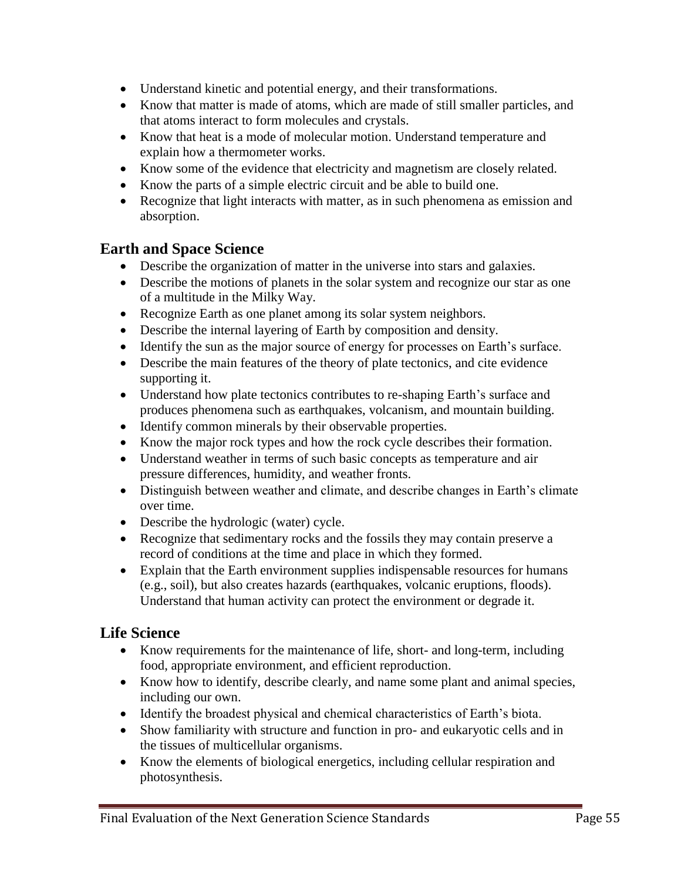- Understand kinetic and potential energy, and their transformations.
- Know that matter is made of atoms, which are made of still smaller particles, and that atoms interact to form molecules and crystals.
- Know that heat is a mode of molecular motion. Understand temperature and explain how a thermometer works.
- Know some of the evidence that electricity and magnetism are closely related.
- Know the parts of a simple electric circuit and be able to build one.
- Recognize that light interacts with matter, as in such phenomena as emission and absorption.

## Earth and Space Science

- Describe the organization of matter in the universe into stars and galaxies.
- Describe the motions of planets in the solar system and recognize our star as one of a multitude in the Milky Way.
- Recognize Earth as one planet among its solar system neighbors.
- Describe the internal layering of Earth by composition and density.
- Identify the sun as the major source of energy for processes on Earth's surface.
- Describe the main features of the theory of plate tectonics, and cite evidence supporting it.
- Understand how plate tectonics contributes to re-shaping Earth's surface and produces phenomena such as earthquakes, volcanism, and mountain building.
- Identify common minerals by their observable properties.
- Know the major rock types and how the rock cycle describes their formation.
- Understand weather in terms of such basic concepts as temperature and air pressure differences, humidity, and weather fronts.
- Distinguish between weather and climate, and describe changes in Earth's climate over time.
- Describe the hydrologic (water) cycle.
- Recognize that sedimentary rocks and the fossils they may contain preserve a record of conditions at the time and place in which they formed.
- Explain that the Earth environment supplies indispensable resources for humans (e.g., soil), but also creates hazards (earthquakes, volcanic eruptions, floods). Understand that human activity can protect the environment or degrade it.

## Life Science

- Know requirements for the maintenance of life, short- and long-term, including food, appropriate environment, and efficient reproduction.
- Know how to identify, describe clearly, and name some plant and animal species, including our own.
- Identify the broadest physical and chemical characteristics of Earth's biota.
- Show familiarity with structure and function in pro- and eukaryotic cells and in the tissues of multicellular organisms.
- Know the elements of biological energetics, including cellular respiration and photosynthesis.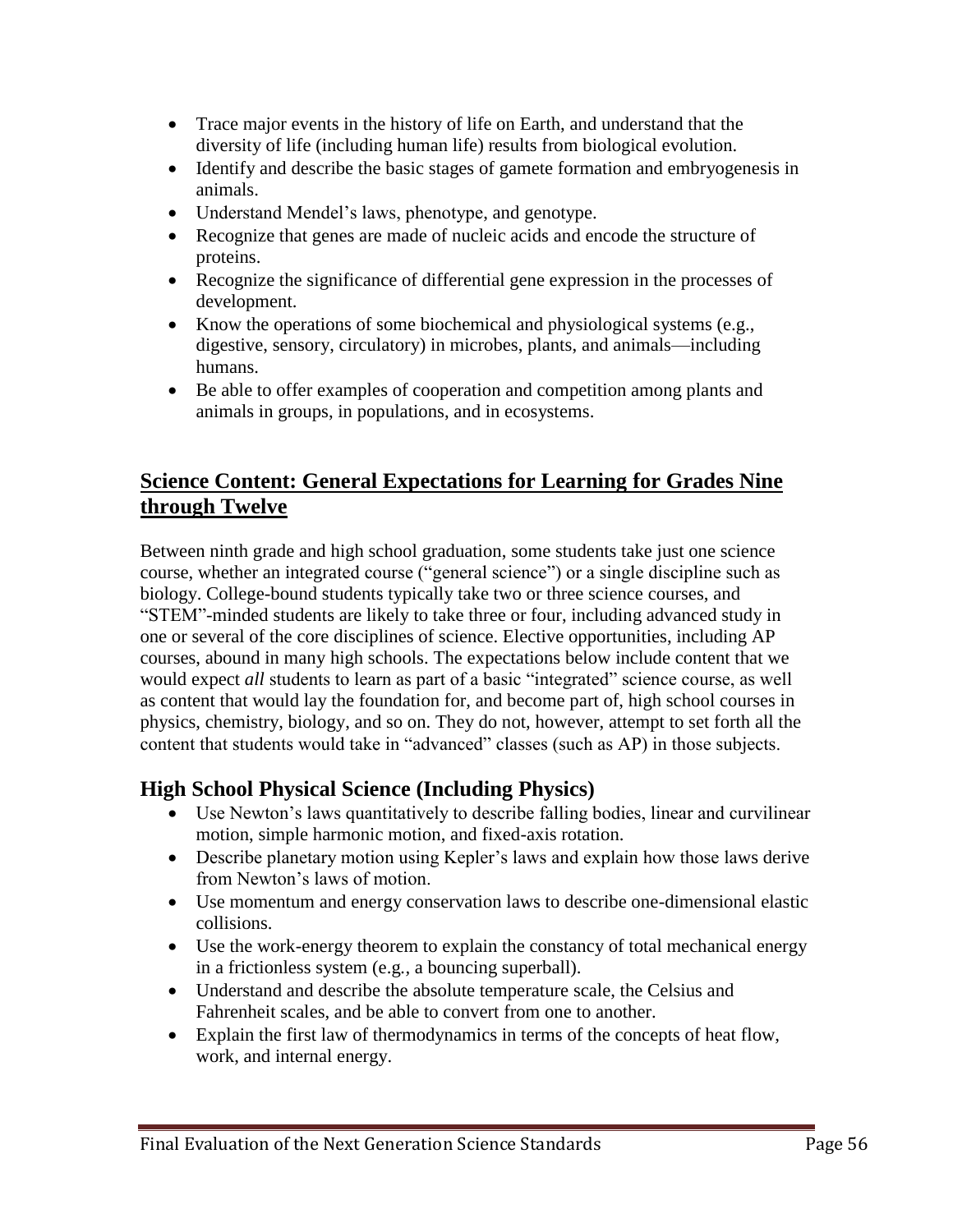- Trace major events in the history of life on Earth, and understand that the diversity of life (including human life) results from biological evolution.
- Identify and describe the basic stages of gamete formation and embryogenesis in animals.
- Understand Mendel's laws, phenotype, and genotype.
- Recognize that genes are made of nucleic acids and encode the structure of proteins.
- Recognize the significance of differential gene expression in the processes of development.
- Know the operations of some biochemical and physiological systems (e.g., digestive, sensory, circulatory) in microbes, plants, and animals—including humans.
- Be able to offer examples of cooperation and competition among plants and animals in groups, in populations, and in ecosystems.

## Science Content: General Expectations for Learning for Grades Nine through Twelve

Between ninth grade and high school graduation, some students take just one science course, whether an integrated course ("general science") or a single discipline such as biology. College-bound students typically take two or three science courses, and "STEM"-minded students are likely to take three or four, including advanced study in one or several of the core disciplines of science. Elective opportunities, including AP courses, abound in many high schools. The expectations below include content that we would expect *all* students to learn as part of a basic "integrated" science course, as well as content that would lay the foundation for, and become part of, high school courses in physics, chemistry, biology, and so on. They do not, however, attempt to set forth all the content that students would take in "advanced" classes (such as AP) in those subjects.

### High School Physical Science (Including Physics)

- Use Newton's laws quantitatively to describe falling bodies, linear and curvilinear motion, simple harmonic motion, and fixed-axis rotation.
- Describe planetary motion using Kepler's laws and explain how those laws derive from Newton's laws of motion.
- Use momentum and energy conservation laws to describe one-dimensional elastic collisions.
- Use the work-energy theorem to explain the constancy of total mechanical energy in a frictionless system (e.g., a bouncing superball).
- Understand and describe the absolute temperature scale, the Celsius and Fahrenheit scales, and be able to convert from one to another.
- Explain the first law of thermodynamics in terms of the concepts of heat flow, work, and internal energy.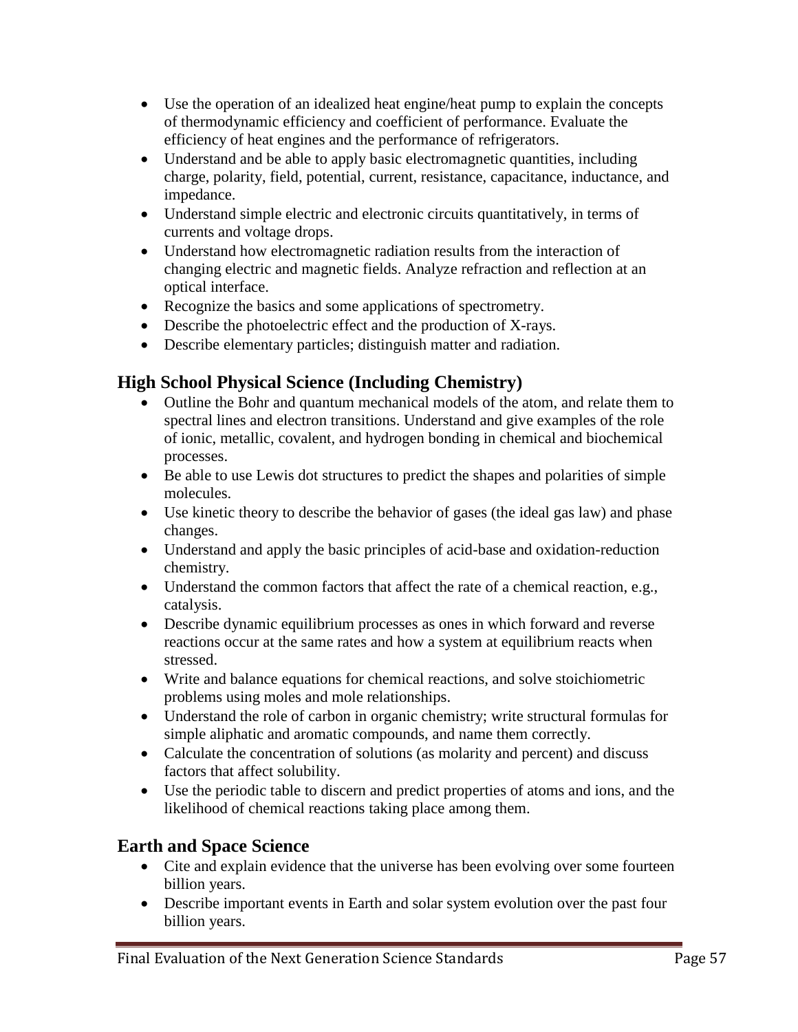- Use the operation of an idealized heat engine/heat pump to explain the concepts of thermodynamic efficiency and coefficient of performance. Evaluate the efficiency of heat engines and the performance of refrigerators.
- Understand and be able to apply basic electromagnetic quantities, including charge, polarity, field, potential, current, resistance, capacitance, inductance, and impedance.
- Understand simple electric and electronic circuits quantitatively, in terms of currents and voltage drops.
- Understand how electromagnetic radiation results from the interaction of changing electric and magnetic fields. Analyze refraction and reflection at an optical interface.
- Recognize the basics and some applications of spectrometry.
- Describe the photoelectric effect and the production of X-rays.
- Describe elementary particles; distinguish matter and radiation.

## High School Physical Science (Including Chemistry)

- Outline the Bohr and quantum mechanical models of the atom, and relate them to spectral lines and electron transitions. Understand and give examples of the role of ionic, metallic, covalent, and hydrogen bonding in chemical and biochemical processes.
- Be able to use Lewis dot structures to predict the shapes and polarities of simple molecules.
- Use kinetic theory to describe the behavior of gases (the ideal gas law) and phase changes.
- Understand and apply the basic principles of acid-base and oxidation-reduction chemistry.
- Understand the common factors that affect the rate of a chemical reaction, e.g., catalysis.
- Describe dynamic equilibrium processes as ones in which forward and reverse reactions occur at the same rates and how a system at equilibrium reacts when stressed.
- Write and balance equations for chemical reactions, and solve stoichiometric problems using moles and mole relationships.
- Understand the role of carbon in organic chemistry; write structural formulas for simple aliphatic and aromatic compounds, and name them correctly.
- Calculate the concentration of solutions (as molarity and percent) and discuss factors that affect solubility.
- Use the periodic table to discern and predict properties of atoms and ions, and the likelihood of chemical reactions taking place among them.

## Earth and Space Science

- Cite and explain evidence that the universe has been evolving over some fourteen billion years.
- Describe important events in Earth and solar system evolution over the past four billion years.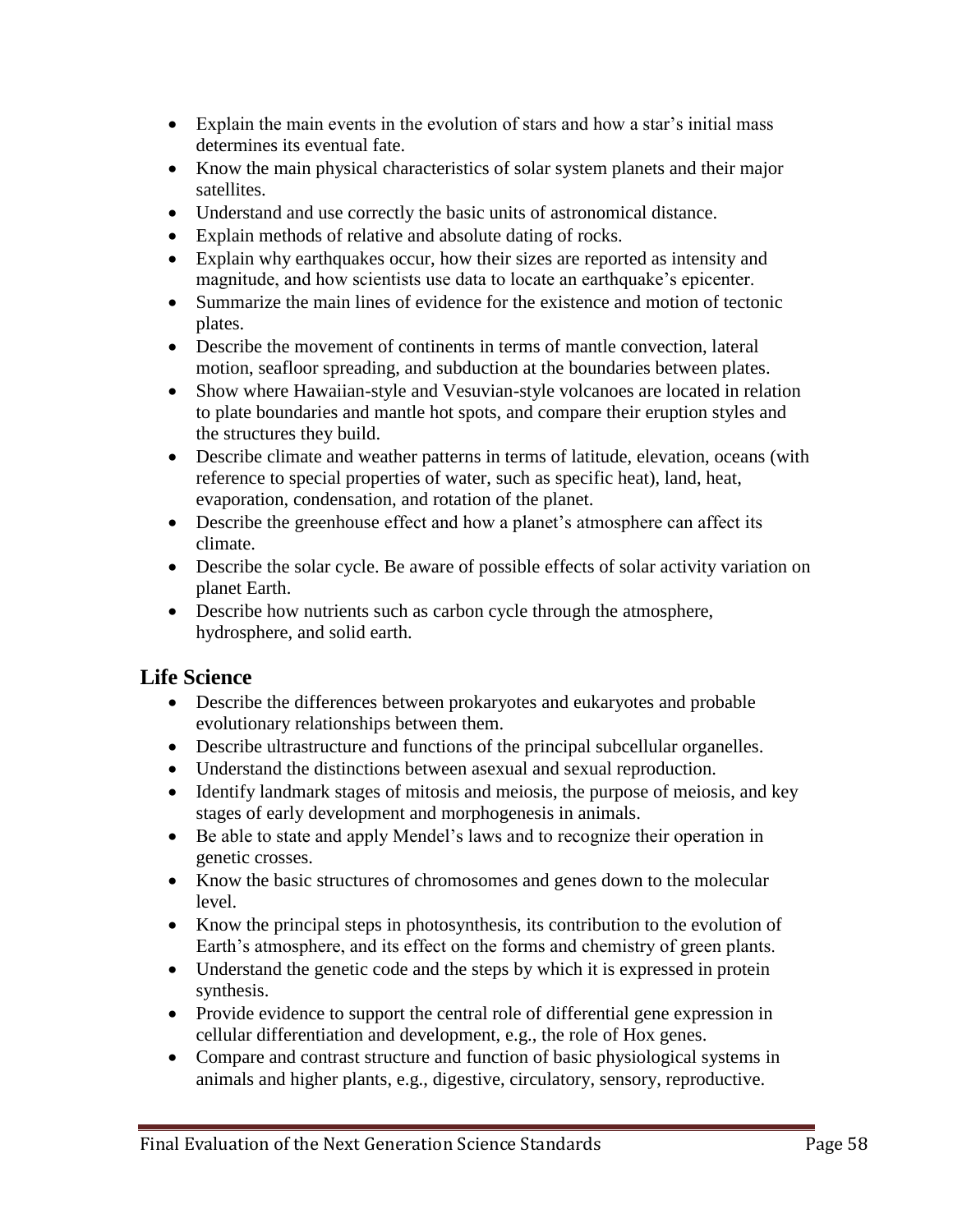- Explain the main events in the evolution of stars and how a star's initial mass determines its eventual fate.
- Know the main physical characteristics of solar system planets and their major satellites.
- Understand and use correctly the basic units of astronomical distance.
- Explain methods of relative and absolute dating of rocks.
- Explain why earthquakes occur, how their sizes are reported as intensity and magnitude, and how scientists use data to locate an earthquake's epicenter.
- Summarize the main lines of evidence for the existence and motion of tectonic plates.
- Describe the movement of continents in terms of mantle convection, lateral motion, seafloor spreading, and subduction at the boundaries between plates.
- Show where Hawaiian-style and Vesuvian-style volcanoes are located in relation to plate boundaries and mantle hot spots, and compare their eruption styles and the structures they build.
- Describe climate and weather patterns in terms of latitude, elevation, oceans (with reference to special properties of water, such as specific heat), land, heat, evaporation, condensation, and rotation of the planet.
- Describe the greenhouse effect and how a planet's atmosphere can affect its climate.
- Describe the solar cycle. Be aware of possible effects of solar activity variation on planet Earth.
- Describe how nutrients such as carbon cycle through the atmosphere, hydrosphere, and solid earth.

## Life Science

- Describe the differences between prokaryotes and eukaryotes and probable evolutionary relationships between them.
- Describe ultrastructure and functions of the principal subcellular organelles.
- Understand the distinctions between asexual and sexual reproduction.
- Identify landmark stages of mitosis and meiosis, the purpose of meiosis, and key stages of early development and morphogenesis in animals.
- Be able to state and apply Mendel's laws and to recognize their operation in genetic crosses.
- Know the basic structures of chromosomes and genes down to the molecular level.
- Know the principal steps in photosynthesis, its contribution to the evolution of Earth's atmosphere, and its effect on the forms and chemistry of green plants.
- Understand the genetic code and the steps by which it is expressed in protein synthesis.
- Provide evidence to support the central role of differential gene expression in cellular differentiation and development, e.g., the role of Hox genes.
- Compare and contrast structure and function of basic physiological systems in animals and higher plants, e.g., digestive, circulatory, sensory, reproductive.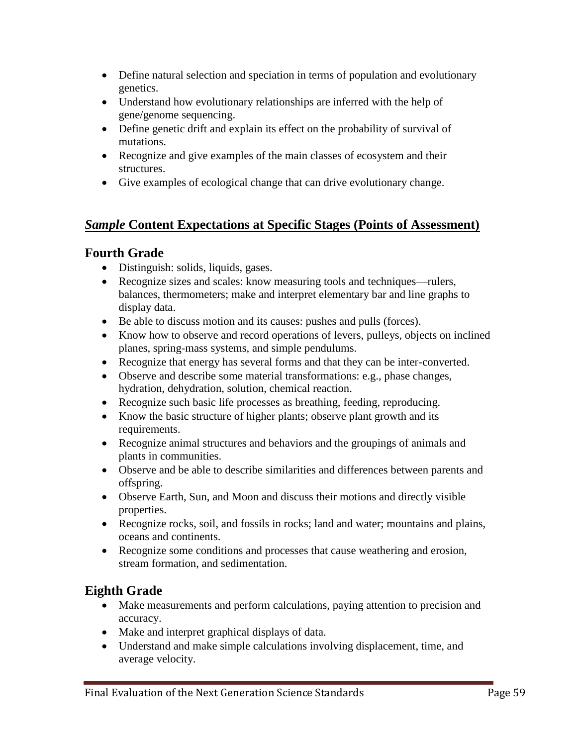- Define natural selection and speciation in terms of population and evolutionary genetics.
- Understand how evolutionary relationships are inferred with the help of gene/genome sequencing.
- Define genetic drift and explain its effect on the probability of survival of mutations.
- Recognize and give examples of the main classes of ecosystem and their structures.
- Give examples of ecological change that can drive evolutionary change.

## *Sample* Content Expectations at Specific Stages (Points of Assessment)

### Fourth Grade

- Distinguish: solids, liquids, gases.
- Recognize sizes and scales: know measuring tools and techniques—rulers, balances, thermometers; make and interpret elementary bar and line graphs to display data.
- Be able to discuss motion and its causes: pushes and pulls (forces).
- Know how to observe and record operations of levers, pulleys, objects on inclined planes, spring-mass systems, and simple pendulums.
- Recognize that energy has several forms and that they can be inter-converted.
- Observe and describe some material transformations: e.g., phase changes, hydration, dehydration, solution, chemical reaction.
- Recognize such basic life processes as breathing, feeding, reproducing.
- Know the basic structure of higher plants; observe plant growth and its requirements.
- Recognize animal structures and behaviors and the groupings of animals and plants in communities.
- Observe and be able to describe similarities and differences between parents and offspring.
- Observe Earth, Sun, and Moon and discuss their motions and directly visible properties.
- Recognize rocks, soil, and fossils in rocks; land and water; mountains and plains, oceans and continents.
- Recognize some conditions and processes that cause weathering and erosion, stream formation, and sedimentation.

### Eighth Grade

- Make measurements and perform calculations, paying attention to precision and accuracy.
- Make and interpret graphical displays of data.
- Understand and make simple calculations involving displacement, time, and average velocity.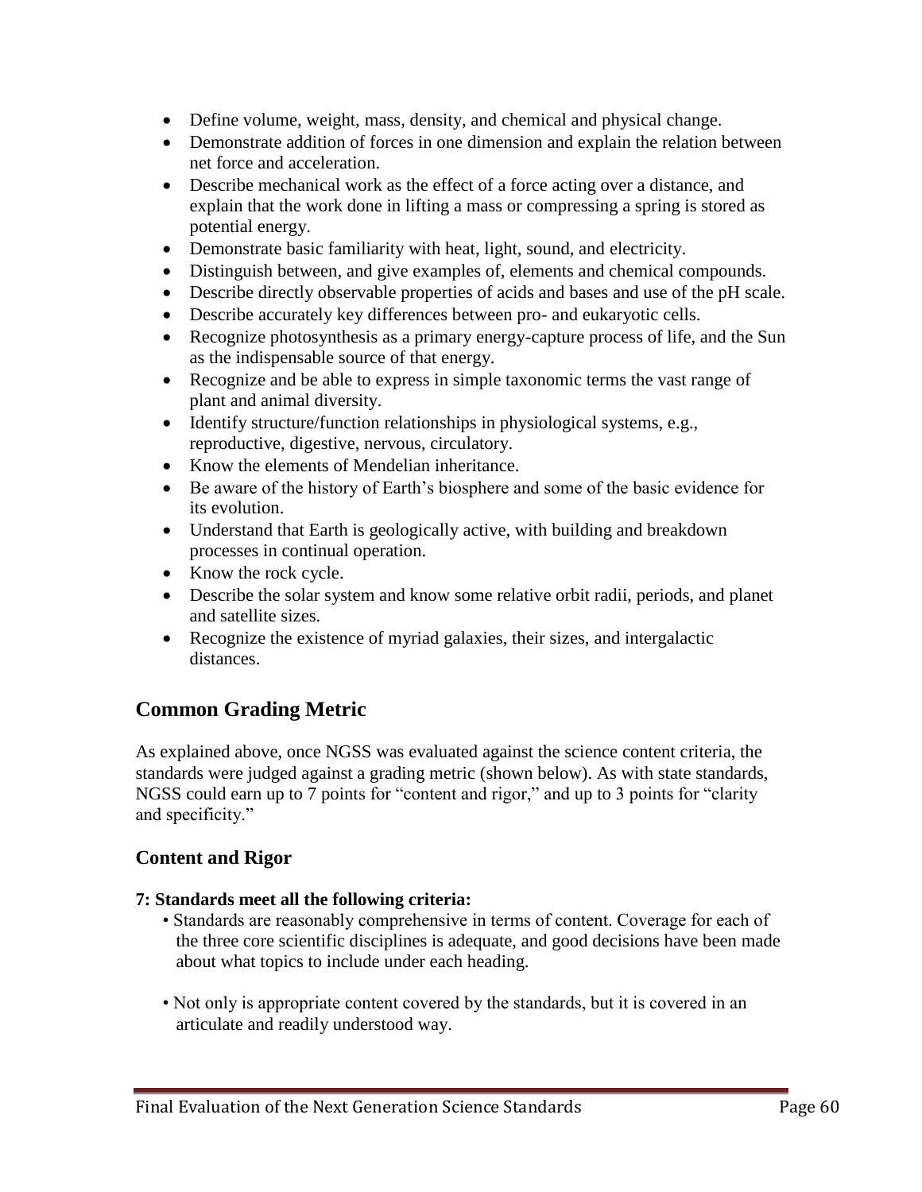- Define volume, weight, mass, density, and chemical and physical change.
- Demonstrate addition of forces in one dimension and explain the relation between net force and acceleration.
- Describe mechanical work as the effect of a force acting over a distance, and explain that the work done in lifting a mass or compressing a spring is stored as potential energy.
- Demonstrate basic familiarity with heat, light, sound, and electricity.
- Distinguish between, and give examples of, elements and chemical compounds.
- Describe directly observable properties of acids and bases and use of the pH scale.
- Describe accurately key differences between pro- and eukaryotic cells.
- Recognize photosynthesis as a primary energy-capture process of life, and the Sun as the indispensable source of that energy.
- Recognize and be able to express in simple taxonomic terms the vast range of plant and animal diversity.
- Identify structure/function relationships in physiological systems, e.g., reproductive, digestive, nervous, circulatory.
- Know the elements of Mendelian inheritance.
- Be aware of the history of Earth's biosphere and some of the basic evidence for its evolution.
- Understand that Earth is geologically active, with building and breakdown processes in continual operation.
- Know the rock cycle.
- Describe the solar system and know some relative orbit radii, periods, and planet and satellite sizes.
- Recognize the existence of myriad galaxies, their sizes, and intergalactic distances.

## Common Grading Metric

As explained above, once NGSS was evaluated against the science content criteria, the standards were judged against a grading metric (shown below). As with state standards, NGSS could earn up to 7 points for "content and rigor," and up to 3 points for "clarity and specificity."

### Content and Rigor

**7: Standards meet all the following criteria:**

- Standards are reasonably comprehensive in terms of content. Coverage for each of the three core scientific disciplines is adequate, and good decisions have been made about what topics to include under each heading.
- Not only is appropriate content covered by the standards, but it is covered in an articulate and readily understood way.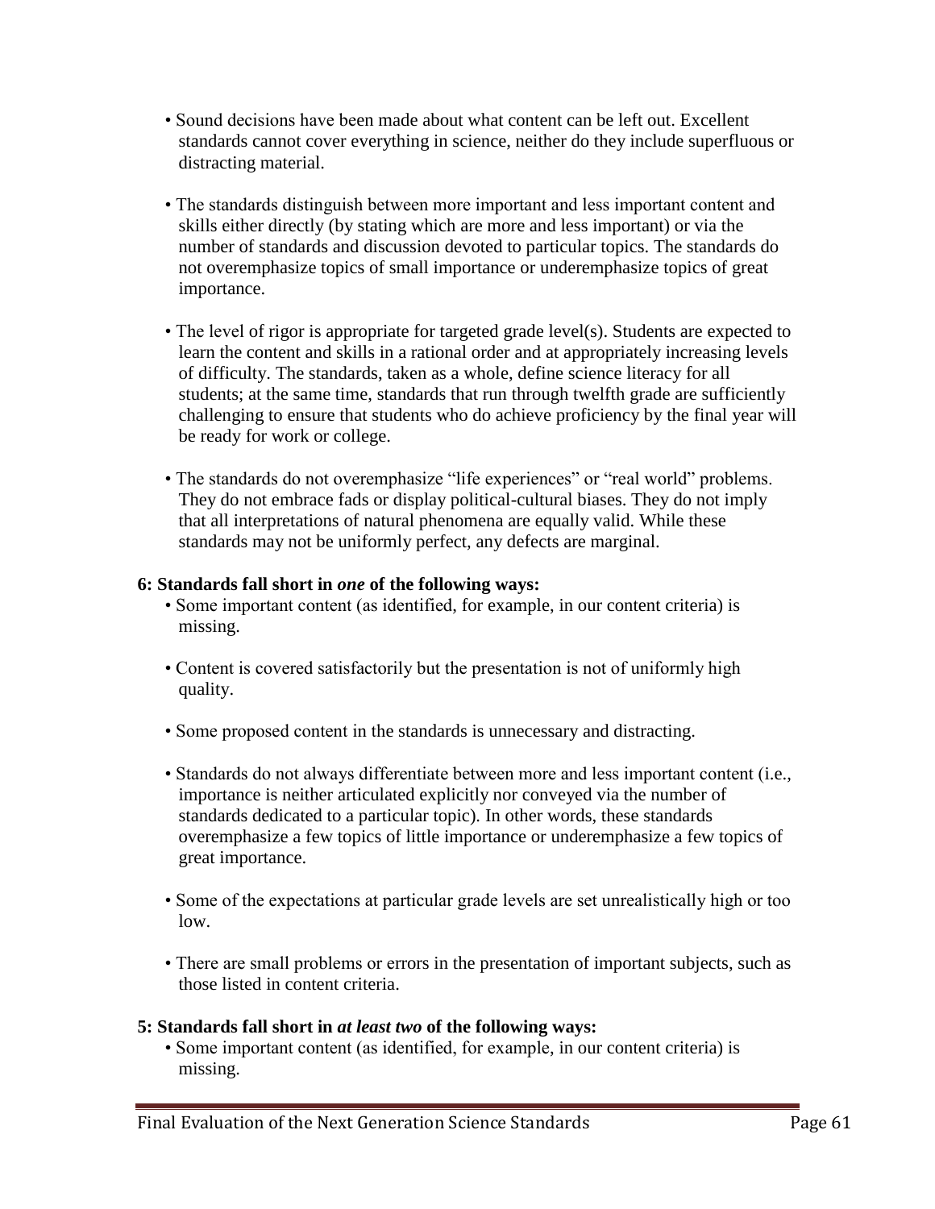- Sound decisions have been made about what content can be left out. Excellent standards cannot cover everything in science, neither do they include superfluous or distracting material.

- The standards distinguish between more important and less important content and skills either directly (by stating which are more and less important) or via the number of standards and discussion devoted to particular topics. The standards do not overemphasize topics of small importance or underemphasize topics of great importance.

- The level of rigor is appropriate for targeted grade level(s). Students are expected to learn the content and skills in a rational order and at appropriately increasing levels of difficulty. The standards, taken as a whole, define science literacy for all students; at the same time, standards that run through twelfth grade are sufficiently challenging to ensure that students who do achieve proficiency by the final year will be ready for work or college.

- The standards do not overemphasize "life experiences" or "real world" problems. They do not embrace fads or display political-cultural biases. They do not imply that all interpretations of natural phenomena are equally valid. While these standards may not be uniformly perfect, any defects are marginal.

**6: Standards fall short in *one* of the following ways:**

- Some important content (as identified, for example, in our content criteria) is missing.

- Content is covered satisfactorily but the presentation is not of uniformly high quality.

- Some proposed content in the standards is unnecessary and distracting.

- Standards do not always differentiate between more and less important content (i.e., importance is neither articulated explicitly nor conveyed via the number of standards dedicated to a particular topic). In other words, these standards overemphasize a few topics of little importance or underemphasize a few topics of great importance.

- Some of the expectations at particular grade levels are set unrealistically high or too low.

- There are small problems or errors in the presentation of important subjects, such as those listed in content criteria.

**5: Standards fall short in *at least two* of the following ways:**

- Some important content (as identified, for example, in our content criteria) is missing.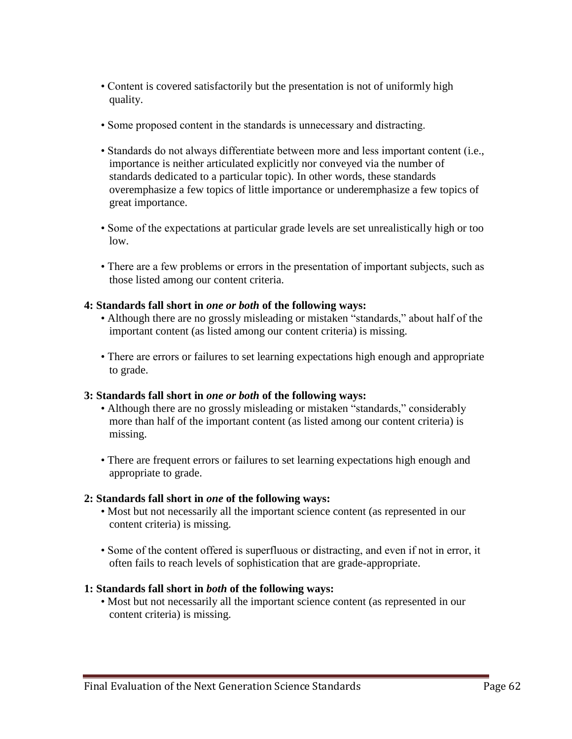- Content is covered satisfactorily but the presentation is not of uniformly high quality.

- Some proposed content in the standards is unnecessary and distracting.

- Standards do not always differentiate between more and less important content (i.e., importance is neither articulated explicitly nor conveyed via the number of standards dedicated to a particular topic). In other words, these standards overemphasize a few topics of little importance or underemphasize a few topics of great importance.

- Some of the expectations at particular grade levels are set unrealistically high or too low.

- There are a few problems or errors in the presentation of important subjects, such as those listed among our content criteria.

**4: Standards fall short in *one or both* of the following ways:**

- Although there are no grossly misleading or mistaken "standards," about half of the important content (as listed among our content criteria) is missing.

- There are errors or failures to set learning expectations high enough and appropriate to grade.

**3: Standards fall short in *one or both* of the following ways:**

- Although there are no grossly misleading or mistaken "standards," considerably more than half of the important content (as listed among our content criteria) is missing.

- There are frequent errors or failures to set learning expectations high enough and appropriate to grade.

**2: Standards fall short in *one* of the following ways:**

- Most but not necessarily all the important science content (as represented in our content criteria) is missing.

- Some of the content offered is superfluous or distracting, and even if not in error, it often fails to reach levels of sophistication that are grade-appropriate.

**1: Standards fall short in *both* of the following ways:**

- Most but not necessarily all the important science content (as represented in our content criteria) is missing.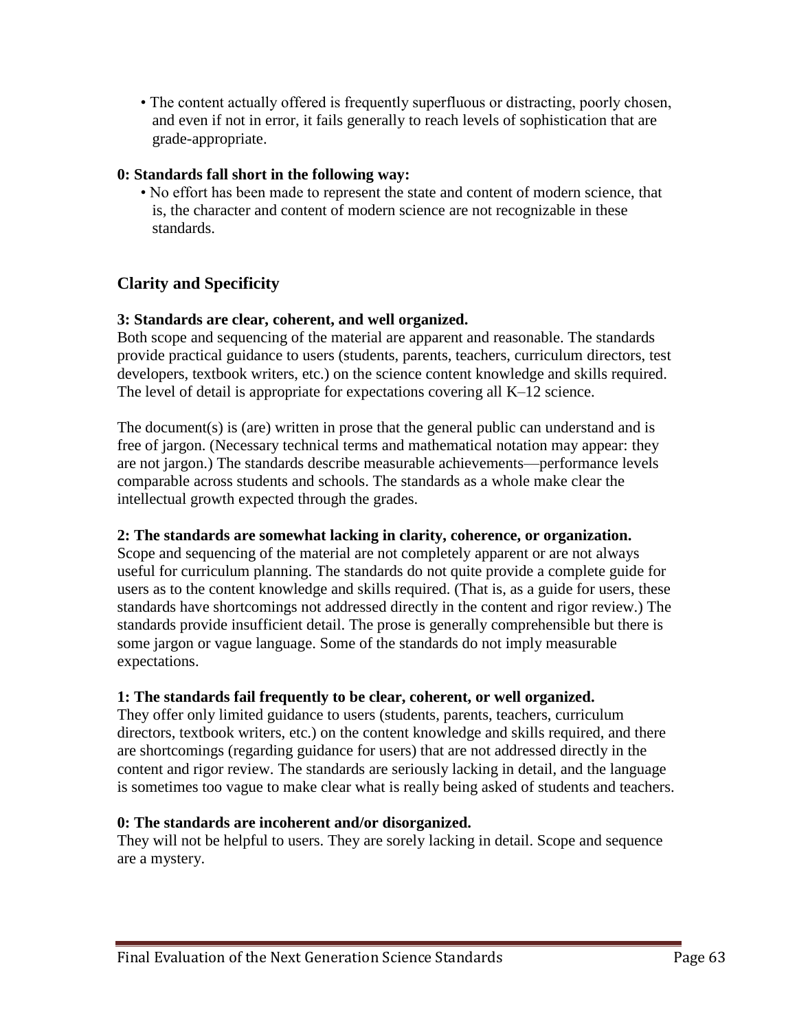- The content actually offered is frequently superfluous or distracting, poorly chosen, and even if not in error, it fails generally to reach levels of sophistication that are grade-appropriate.

**0: Standards fall short in the following way:**

- No effort has been made to represent the state and content of modern science, that is, the character and content of modern science are not recognizable in these standards.

## Clarity and Specificity

**3: Standards are clear, coherent, and well organized.**
Both scope and sequencing of the material are apparent and reasonable. The standards provide practical guidance to users (students, parents, teachers, curriculum directors, test developers, textbook writers, etc.) on the science content knowledge and skills required. The level of detail is appropriate for expectations covering all K–12 science.

The document(s) is (are) written in prose that the general public can understand and is free of jargon. (Necessary technical terms and mathematical notation may appear: they are not jargon.) The standards describe measurable achievements—performance levels comparable across students and schools. The standards as a whole make clear the intellectual growth expected through the grades.

**2: The standards are somewhat lacking in clarity, coherence, or organization.**
Scope and sequencing of the material are not completely apparent or are not always useful for curriculum planning. The standards do not quite provide a complete guide for users as to the content knowledge and skills required. (That is, as a guide for users, these standards have shortcomings not addressed directly in the content and rigor review.) The standards provide insufficient detail. The prose is generally comprehensible but there is some jargon or vague language. Some of the standards do not imply measurable expectations.

**1: The standards fail frequently to be clear, coherent, or well organized.**
They offer only limited guidance to users (students, parents, teachers, curriculum directors, textbook writers, etc.) on the content knowledge and skills required, and there are shortcomings (regarding guidance for users) that are not addressed directly in the content and rigor review. The standards are seriously lacking in detail, and the language is sometimes too vague to make clear what is really being asked of students and teachers.

**0: The standards are incoherent and/or disorganized.**
They will not be helpful to users. They are sorely lacking in detail. Scope and sequence are a mystery.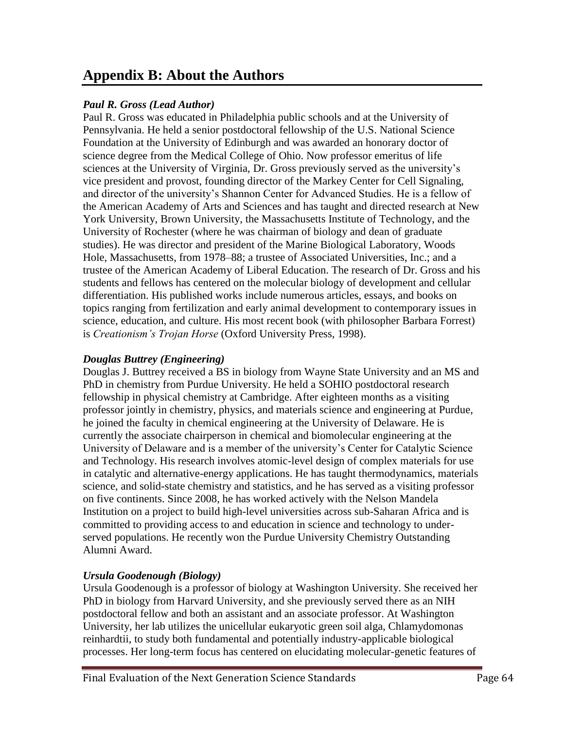# Appendix B: About the Authors

### *Paul R. Gross (Lead Author)*

Paul R. Gross was educated in Philadelphia public schools and at the University of Pennsylvania. He held a senior postdoctoral fellowship of the U.S. National Science Foundation at the University of Edinburgh and was awarded an honorary doctor of science degree from the Medical College of Ohio. Now professor emeritus of life sciences at the University of Virginia, Dr. Gross previously served as the university's vice president and provost, founding director of the Markey Center for Cell Signaling, and director of the university's Shannon Center for Advanced Studies. He is a fellow of the American Academy of Arts and Sciences and has taught and directed research at New York University, Brown University, the Massachusetts Institute of Technology, and the University of Rochester (where he was chairman of biology and dean of graduate studies). He was director and president of the Marine Biological Laboratory, Woods Hole, Massachusetts, from 1978–88; a trustee of Associated Universities, Inc.; and a trustee of the American Academy of Liberal Education. The research of Dr. Gross and his students and fellows has centered on the molecular biology of development and cellular differentiation. His published works include numerous articles, essays, and books on topics ranging from fertilization and early animal development to contemporary issues in science, education, and culture. His most recent book (with philosopher Barbara Forrest) is *Creationism's Trojan Horse* (Oxford University Press, 1998).

### *Douglas Buttrey (Engineering)*

Douglas J. Buttrey received a BS in biology from Wayne State University and an MS and PhD in chemistry from Purdue University. He held a SOHIO postdoctoral research fellowship in physical chemistry at Cambridge. After eighteen months as a visiting professor jointly in chemistry, physics, and materials science and engineering at Purdue, he joined the faculty in chemical engineering at the University of Delaware. He is currently the associate chairperson in chemical and biomolecular engineering at the University of Delaware and is a member of the university's Center for Catalytic Science and Technology. His research involves atomic-level design of complex materials for use in catalytic and alternative-energy applications. He has taught thermodynamics, materials science, and solid-state chemistry and statistics, and he has served as a visiting professor on five continents. Since 2008, he has worked actively with the Nelson Mandela Institution on a project to build high-level universities across sub-Saharan Africa and is committed to providing access to and education in science and technology to under-served populations. He recently won the Purdue University Chemistry Outstanding Alumni Award.

### *Ursula Goodenough (Biology)*

Ursula Goodenough is a professor of biology at Washington University. She received her PhD in biology from Harvard University, and she previously served there as an NIH postdoctoral fellow and both an assistant and an associate professor. At Washington University, her lab utilizes the unicellular eukaryotic green soil alga, Chlamydomonas reinhardtii, to study both fundamental and potentially industry-applicable biological processes. Her long-term focus has centered on elucidating molecular-genetic features of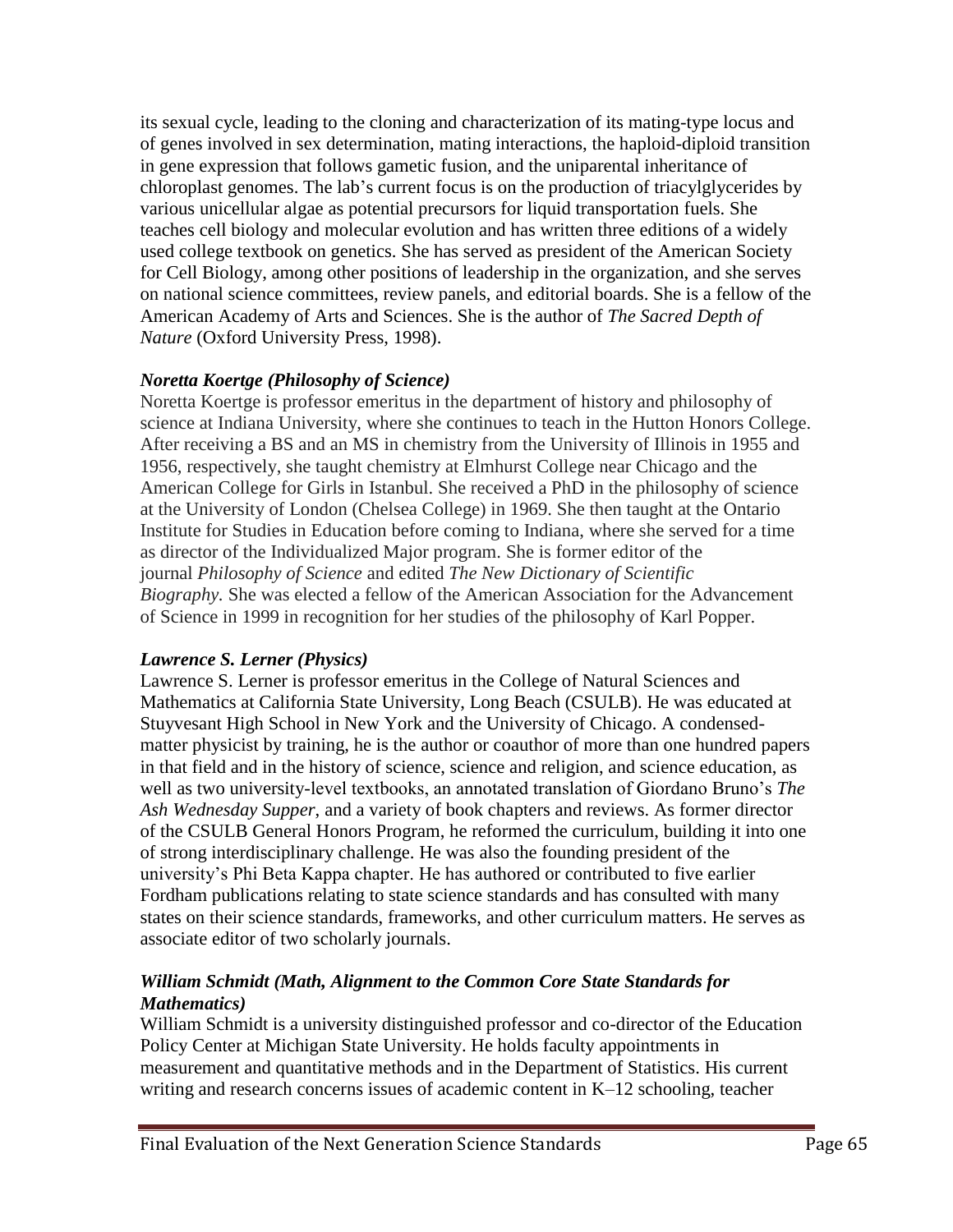its sexual cycle, leading to the cloning and characterization of its mating-type locus and of genes involved in sex determination, mating interactions, the haploid-diploid transition in gene expression that follows gametic fusion, and the uniparental inheritance of chloroplast genomes. The lab's current focus is on the production of triacylglycerides by various unicellular algae as potential precursors for liquid transportation fuels. She teaches cell biology and molecular evolution and has written three editions of a widely used college textbook on genetics. She has served as president of the American Society for Cell Biology, among other positions of leadership in the organization, and she serves on national science committees, review panels, and editorial boards. She is a fellow of the American Academy of Arts and Sciences. She is the author of *The Sacred Depth of Nature* (Oxford University Press, 1998).

### *Noretta Koertge (Philosophy of Science)*

Noretta Koertge is professor emeritus in the department of history and philosophy of science at Indiana University, where she continues to teach in the Hutton Honors College. After receiving a BS and an MS in chemistry from the University of Illinois in 1955 and 1956, respectively, she taught chemistry at Elmhurst College near Chicago and the American College for Girls in Istanbul. She received a PhD in the philosophy of science at the University of London (Chelsea College) in 1969. She then taught at the Ontario Institute for Studies in Education before coming to Indiana, where she served for a time as director of the Individualized Major program. She is former editor of the journal *Philosophy of Science* and edited *The New Dictionary of Scientific Biography.* She was elected a fellow of the American Association for the Advancement of Science in 1999 in recognition for her studies of the philosophy of Karl Popper.

### *Lawrence S. Lerner (Physics)*

Lawrence S. Lerner is professor emeritus in the College of Natural Sciences and Mathematics at California State University, Long Beach (CSULB). He was educated at Stuyvesant High School in New York and the University of Chicago. A condensed-matter physicist by training, he is the author or coauthor of more than one hundred papers in that field and in the history of science, science and religion, and science education, as well as two university-level textbooks, an annotated translation of Giordano Bruno's *The Ash Wednesday Supper*, and a variety of book chapters and reviews. As former director of the CSULB General Honors Program, he reformed the curriculum, building it into one of strong interdisciplinary challenge. He was also the founding president of the university's Phi Beta Kappa chapter. He has authored or contributed to five earlier Fordham publications relating to state science standards and has consulted with many states on their science standards, frameworks, and other curriculum matters. He serves as associate editor of two scholarly journals.

### *William Schmidt (Math, Alignment to the Common Core State Standards for Mathematics)*

William Schmidt is a university distinguished professor and co-director of the Education Policy Center at Michigan State University. He holds faculty appointments in measurement and quantitative methods and in the Department of Statistics. His current writing and research concerns issues of academic content in K–12 schooling, teacher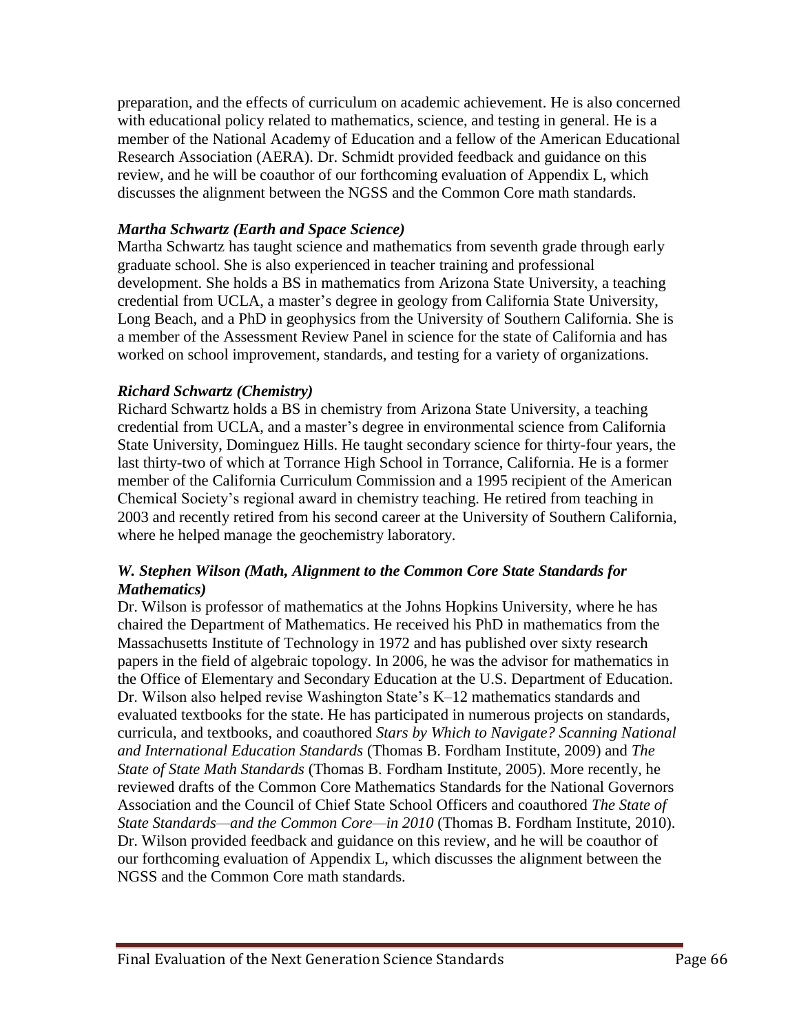preparation, and the effects of curriculum on academic achievement. He is also concerned with educational policy related to mathematics, science, and testing in general. He is a member of the National Academy of Education and a fellow of the American Educational Research Association (AERA). Dr. Schmidt provided feedback and guidance on this review, and he will be coauthor of our forthcoming evaluation of Appendix L, which discusses the alignment between the NGSS and the Common Core math standards.

***Martha Schwartz (Earth and Space Science)***
Martha Schwartz has taught science and mathematics from seventh grade through early graduate school. She is also experienced in teacher training and professional development. She holds a BS in mathematics from Arizona State University, a teaching credential from UCLA, a master's degree in geology from California State University, Long Beach, and a PhD in geophysics from the University of Southern California. She is a member of the Assessment Review Panel in science for the state of California and has worked on school improvement, standards, and testing for a variety of organizations.

***Richard Schwartz (Chemistry)***
Richard Schwartz holds a BS in chemistry from Arizona State University, a teaching credential from UCLA, and a master's degree in environmental science from California State University, Dominguez Hills. He taught secondary science for thirty-four years, the last thirty-two of which at Torrance High School in Torrance, California. He is a former member of the California Curriculum Commission and a 1995 recipient of the American Chemical Society's regional award in chemistry teaching. He retired from teaching in 2003 and recently retired from his second career at the University of Southern California, where he helped manage the geochemistry laboratory.

***W. Stephen Wilson (Math, Alignment to the Common Core State Standards for Mathematics)***
Dr. Wilson is professor of mathematics at the Johns Hopkins University, where he has chaired the Department of Mathematics. He received his PhD in mathematics from the Massachusetts Institute of Technology in 1972 and has published over sixty research papers in the field of algebraic topology. In 2006, he was the advisor for mathematics in the Office of Elementary and Secondary Education at the U.S. Department of Education. Dr. Wilson also helped revise Washington State's K–12 mathematics standards and evaluated textbooks for the state. He has participated in numerous projects on standards, curricula, and textbooks, and coauthored *Stars by Which to Navigate? Scanning National and International Education Standards* (Thomas B. Fordham Institute, 2009) and *The State of State Math Standards* (Thomas B. Fordham Institute, 2005). More recently, he reviewed drafts of the Common Core Mathematics Standards for the National Governors Association and the Council of Chief State School Officers and coauthored *The State of State Standards—and the Common Core—in 2010* (Thomas B. Fordham Institute, 2010). Dr. Wilson provided feedback and guidance on this review, and he will be coauthor of our forthcoming evaluation of Appendix L, which discusses the alignment between the NGSS and the Common Core math standards.